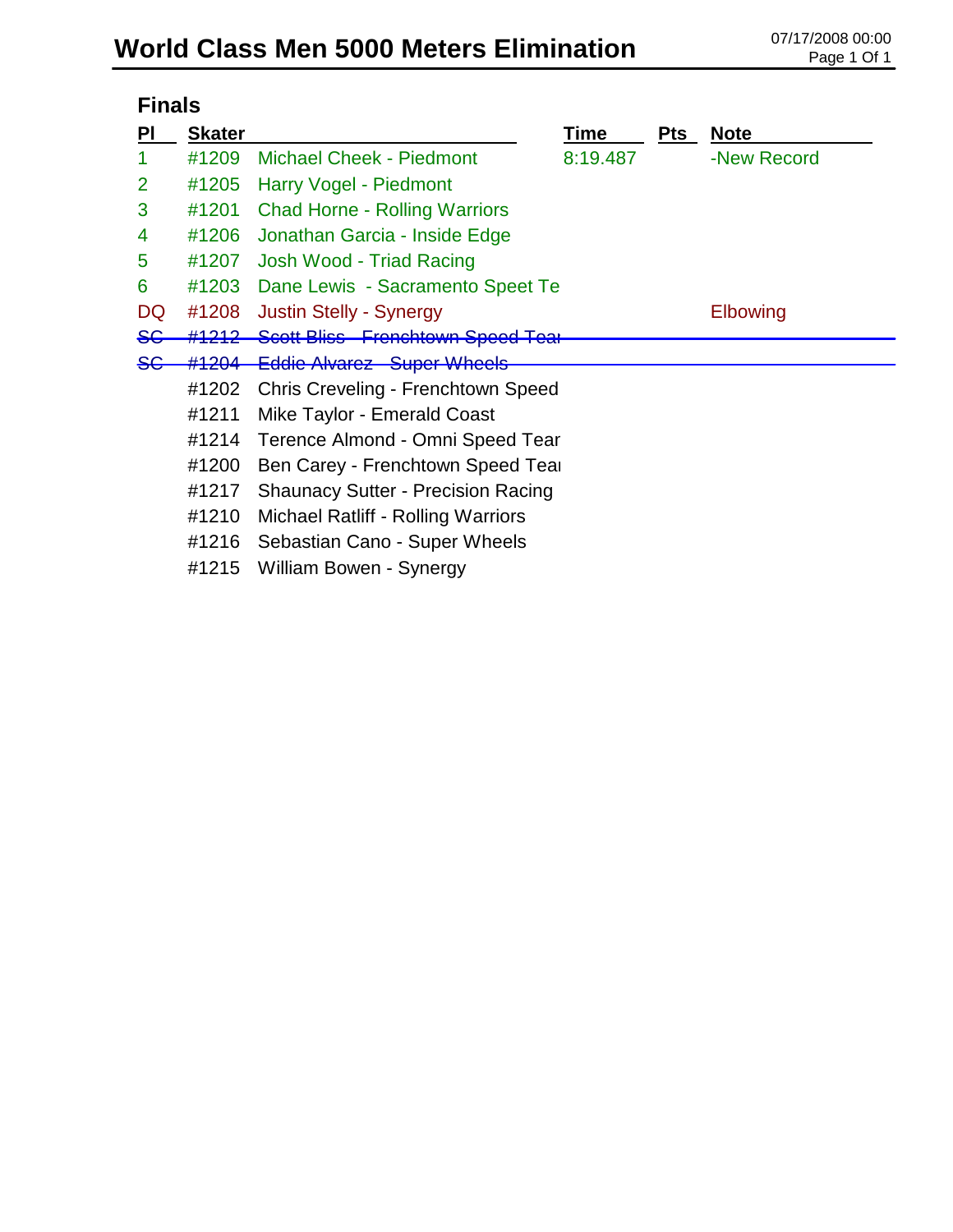# World Class Men 5000 Meters Elimination

07/17/2008 00:00

## Finals

| Pl | Skater | | Time | Pts | Note |
|---|---|---|---|---|---|
| 1 | #1209 | Michael Cheek - Piedmont | 8:19.487 | | -New Record |
| 2 | #1205 | Harry Vogel - Piedmont | | | |
| 3 | #1201 | Chad Horne - Rolling Warriors | | | |
| 4 | #1206 | Jonathan Garcia - Inside Edge | | | |
| 5 | #1207 | Josh Wood - Triad Racing | | | |
| 6 | #1203 | Dane Lewis - Sacramento Speet Te | | | |
| DQ | #1208 | Justin Stelly - Synergy | | | Elbowing |
| ~~SC~~ | ~~#1212~~ | ~~Scott Bliss - Frenchtown Speed Tea~~ | | | |
| ~~SC~~ | ~~#1204~~ | ~~Eddie Alvarez - Super Wheels~~ | | | |
| | #1202 | Chris Creveling - Frenchtown Speed | | | |
| | #1211 | Mike Taylor - Emerald Coast | | | |
| | #1214 | Terence Almond - Omni Speed Tear | | | |
| | #1200 | Ben Carey - Frenchtown Speed Tea | | | |
| | #1217 | Shaunacy Sutter - Precision Racing | | | |
| | #1210 | Michael Ratliff - Rolling Warriors | | | |
| | #1216 | Sebastian Cano - Super Wheels | | | |
| | #1215 | William Bowen - Synergy | | | |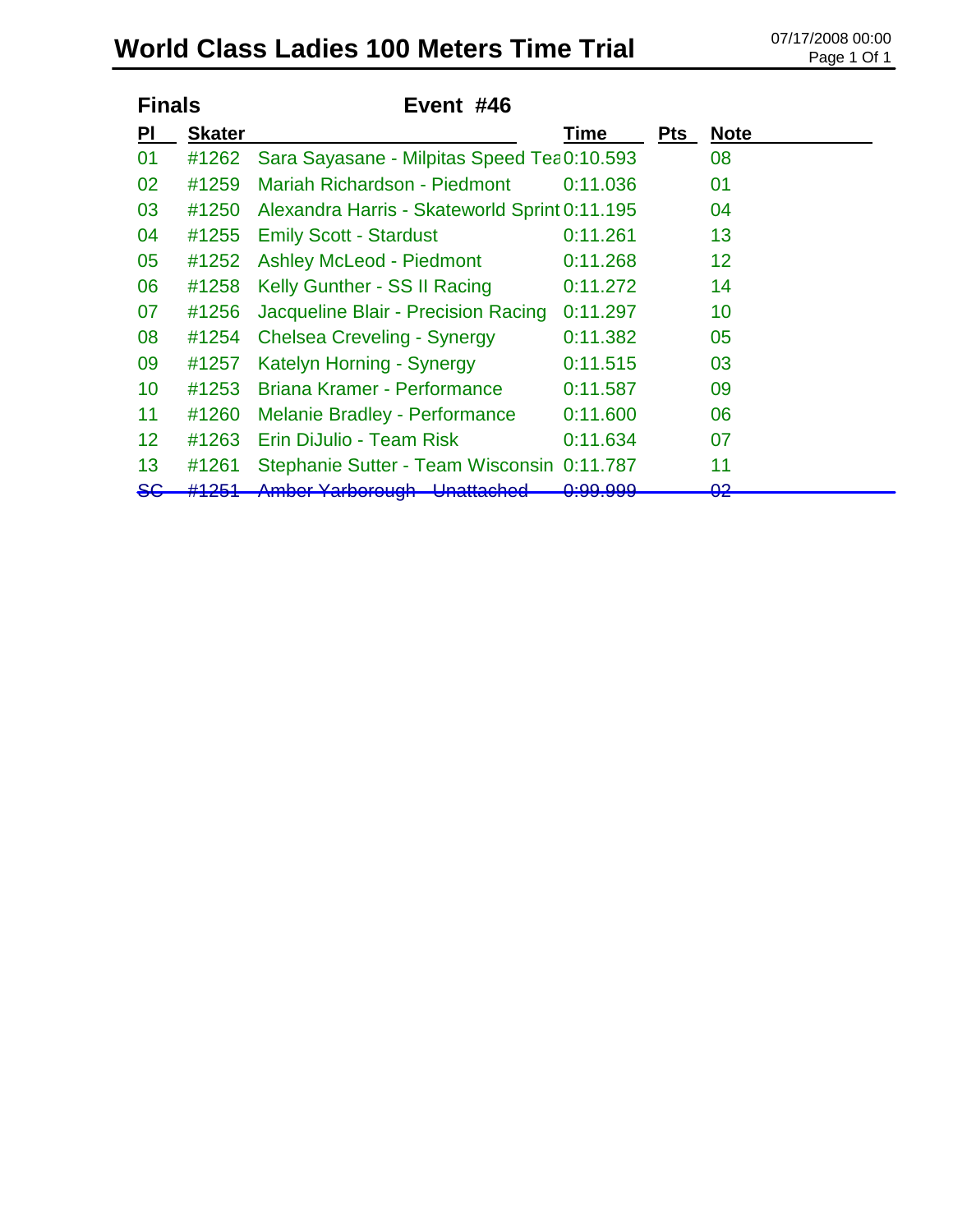# World Class Ladies 100 Meters Time Trial

07/17/2008 00:00

## Finals

### Event #46

| Pl | Skater | | Time | Pts | Note |
|---|---|---|---|---|---|
| 01 | #1262 | Sara Sayasane - Milpitas Speed Tea | 0:10.593 | | 08 |
| 02 | #1259 | Mariah Richardson - Piedmont | 0:11.036 | | 01 |
| 03 | #1250 | Alexandra Harris - Skateworld Sprint | 0:11.195 | | 04 |
| 04 | #1255 | Emily Scott - Stardust | 0:11.261 | | 13 |
| 05 | #1252 | Ashley McLeod - Piedmont | 0:11.268 | | 12 |
| 06 | #1258 | Kelly Gunther - SS II Racing | 0:11.272 | | 14 |
| 07 | #1256 | Jacqueline Blair - Precision Racing | 0:11.297 | | 10 |
| 08 | #1254 | Chelsea Creveling - Synergy | 0:11.382 | | 05 |
| 09 | #1257 | Katelyn Horning - Synergy | 0:11.515 | | 03 |
| 10 | #1253 | Briana Kramer - Performance | 0:11.587 | | 09 |
| 11 | #1260 | Melanie Bradley - Performance | 0:11.600 | | 06 |
| 12 | #1263 | Erin DiJulio - Team Risk | 0:11.634 | | 07 |
| 13 | #1261 | Stephanie Sutter - Team Wisconsin | 0:11.787 | | 11 |
| ~~SC~~ | ~~#1251~~ | ~~Amber Yarborough - Unattached~~ | ~~0:99.999~~ | | ~~02~~ |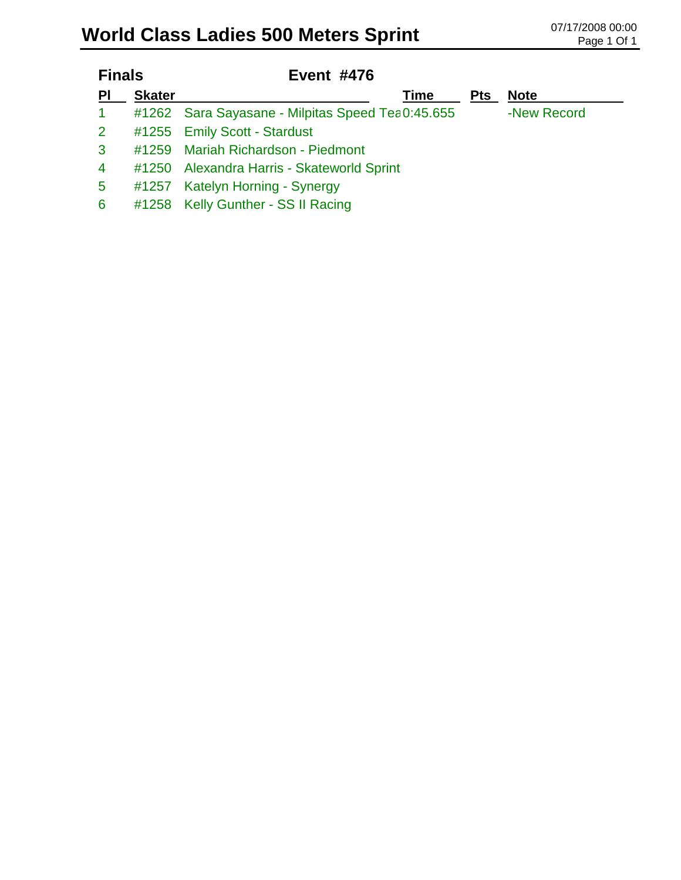# World Class Ladies 500 Meters Sprint

07/17/2008 00:00

## Finals — Event #476

| Pl | Skater | Time | Pts | Note |
|---|---|---|---|---|
| 1 | #1262 Sara Sayasane - Milpitas Speed Tea | 0:45.655 | | -New Record |
| 2 | #1255 Emily Scott - Stardust | | | |
| 3 | #1259 Mariah Richardson - Piedmont | | | |
| 4 | #1250 Alexandra Harris - Skateworld Sprint | | | |
| 5 | #1257 Katelyn Horning - Synergy | | | |
| 6 | #1258 Kelly Gunther - SS II Racing | | | |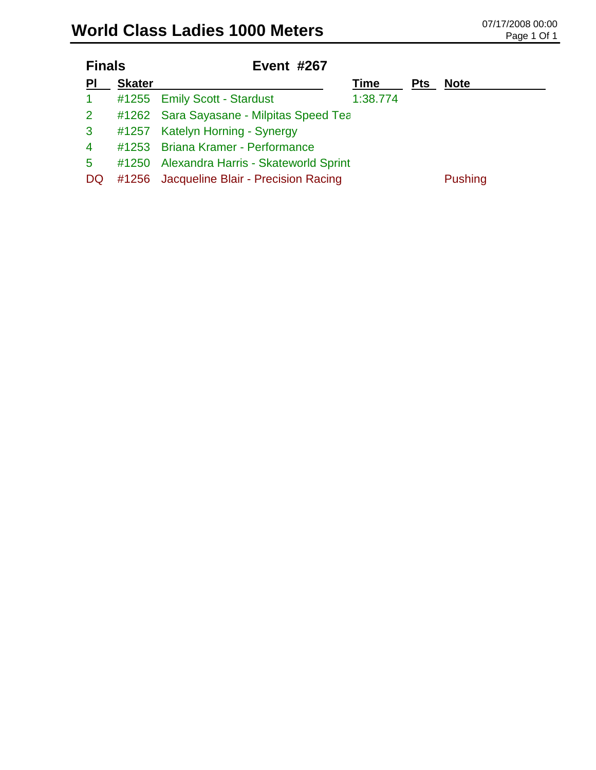# World Class Ladies 1000 Meters

07/17/2008 00:00

## Finals — Event #267

| Pl | Skater | | Time | Pts | Note |
|---|---|---|---|---|---|
| 1 | #1255 | Emily Scott - Stardust | 1:38.774 | | |
| 2 | #1262 | Sara Sayasane - Milpitas Speed Tea | | | |
| 3 | #1257 | Katelyn Horning - Synergy | | | |
| 4 | #1253 | Briana Kramer - Performance | | | |
| 5 | #1250 | Alexandra Harris - Skateworld Sprint | | | |
| DQ | #1256 | Jacqueline Blair - Precision Racing | | | Pushing |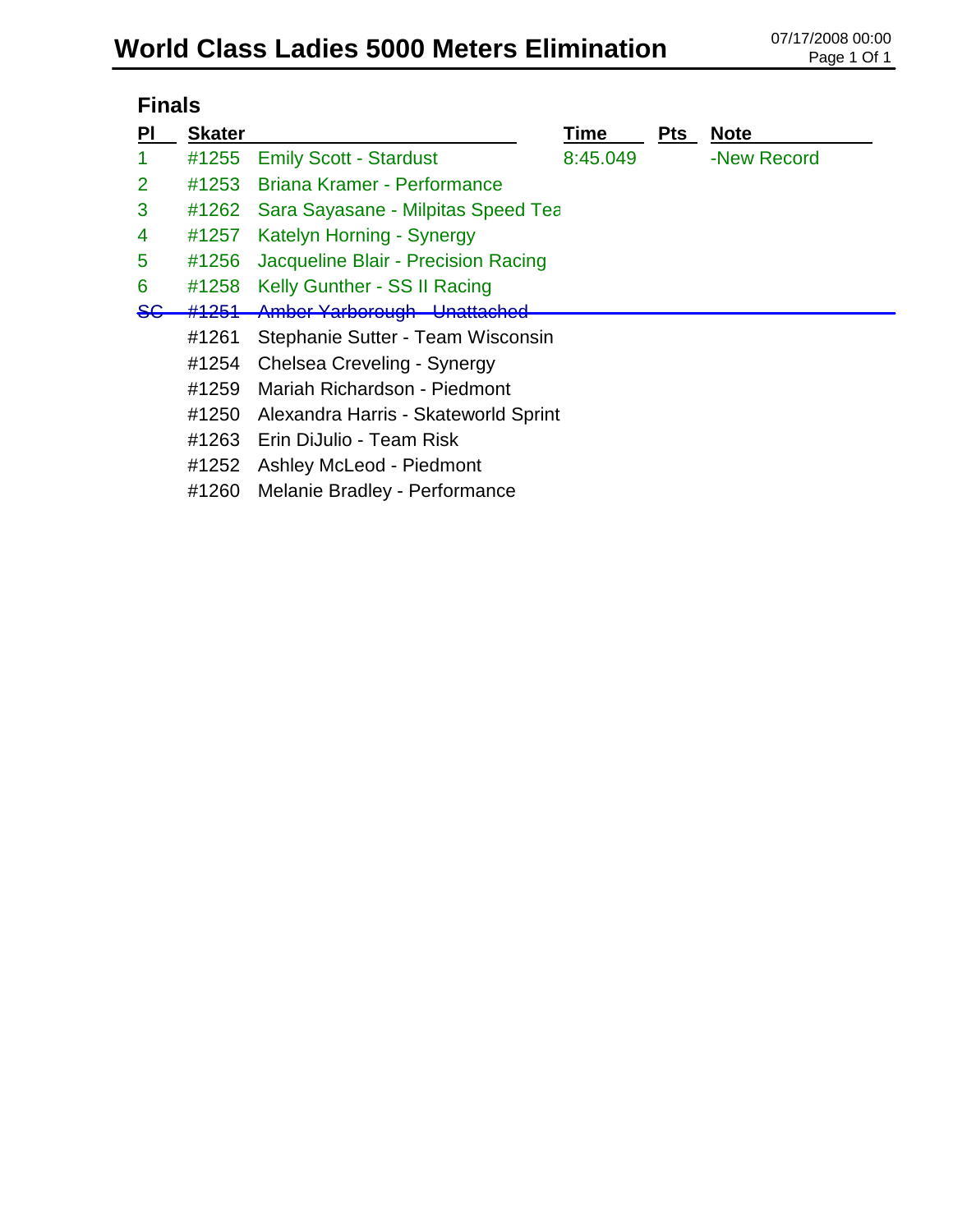# World Class Ladies 5000 Meters Elimination

07/17/2008 00:00

## Finals

| Pl | Skater | | Time | Pts | Note |
|---|---|---|---|---|---|
| 1 | #1255 | Emily Scott - Stardust | 8:45.049 | | -New Record |
| 2 | #1253 | Briana Kramer - Performance | | | |
| 3 | #1262 | Sara Sayasane - Milpitas Speed Tea | | | |
| 4 | #1257 | Katelyn Horning - Synergy | | | |
| 5 | #1256 | Jacqueline Blair - Precision Racing | | | |
| 6 | #1258 | Kelly Gunther - SS II Racing | | | |
| ~~SC~~ | ~~#1251~~ | ~~Amber Yarborough - Unattached~~ | | | |
| | #1261 | Stephanie Sutter - Team Wisconsin | | | |
| | #1254 | Chelsea Creveling - Synergy | | | |
| | #1259 | Mariah Richardson - Piedmont | | | |
| | #1250 | Alexandra Harris - Skateworld Sprint | | | |
| | #1263 | Erin DiJulio - Team Risk | | | |
| | #1252 | Ashley McLeod - Piedmont | | | |
| | #1260 | Melanie Bradley - Performance | | | |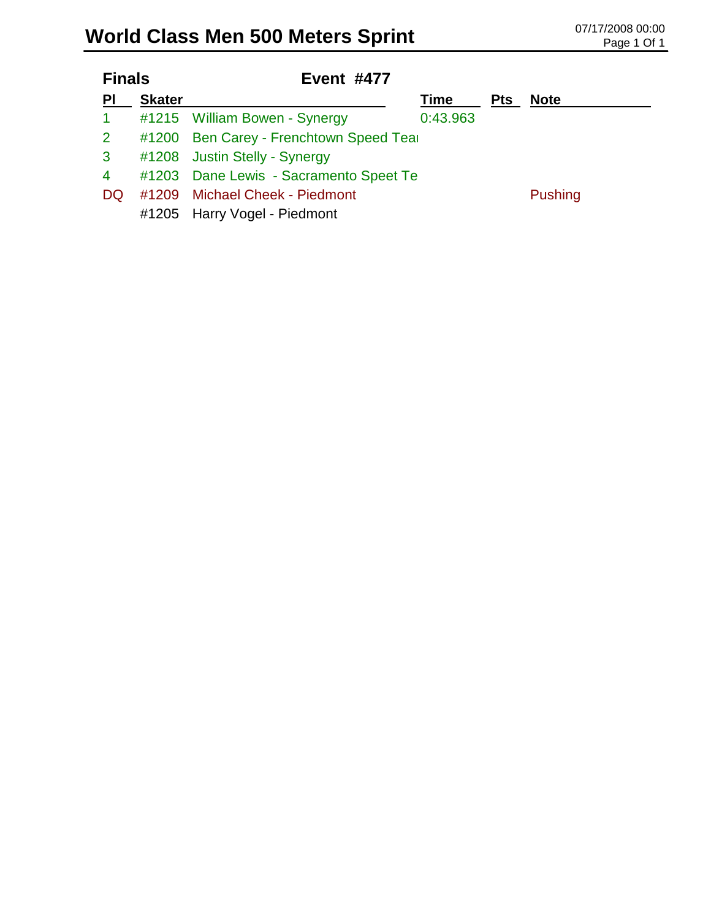# World Class Men 500 Meters Sprint

07/17/2008 00:00

## Finals — Event #477

| Pl | Skater | | Time | Pts | Note |
|---|---|---|---|---|---|
| 1 | #1215 | William Bowen - Synergy | 0:43.963 | | |
| 2 | #1200 | Ben Carey - Frenchtown Speed Tea | | | |
| 3 | #1208 | Justin Stelly - Synergy | | | |
| 4 | #1203 | Dane Lewis - Sacramento Speet Te | | | |
| DQ | #1209 | Michael Cheek - Piedmont | | | Pushing |
| | #1205 | Harry Vogel - Piedmont | | | |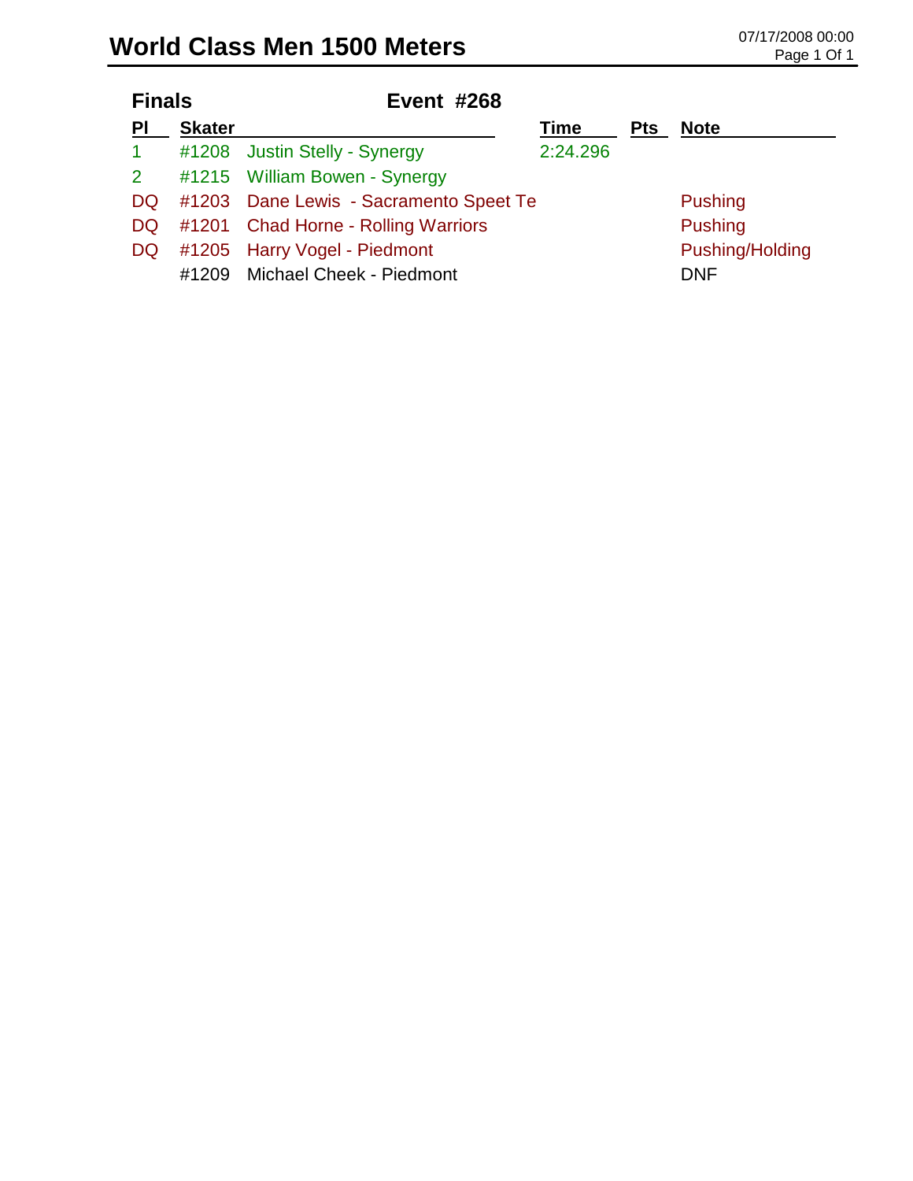# World Class Men 1500 Meters

07/17/2008 00:00

## Finals

### Event #268

| Pl | Skater | | Time | Pts | Note |
|---|---|---|---|---|---|
| 1 | #1208 | Justin Stelly - Synergy | 2:24.296 | | |
| 2 | #1215 | William Bowen - Synergy | | | |
| DQ | #1203 | Dane Lewis - Sacramento Speet Te | | | Pushing |
| DQ | #1201 | Chad Horne - Rolling Warriors | | | Pushing |
| DQ | #1205 | Harry Vogel - Piedmont | | | Pushing/Holding |
| | #1209 | Michael Cheek - Piedmont | | | DNF |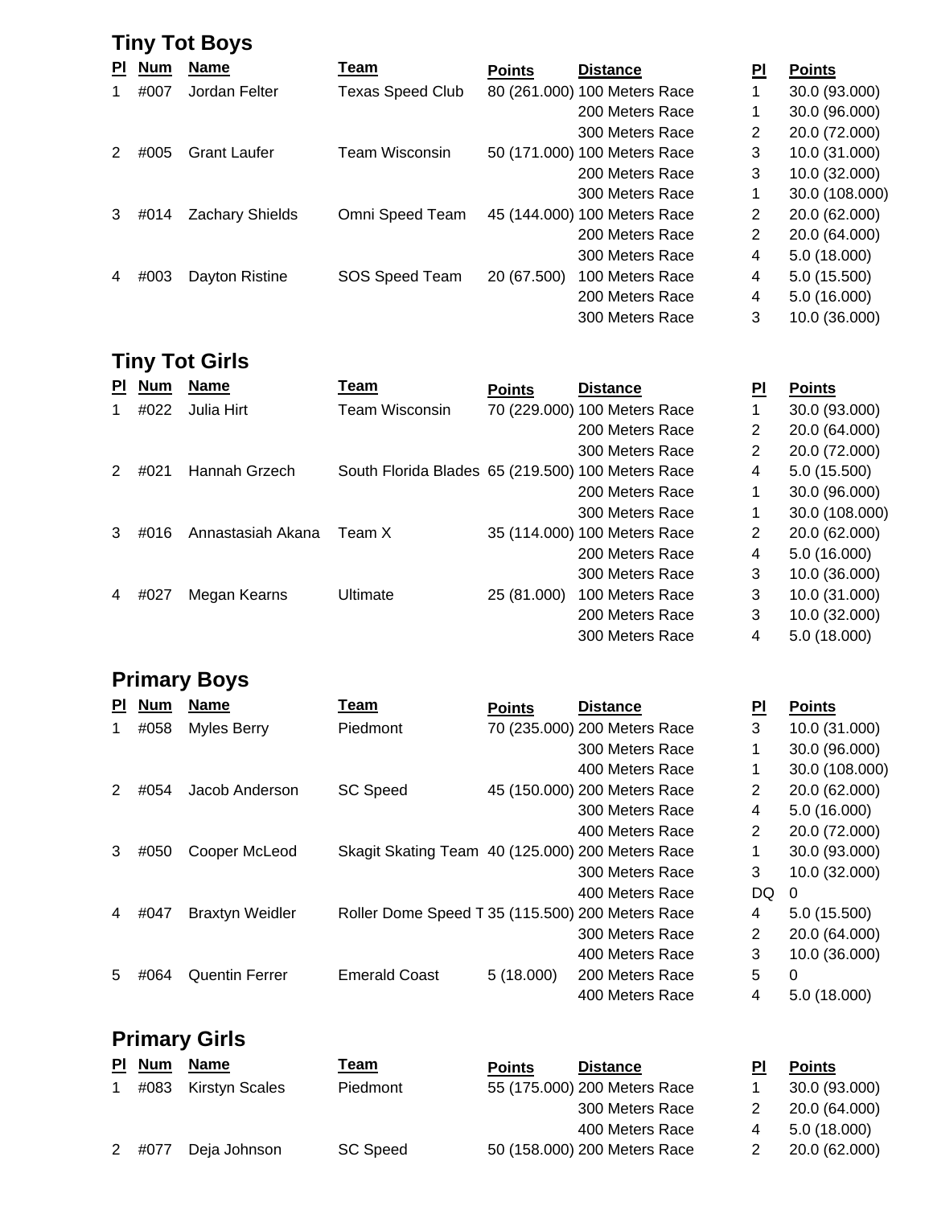## Tiny Tot Boys

| Pl | Num | Name | Team | Points | Distance | Pl | Points |
|---|---|---|---|---|---|---|---|
| 1 | #007 | Jordan Felter | Texas Speed Club | 80 (261.000) | 100 Meters Race | 1 | 30.0 (93.000) |
| | | | | | 200 Meters Race | 1 | 30.0 (96.000) |
| | | | | | 300 Meters Race | 2 | 20.0 (72.000) |
| 2 | #005 | Grant Laufer | Team Wisconsin | 50 (171.000) | 100 Meters Race | 3 | 10.0 (31.000) |
| | | | | | 200 Meters Race | 3 | 10.0 (32.000) |
| | | | | | 300 Meters Race | 1 | 30.0 (108.000) |
| 3 | #014 | Zachary Shields | Omni Speed Team | 45 (144.000) | 100 Meters Race | 2 | 20.0 (62.000) |
| | | | | | 200 Meters Race | 2 | 20.0 (64.000) |
| | | | | | 300 Meters Race | 4 | 5.0 (18.000) |
| 4 | #003 | Dayton Ristine | SOS Speed Team | 20 (67.500) | 100 Meters Race | 4 | 5.0 (15.500) |
| | | | | | 200 Meters Race | 4 | 5.0 (16.000) |
| | | | | | 300 Meters Race | 3 | 10.0 (36.000) |

## Tiny Tot Girls

| Pl | Num | Name | Team | Points | Distance | Pl | Points |
|---|---|---|---|---|---|---|---|
| 1 | #022 | Julia Hirt | Team Wisconsin | 70 (229.000) | 100 Meters Race | 1 | 30.0 (93.000) |
| | | | | | 200 Meters Race | 2 | 20.0 (64.000) |
| | | | | | 300 Meters Race | 2 | 20.0 (72.000) |
| 2 | #021 | Hannah Grzech | South Florida Blades | 65 (219.500) | 100 Meters Race | 4 | 5.0 (15.500) |
| | | | | | 200 Meters Race | 1 | 30.0 (96.000) |
| | | | | | 300 Meters Race | 1 | 30.0 (108.000) |
| 3 | #016 | Annastasiah Akana | Team X | 35 (114.000) | 100 Meters Race | 2 | 20.0 (62.000) |
| | | | | | 200 Meters Race | 4 | 5.0 (16.000) |
| | | | | | 300 Meters Race | 3 | 10.0 (36.000) |
| 4 | #027 | Megan Kearns | Ultimate | 25 (81.000) | 100 Meters Race | 3 | 10.0 (31.000) |
| | | | | | 200 Meters Race | 3 | 10.0 (32.000) |
| | | | | | 300 Meters Race | 4 | 5.0 (18.000) |

## Primary Boys

| Pl | Num | Name | Team | Points | Distance | Pl | Points |
|---|---|---|---|---|---|---|---|
| 1 | #058 | Myles Berry | Piedmont | 70 (235.000) | 200 Meters Race | 3 | 10.0 (31.000) |
| | | | | | 300 Meters Race | 1 | 30.0 (96.000) |
| | | | | | 400 Meters Race | 1 | 30.0 (108.000) |
| 2 | #054 | Jacob Anderson | SC Speed | 45 (150.000) | 200 Meters Race | 2 | 20.0 (62.000) |
| | | | | | 300 Meters Race | 4 | 5.0 (16.000) |
| | | | | | 400 Meters Race | 2 | 20.0 (72.000) |
| 3 | #050 | Cooper McLeod | Skagit Skating Team | 40 (125.000) | 200 Meters Race | 1 | 30.0 (93.000) |
| | | | | | 300 Meters Race | 3 | 10.0 (32.000) |
| | | | | | 400 Meters Race | DQ | 0 |
| 4 | #047 | Braxtyn Weidler | Roller Dome Speed T | 35 (115.500) | 200 Meters Race | 4 | 5.0 (15.500) |
| | | | | | 300 Meters Race | 2 | 20.0 (64.000) |
| | | | | | 400 Meters Race | 3 | 10.0 (36.000) |
| 5 | #064 | Quentin Ferrer | Emerald Coast | 5 (18.000) | 200 Meters Race | 5 | 0 |
| | | | | | 400 Meters Race | 4 | 5.0 (18.000) |

## Primary Girls

| Pl | Num | Name | Team | Points | Distance | Pl | Points |
|---|---|---|---|---|---|---|---|
| 1 | #083 | Kirstyn Scales | Piedmont | 55 (175.000) | 200 Meters Race | 1 | 30.0 (93.000) |
| | | | | | 300 Meters Race | 2 | 20.0 (64.000) |
| | | | | | 400 Meters Race | 4 | 5.0 (18.000) |
| 2 | #077 | Deja Johnson | SC Speed | 50 (158.000) | 200 Meters Race | 2 | 20.0 (62.000) |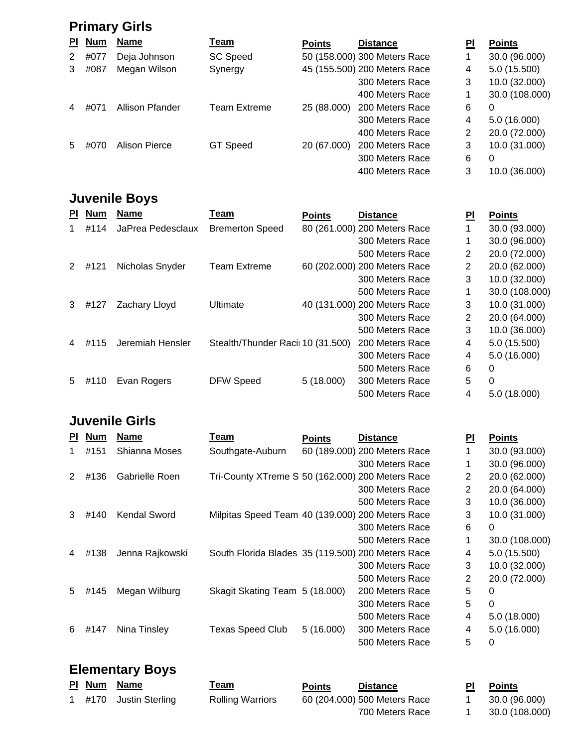## Primary Girls

| Pl | Num | Name | Team | Points | Distance | Pl | Points |
|---|---|---|---|---|---|---|---|
| 2 | #077 | Deja Johnson | SC Speed | 50 (158.000) | 300 Meters Race | 1 | 30.0 (96.000) |
| 3 | #087 | Megan Wilson | Synergy | 45 (155.500) | 200 Meters Race | 4 | 5.0 (15.500) |
| | | | | | 300 Meters Race | 3 | 10.0 (32.000) |
| | | | | | 400 Meters Race | 1 | 30.0 (108.000) |
| 4 | #071 | Allison Pfander | Team Extreme | 25 (88.000) | 200 Meters Race | 6 | 0 |
| | | | | | 300 Meters Race | 4 | 5.0 (16.000) |
| | | | | | 400 Meters Race | 2 | 20.0 (72.000) |
| 5 | #070 | Alison Pierce | GT Speed | 20 (67.000) | 200 Meters Race | 3 | 10.0 (31.000) |
| | | | | | 300 Meters Race | 6 | 0 |
| | | | | | 400 Meters Race | 3 | 10.0 (36.000) |

## Juvenile Boys

| Pl | Num | Name | Team | Points | Distance | Pl | Points |
|---|---|---|---|---|---|---|---|
| 1 | #114 | JaPrea Pedesclaux | Bremerton Speed | 80 (261.000) | 200 Meters Race | 1 | 30.0 (93.000) |
| | | | | | 300 Meters Race | 1 | 30.0 (96.000) |
| | | | | | 500 Meters Race | 2 | 20.0 (72.000) |
| 2 | #121 | Nicholas Snyder | Team Extreme | 60 (202.000) | 200 Meters Race | 2 | 20.0 (62.000) |
| | | | | | 300 Meters Race | 3 | 10.0 (32.000) |
| | | | | | 500 Meters Race | 1 | 30.0 (108.000) |
| 3 | #127 | Zachary Lloyd | Ultimate | 40 (131.000) | 200 Meters Race | 3 | 10.0 (31.000) |
| | | | | | 300 Meters Race | 2 | 20.0 (64.000) |
| | | | | | 500 Meters Race | 3 | 10.0 (36.000) |
| 4 | #115 | Jeremiah Hensler | Stealth/Thunder Raci | 10 (31.500) | 200 Meters Race | 4 | 5.0 (15.500) |
| | | | | | 300 Meters Race | 4 | 5.0 (16.000) |
| | | | | | 500 Meters Race | 6 | 0 |
| 5 | #110 | Evan Rogers | DFW Speed | 5 (18.000) | 300 Meters Race | 5 | 0 |
| | | | | | 500 Meters Race | 4 | 5.0 (18.000) |

## Juvenile Girls

| Pl | Num | Name | Team | Points | Distance | Pl | Points |
|---|---|---|---|---|---|---|---|
| 1 | #151 | Shianna Moses | Southgate-Auburn | 60 (189.000) | 200 Meters Race | 1 | 30.0 (93.000) |
| | | | | | 300 Meters Race | 1 | 30.0 (96.000) |
| 2 | #136 | Gabrielle Roen | Tri-County XTreme S | 50 (162.000) | 200 Meters Race | 2 | 20.0 (62.000) |
| | | | | | 300 Meters Race | 2 | 20.0 (64.000) |
| | | | | | 500 Meters Race | 3 | 10.0 (36.000) |
| 3 | #140 | Kendal Sword | Milpitas Speed Team | 40 (139.000) | 200 Meters Race | 3 | 10.0 (31.000) |
| | | | | | 300 Meters Race | 6 | 0 |
| | | | | | 500 Meters Race | 1 | 30.0 (108.000) |
| 4 | #138 | Jenna Rajkowski | South Florida Blades | 35 (119.500) | 200 Meters Race | 4 | 5.0 (15.500) |
| | | | | | 300 Meters Race | 3 | 10.0 (32.000) |
| | | | | | 500 Meters Race | 2 | 20.0 (72.000) |
| 5 | #145 | Megan Wilburg | Skagit Skating Team | 5 (18.000) | 200 Meters Race | 5 | 0 |
| | | | | | 300 Meters Race | 5 | 0 |
| | | | | | 500 Meters Race | 4 | 5.0 (18.000) |
| 6 | #147 | Nina Tinsley | Texas Speed Club | 5 (16.000) | 300 Meters Race | 4 | 5.0 (16.000) |
| | | | | | 500 Meters Race | 5 | 0 |

## Elementary Boys

| Pl | Num | Name | Team | Points | Distance | Pl | Points |
|---|---|---|---|---|---|---|---|
| 1 | #170 | Justin Sterling | Rolling Warriors | 60 (204.000) | 500 Meters Race | 1 | 30.0 (96.000) |
| | | | | | 700 Meters Race | 1 | 30.0 (108.000) |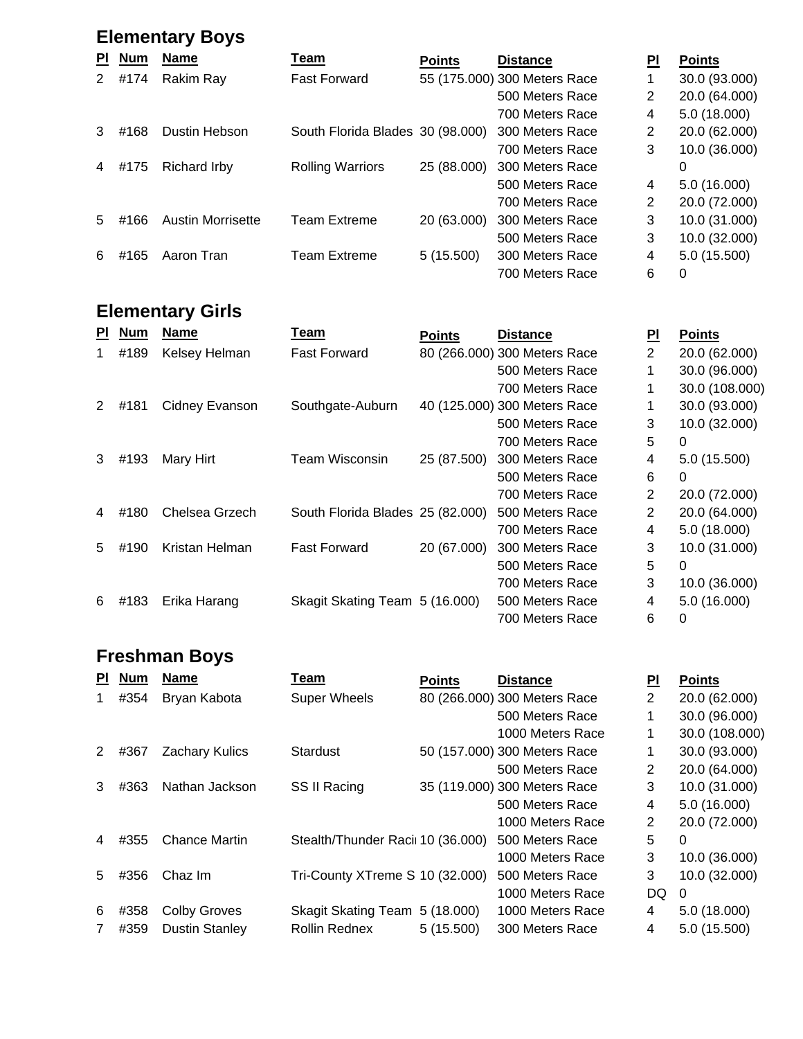## Elementary Boys

| Pl | Num | Name | Team | Points | Distance | Pl | Points |
|---|---|---|---|---|---|---|---|
| 2 | #174 | Rakim Ray | Fast Forward | 55 (175.000) | 300 Meters Race | 1 | 30.0 (93.000) |
| | | | | | 500 Meters Race | 2 | 20.0 (64.000) |
| | | | | | 700 Meters Race | 4 | 5.0 (18.000) |
| 3 | #168 | Dustin Hebson | South Florida Blades | 30 (98.000) | 300 Meters Race | 2 | 20.0 (62.000) |
| | | | | | 700 Meters Race | 3 | 10.0 (36.000) |
| 4 | #175 | Richard Irby | Rolling Warriors | 25 (88.000) | 300 Meters Race | | 0 |
| | | | | | 500 Meters Race | 4 | 5.0 (16.000) |
| | | | | | 700 Meters Race | 2 | 20.0 (72.000) |
| 5 | #166 | Austin Morrisette | Team Extreme | 20 (63.000) | 300 Meters Race | 3 | 10.0 (31.000) |
| | | | | | 500 Meters Race | 3 | 10.0 (32.000) |
| 6 | #165 | Aaron Tran | Team Extreme | 5 (15.500) | 300 Meters Race | 4 | 5.0 (15.500) |
| | | | | | 700 Meters Race | 6 | 0 |

## Elementary Girls

| Pl | Num | Name | Team | Points | Distance | Pl | Points |
|---|---|---|---|---|---|---|---|
| 1 | #189 | Kelsey Helman | Fast Forward | 80 (266.000) | 300 Meters Race | 2 | 20.0 (62.000) |
| | | | | | 500 Meters Race | 1 | 30.0 (96.000) |
| | | | | | 700 Meters Race | 1 | 30.0 (108.000) |
| 2 | #181 | Cidney Evanson | Southgate-Auburn | 40 (125.000) | 300 Meters Race | 1 | 30.0 (93.000) |
| | | | | | 500 Meters Race | 3 | 10.0 (32.000) |
| | | | | | 700 Meters Race | 5 | 0 |
| 3 | #193 | Mary Hirt | Team Wisconsin | 25 (87.500) | 300 Meters Race | 4 | 5.0 (15.500) |
| | | | | | 500 Meters Race | 6 | 0 |
| | | | | | 700 Meters Race | 2 | 20.0 (72.000) |
| 4 | #180 | Chelsea Grzech | South Florida Blades | 25 (82.000) | 500 Meters Race | 2 | 20.0 (64.000) |
| | | | | | 700 Meters Race | 4 | 5.0 (18.000) |
| 5 | #190 | Kristan Helman | Fast Forward | 20 (67.000) | 300 Meters Race | 3 | 10.0 (31.000) |
| | | | | | 500 Meters Race | 5 | 0 |
| | | | | | 700 Meters Race | 3 | 10.0 (36.000) |
| 6 | #183 | Erika Harang | Skagit Skating Team | 5 (16.000) | 500 Meters Race | 4 | 5.0 (16.000) |
| | | | | | 700 Meters Race | 6 | 0 |

## Freshman Boys

| Pl | Num | Name | Team | Points | Distance | Pl | Points |
|---|---|---|---|---|---|---|---|
| 1 | #354 | Bryan Kabota | Super Wheels | 80 (266.000) | 300 Meters Race | 2 | 20.0 (62.000) |
| | | | | | 500 Meters Race | 1 | 30.0 (96.000) |
| | | | | | 1000 Meters Race | 1 | 30.0 (108.000) |
| 2 | #367 | Zachary Kulics | Stardust | 50 (157.000) | 300 Meters Race | 1 | 30.0 (93.000) |
| | | | | | 500 Meters Race | 2 | 20.0 (64.000) |
| 3 | #363 | Nathan Jackson | SS II Racing | 35 (119.000) | 300 Meters Race | 3 | 10.0 (31.000) |
| | | | | | 500 Meters Race | 4 | 5.0 (16.000) |
| | | | | | 1000 Meters Race | 2 | 20.0 (72.000) |
| 4 | #355 | Chance Martin | Stealth/Thunder Racii | 10 (36.000) | 500 Meters Race | 5 | 0 |
| | | | | | 1000 Meters Race | 3 | 10.0 (36.000) |
| 5 | #356 | Chaz Im | Tri-County XTreme S | 10 (32.000) | 500 Meters Race | 3 | 10.0 (32.000) |
| | | | | | 1000 Meters Race | DQ | 0 |
| 6 | #358 | Colby Groves | Skagit Skating Team | 5 (18.000) | 1000 Meters Race | 4 | 5.0 (18.000) |
| 7 | #359 | Dustin Stanley | Rollin Rednex | 5 (15.500) | 300 Meters Race | 4 | 5.0 (15.500) |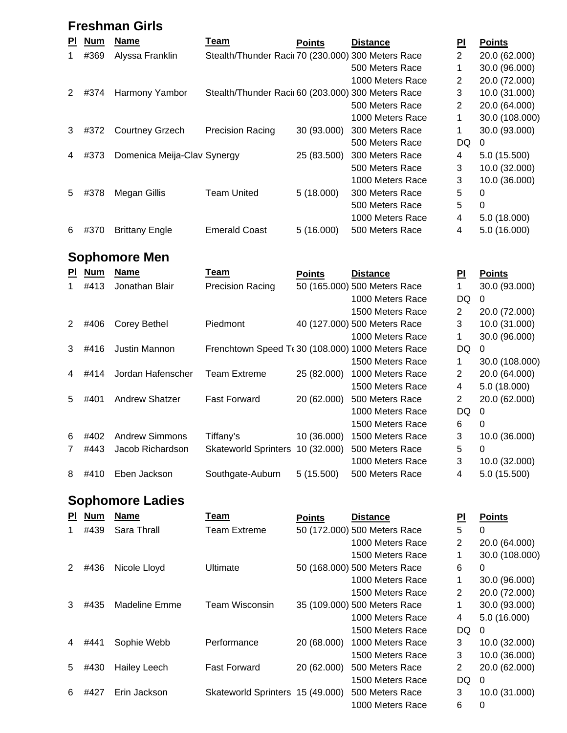## Freshman Girls

| Pl | Num | Name | Team | Points | Distance | Pl | Points |
|---|---|---|---|---|---|---|---|
| 1 | #369 | Alyssa Franklin | Stealth/Thunder Raci | 70 (230.000) | 300 Meters Race | 2 | 20.0 (62.000) |
| | | | | | 500 Meters Race | 1 | 30.0 (96.000) |
| | | | | | 1000 Meters Race | 2 | 20.0 (72.000) |
| 2 | #374 | Harmony Yambor | Stealth/Thunder Raci | 60 (203.000) | 300 Meters Race | 3 | 10.0 (31.000) |
| | | | | | 500 Meters Race | 2 | 20.0 (64.000) |
| | | | | | 1000 Meters Race | 1 | 30.0 (108.000) |
| 3 | #372 | Courtney Grzech | Precision Racing | 30 (93.000) | 300 Meters Race | 1 | 30.0 (93.000) |
| | | | | | 500 Meters Race | DQ | 0 |
| 4 | #373 | Domenica Meija-Clav | Synergy | 25 (83.500) | 300 Meters Race | 4 | 5.0 (15.500) |
| | | | | | 500 Meters Race | 3 | 10.0 (32.000) |
| | | | | | 1000 Meters Race | 3 | 10.0 (36.000) |
| 5 | #378 | Megan Gillis | Team United | 5 (18.000) | 300 Meters Race | 5 | 0 |
| | | | | | 500 Meters Race | 5 | 0 |
| | | | | | 1000 Meters Race | 4 | 5.0 (18.000) |
| 6 | #370 | Brittany Engle | Emerald Coast | 5 (16.000) | 500 Meters Race | 4 | 5.0 (16.000) |

## Sophomore Men

| Pl | Num | Name | Team | Points | Distance | Pl | Points |
|---|---|---|---|---|---|---|---|
| 1 | #413 | Jonathan Blair | Precision Racing | 50 (165.000) | 500 Meters Race | 1 | 30.0 (93.000) |
| | | | | | 1000 Meters Race | DQ | 0 |
| | | | | | 1500 Meters Race | 2 | 20.0 (72.000) |
| 2 | #406 | Corey Bethel | Piedmont | 40 (127.000) | 500 Meters Race | 3 | 10.0 (31.000) |
| | | | | | 1000 Meters Race | 1 | 30.0 (96.000) |
| 3 | #416 | Justin Mannon | Frenchtown Speed Te | 30 (108.000) | 1000 Meters Race | DQ | 0 |
| | | | | | 1500 Meters Race | 1 | 30.0 (108.000) |
| 4 | #414 | Jordan Hafenscher | Team Extreme | 25 (82.000) | 1000 Meters Race | 2 | 20.0 (64.000) |
| | | | | | 1500 Meters Race | 4 | 5.0 (18.000) |
| 5 | #401 | Andrew Shatzer | Fast Forward | 20 (62.000) | 500 Meters Race | 2 | 20.0 (62.000) |
| | | | | | 1000 Meters Race | DQ | 0 |
| | | | | | 1500 Meters Race | 6 | 0 |
| 6 | #402 | Andrew Simmons | Tiffany's | 10 (36.000) | 1500 Meters Race | 3 | 10.0 (36.000) |
| 7 | #443 | Jacob Richardson | Skateworld Sprinters | 10 (32.000) | 500 Meters Race | 5 | 0 |
| | | | | | 1000 Meters Race | 3 | 10.0 (32.000) |
| 8 | #410 | Eben Jackson | Southgate-Auburn | 5 (15.500) | 500 Meters Race | 4 | 5.0 (15.500) |

## Sophomore Ladies

| Pl | Num | Name | Team | Points | Distance | Pl | Points |
|---|---|---|---|---|---|---|---|
| 1 | #439 | Sara Thrall | Team Extreme | 50 (172.000) | 500 Meters Race | 5 | 0 |
| | | | | | 1000 Meters Race | 2 | 20.0 (64.000) |
| | | | | | 1500 Meters Race | 1 | 30.0 (108.000) |
| 2 | #436 | Nicole Lloyd | Ultimate | 50 (168.000) | 500 Meters Race | 6 | 0 |
| | | | | | 1000 Meters Race | 1 | 30.0 (96.000) |
| | | | | | 1500 Meters Race | 2 | 20.0 (72.000) |
| 3 | #435 | Madeline Emme | Team Wisconsin | 35 (109.000) | 500 Meters Race | 1 | 30.0 (93.000) |
| | | | | | 1000 Meters Race | 4 | 5.0 (16.000) |
| | | | | | 1500 Meters Race | DQ | 0 |
| 4 | #441 | Sophie Webb | Performance | 20 (68.000) | 1000 Meters Race | 3 | 10.0 (32.000) |
| | | | | | 1500 Meters Race | 3 | 10.0 (36.000) |
| 5 | #430 | Hailey Leech | Fast Forward | 20 (62.000) | 500 Meters Race | 2 | 20.0 (62.000) |
| | | | | | 1500 Meters Race | DQ | 0 |
| 6 | #427 | Erin Jackson | Skateworld Sprinters | 15 (49.000) | 500 Meters Race | 3 | 10.0 (31.000) |
| | | | | | 1000 Meters Race | 6 | 0 |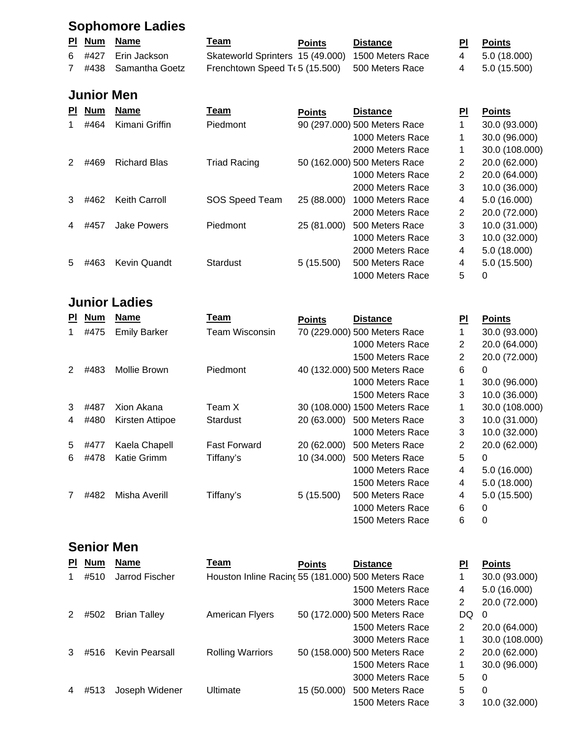## Sophomore Ladies

| Pl | Num | Name | Team | Points | Distance | Pl | Points |
|---|---|---|---|---|---|---|---|
| 6 | #427 | Erin Jackson | Skateworld Sprinters | 15 (49.000) | 1500 Meters Race | 4 | 5.0 (18.000) |
| 7 | #438 | Samantha Goetz | Frenchtown Speed Te | 5 (15.500) | 500 Meters Race | 4 | 5.0 (15.500) |

## Junior Men

| Pl | Num | Name | Team | Points | Distance | Pl | Points |
|---|---|---|---|---|---|---|---|
| 1 | #464 | Kimani Griffin | Piedmont | 90 (297.000) | 500 Meters Race | 1 | 30.0 (93.000) |
| | | | | | 1000 Meters Race | 1 | 30.0 (96.000) |
| | | | | | 2000 Meters Race | 1 | 30.0 (108.000) |
| 2 | #469 | Richard Blas | Triad Racing | 50 (162.000) | 500 Meters Race | 2 | 20.0 (62.000) |
| | | | | | 1000 Meters Race | 2 | 20.0 (64.000) |
| | | | | | 2000 Meters Race | 3 | 10.0 (36.000) |
| 3 | #462 | Keith Carroll | SOS Speed Team | 25 (88.000) | 1000 Meters Race | 4 | 5.0 (16.000) |
| | | | | | 2000 Meters Race | 2 | 20.0 (72.000) |
| 4 | #457 | Jake Powers | Piedmont | 25 (81.000) | 500 Meters Race | 3 | 10.0 (31.000) |
| | | | | | 1000 Meters Race | 3 | 10.0 (32.000) |
| | | | | | 2000 Meters Race | 4 | 5.0 (18.000) |
| 5 | #463 | Kevin Quandt | Stardust | 5 (15.500) | 500 Meters Race | 4 | 5.0 (15.500) |
| | | | | | 1000 Meters Race | 5 | 0 |

## Junior Ladies

| Pl | Num | Name | Team | Points | Distance | Pl | Points |
|---|---|---|---|---|---|---|---|
| 1 | #475 | Emily Barker | Team Wisconsin | 70 (229.000) | 500 Meters Race | 1 | 30.0 (93.000) |
| | | | | | 1000 Meters Race | 2 | 20.0 (64.000) |
| | | | | | 1500 Meters Race | 2 | 20.0 (72.000) |
| 2 | #483 | Mollie Brown | Piedmont | 40 (132.000) | 500 Meters Race | 6 | 0 |
| | | | | | 1000 Meters Race | 1 | 30.0 (96.000) |
| | | | | | 1500 Meters Race | 3 | 10.0 (36.000) |
| 3 | #487 | Xion Akana | Team X | 30 (108.000) | 1500 Meters Race | 1 | 30.0 (108.000) |
| 4 | #480 | Kirsten Attipoe | Stardust | 20 (63.000) | 500 Meters Race | 3 | 10.0 (31.000) |
| | | | | | 1000 Meters Race | 3 | 10.0 (32.000) |
| 5 | #477 | Kaela Chapell | Fast Forward | 20 (62.000) | 500 Meters Race | 2 | 20.0 (62.000) |
| 6 | #478 | Katie Grimm | Tiffany's | 10 (34.000) | 500 Meters Race | 5 | 0 |
| | | | | | 1000 Meters Race | 4 | 5.0 (16.000) |
| | | | | | 1500 Meters Race | 4 | 5.0 (18.000) |
| 7 | #482 | Misha Averill | Tiffany's | 5 (15.500) | 500 Meters Race | 4 | 5.0 (15.500) |
| | | | | | 1000 Meters Race | 6 | 0 |
| | | | | | 1500 Meters Race | 6 | 0 |

## Senior Men

| Pl | Num | Name | Team | Points | Distance | Pl | Points |
|---|---|---|---|---|---|---|---|
| 1 | #510 | Jarrod Fischer | Houston Inline Racing | 55 (181.000) | 500 Meters Race | 1 | 30.0 (93.000) |
| | | | | | 1500 Meters Race | 4 | 5.0 (16.000) |
| | | | | | 3000 Meters Race | 2 | 20.0 (72.000) |
| 2 | #502 | Brian Talley | American Flyers | 50 (172.000) | 500 Meters Race | DQ | 0 |
| | | | | | 1500 Meters Race | 2 | 20.0 (64.000) |
| | | | | | 3000 Meters Race | 1 | 30.0 (108.000) |
| 3 | #516 | Kevin Pearsall | Rolling Warriors | 50 (158.000) | 500 Meters Race | 2 | 20.0 (62.000) |
| | | | | | 1500 Meters Race | 1 | 30.0 (96.000) |
| | | | | | 3000 Meters Race | 5 | 0 |
| 4 | #513 | Joseph Widener | Ultimate | 15 (50.000) | 500 Meters Race | 5 | 0 |
| | | | | | 1500 Meters Race | 3 | 10.0 (32.000) |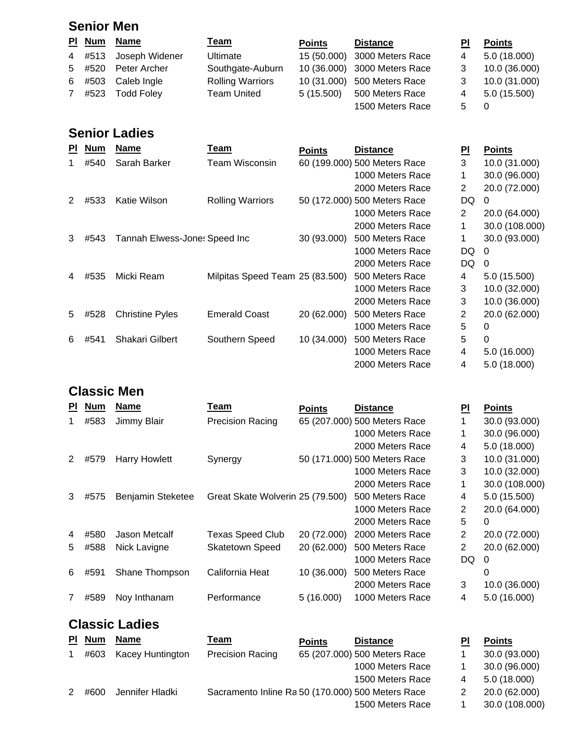## Senior Men

| Pl | Num | Name | Team | Points | Distance | Pl | Points |
|---|---|---|---|---|---|---|---|
| 4 | #513 | Joseph Widener | Ultimate | 15 (50.000) | 3000 Meters Race | 4 | 5.0 (18.000) |
| 5 | #520 | Peter Archer | Southgate-Auburn | 10 (36.000) | 3000 Meters Race | 3 | 10.0 (36.000) |
| 6 | #503 | Caleb Ingle | Rolling Warriors | 10 (31.000) | 500 Meters Race | 3 | 10.0 (31.000) |
| 7 | #523 | Todd Foley | Team United | 5 (15.500) | 500 Meters Race | 4 | 5.0 (15.500) |
| | | | | | 1500 Meters Race | 5 | 0 |

## Senior Ladies

| Pl | Num | Name | Team | Points | Distance | Pl | Points |
|---|---|---|---|---|---|---|---|
| 1 | #540 | Sarah Barker | Team Wisconsin | 60 (199.000) | 500 Meters Race | 3 | 10.0 (31.000) |
| | | | | | 1000 Meters Race | 1 | 30.0 (96.000) |
| | | | | | 2000 Meters Race | 2 | 20.0 (72.000) |
| 2 | #533 | Katie Wilson | Rolling Warriors | 50 (172.000) | 500 Meters Race | DQ | 0 |
| | | | | | 1000 Meters Race | 2 | 20.0 (64.000) |
| | | | | | 2000 Meters Race | 1 | 30.0 (108.000) |
| 3 | #543 | Tannah Elwess-Jones | Speed Inc | 30 (93.000) | 500 Meters Race | 1 | 30.0 (93.000) |
| | | | | | 1000 Meters Race | DQ | 0 |
| | | | | | 2000 Meters Race | DQ | 0 |
| 4 | #535 | Micki Ream | Milpitas Speed Team | 25 (83.500) | 500 Meters Race | 4 | 5.0 (15.500) |
| | | | | | 1000 Meters Race | 3 | 10.0 (32.000) |
| | | | | | 2000 Meters Race | 3 | 10.0 (36.000) |
| 5 | #528 | Christine Pyles | Emerald Coast | 20 (62.000) | 500 Meters Race | 2 | 20.0 (62.000) |
| | | | | | 1000 Meters Race | 5 | 0 |
| 6 | #541 | Shakari Gilbert | Southern Speed | 10 (34.000) | 500 Meters Race | 5 | 0 |
| | | | | | 1000 Meters Race | 4 | 5.0 (16.000) |
| | | | | | 2000 Meters Race | 4 | 5.0 (18.000) |

## Classic Men

| Pl | Num | Name | Team | Points | Distance | Pl | Points |
|---|---|---|---|---|---|---|---|
| 1 | #583 | Jimmy Blair | Precision Racing | 65 (207.000) | 500 Meters Race | 1 | 30.0 (93.000) |
| | | | | | 1000 Meters Race | 1 | 30.0 (96.000) |
| | | | | | 2000 Meters Race | 4 | 5.0 (18.000) |
| 2 | #579 | Harry Howlett | Synergy | 50 (171.000) | 500 Meters Race | 3 | 10.0 (31.000) |
| | | | | | 1000 Meters Race | 3 | 10.0 (32.000) |
| | | | | | 2000 Meters Race | 1 | 30.0 (108.000) |
| 3 | #575 | Benjamin Steketee | Great Skate Wolverin | 25 (79.500) | 500 Meters Race | 4 | 5.0 (15.500) |
| | | | | | 1000 Meters Race | 2 | 20.0 (64.000) |
| | | | | | 2000 Meters Race | 5 | 0 |
| 4 | #580 | Jason Metcalf | Texas Speed Club | 20 (72.000) | 2000 Meters Race | 2 | 20.0 (72.000) |
| 5 | #588 | Nick Lavigne | Skatetown Speed | 20 (62.000) | 500 Meters Race | 2 | 20.0 (62.000) |
| | | | | | 1000 Meters Race | DQ | 0 |
| 6 | #591 | Shane Thompson | California Heat | 10 (36.000) | 500 Meters Race | | 0 |
| | | | | | 2000 Meters Race | 3 | 10.0 (36.000) |
| 7 | #589 | Noy Inthanam | Performance | 5 (16.000) | 1000 Meters Race | 4 | 5.0 (16.000) |

## Classic Ladies

| Pl | Num | Name | Team | Points | Distance | Pl | Points |
|---|---|---|---|---|---|---|---|
| 1 | #603 | Kacey Huntington | Precision Racing | 65 (207.000) | 500 Meters Race | 1 | 30.0 (93.000) |
| | | | | | 1000 Meters Race | 1 | 30.0 (96.000) |
| | | | | | 1500 Meters Race | 4 | 5.0 (18.000) |
| 2 | #600 | Jennifer Hladki | Sacramento Inline Ra | 50 (170.000) | 500 Meters Race | 2 | 20.0 (62.000) |
| | | | | | 1500 Meters Race | 1 | 30.0 (108.000) |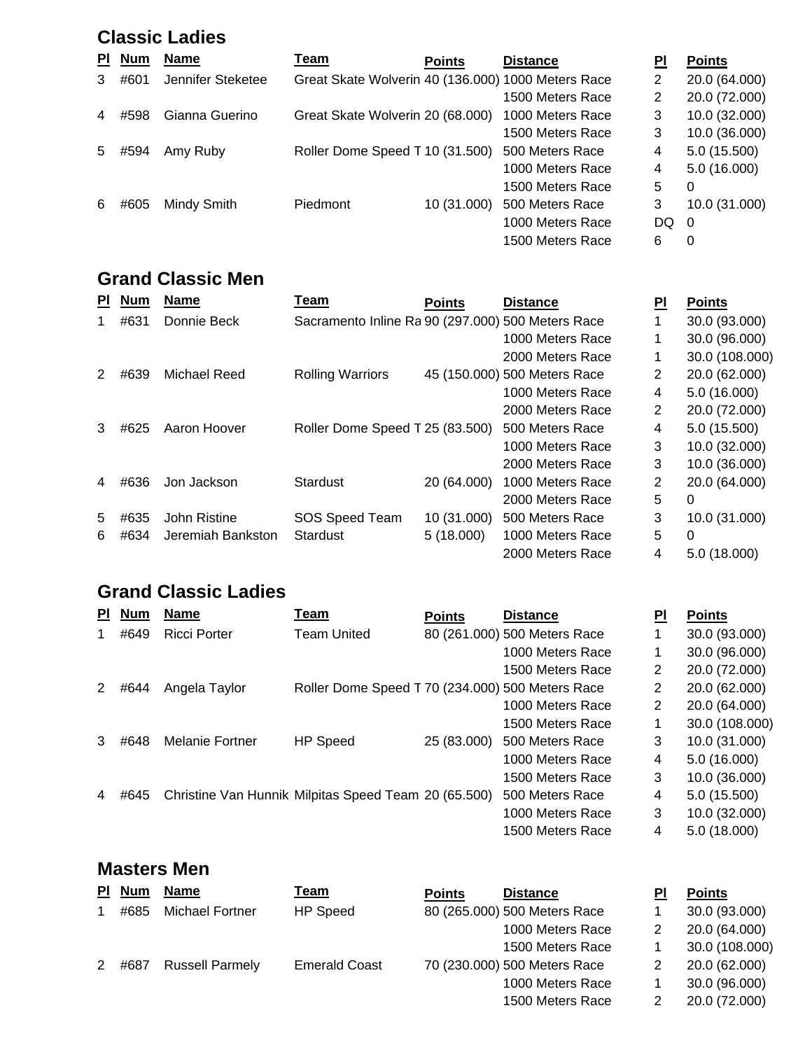## Classic Ladies

| Pl | Num | Name | Team | Points | Distance | Pl | Points |
|---|---|---|---|---|---|---|---|
| 3 | #601 | Jennifer Steketee | Great Skate Wolverin | 40 (136.000) | 1000 Meters Race | 2 | 20.0 (64.000) |
| | | | | | 1500 Meters Race | 2 | 20.0 (72.000) |
| 4 | #598 | Gianna Guerino | Great Skate Wolverin | 20 (68.000) | 1000 Meters Race | 3 | 10.0 (32.000) |
| | | | | | 1500 Meters Race | 3 | 10.0 (36.000) |
| 5 | #594 | Amy Ruby | Roller Dome Speed T | 10 (31.500) | 500 Meters Race | 4 | 5.0 (15.500) |
| | | | | | 1000 Meters Race | 4 | 5.0 (16.000) |
| | | | | | 1500 Meters Race | 5 | 0 |
| 6 | #605 | Mindy Smith | Piedmont | 10 (31.000) | 500 Meters Race | 3 | 10.0 (31.000) |
| | | | | | 1000 Meters Race | DQ | 0 |
| | | | | | 1500 Meters Race | 6 | 0 |

## Grand Classic Men

| Pl | Num | Name | Team | Points | Distance | Pl | Points |
|---|---|---|---|---|---|---|---|
| 1 | #631 | Donnie Beck | Sacramento Inline Ra | 90 (297.000) | 500 Meters Race | 1 | 30.0 (93.000) |
| | | | | | 1000 Meters Race | 1 | 30.0 (96.000) |
| | | | | | 2000 Meters Race | 1 | 30.0 (108.000) |
| 2 | #639 | Michael Reed | Rolling Warriors | 45 (150.000) | 500 Meters Race | 2 | 20.0 (62.000) |
| | | | | | 1000 Meters Race | 4 | 5.0 (16.000) |
| | | | | | 2000 Meters Race | 2 | 20.0 (72.000) |
| 3 | #625 | Aaron Hoover | Roller Dome Speed T | 25 (83.500) | 500 Meters Race | 4 | 5.0 (15.500) |
| | | | | | 1000 Meters Race | 3 | 10.0 (32.000) |
| | | | | | 2000 Meters Race | 3 | 10.0 (36.000) |
| 4 | #636 | Jon Jackson | Stardust | 20 (64.000) | 1000 Meters Race | 2 | 20.0 (64.000) |
| | | | | | 2000 Meters Race | 5 | 0 |
| 5 | #635 | John Ristine | SOS Speed Team | 10 (31.000) | 500 Meters Race | 3 | 10.0 (31.000) |
| 6 | #634 | Jeremiah Bankston | Stardust | 5 (18.000) | 1000 Meters Race | 5 | 0 |
| | | | | | 2000 Meters Race | 4 | 5.0 (18.000) |

## Grand Classic Ladies

| Pl | Num | Name | Team | Points | Distance | Pl | Points |
|---|---|---|---|---|---|---|---|
| 1 | #649 | Ricci Porter | Team United | 80 (261.000) | 500 Meters Race | 1 | 30.0 (93.000) |
| | | | | | 1000 Meters Race | 1 | 30.0 (96.000) |
| | | | | | 1500 Meters Race | 2 | 20.0 (72.000) |
| 2 | #644 | Angela Taylor | Roller Dome Speed T | 70 (234.000) | 500 Meters Race | 2 | 20.0 (62.000) |
| | | | | | 1000 Meters Race | 2 | 20.0 (64.000) |
| | | | | | 1500 Meters Race | 1 | 30.0 (108.000) |
| 3 | #648 | Melanie Fortner | HP Speed | 25 (83.000) | 500 Meters Race | 3 | 10.0 (31.000) |
| | | | | | 1000 Meters Race | 4 | 5.0 (16.000) |
| | | | | | 1500 Meters Race | 3 | 10.0 (36.000) |
| 4 | #645 | Christine Van Hunnik | Milpitas Speed Team | 20 (65.500) | 500 Meters Race | 4 | 5.0 (15.500) |
| | | | | | 1000 Meters Race | 3 | 10.0 (32.000) |
| | | | | | 1500 Meters Race | 4 | 5.0 (18.000) |

## Masters Men

| Pl | Num | Name | Team | Points | Distance | Pl | Points |
|---|---|---|---|---|---|---|---|
| 1 | #685 | Michael Fortner | HP Speed | 80 (265.000) | 500 Meters Race | 1 | 30.0 (93.000) |
| | | | | | 1000 Meters Race | 2 | 20.0 (64.000) |
| | | | | | 1500 Meters Race | 1 | 30.0 (108.000) |
| 2 | #687 | Russell Parmely | Emerald Coast | 70 (230.000) | 500 Meters Race | 2 | 20.0 (62.000) |
| | | | | | 1000 Meters Race | 1 | 30.0 (96.000) |
| | | | | | 1500 Meters Race | 2 | 20.0 (72.000) |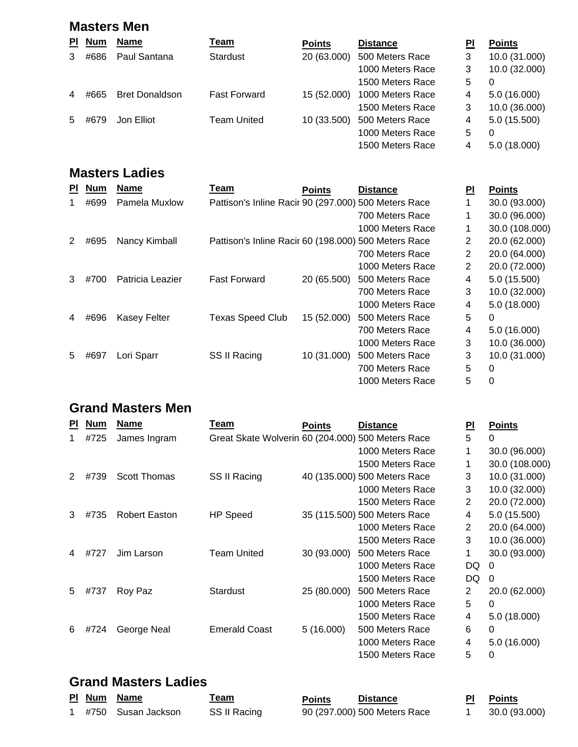## Masters Men

| Pl | Num | Name | Team | Points | Distance | Pl | Points |
|---|---|---|---|---|---|---|---|
| 3 | #686 | Paul Santana | Stardust | 20 (63.000) | 500 Meters Race | 3 | 10.0 (31.000) |
| | | | | | 1000 Meters Race | 3 | 10.0 (32.000) |
| | | | | | 1500 Meters Race | 5 | 0 |
| 4 | #665 | Bret Donaldson | Fast Forward | 15 (52.000) | 1000 Meters Race | 4 | 5.0 (16.000) |
| | | | | | 1500 Meters Race | 3 | 10.0 (36.000) |
| 5 | #679 | Jon Elliot | Team United | 10 (33.500) | 500 Meters Race | 4 | 5.0 (15.500) |
| | | | | | 1000 Meters Race | 5 | 0 |
| | | | | | 1500 Meters Race | 4 | 5.0 (18.000) |

## Masters Ladies

| Pl | Num | Name | Team | Points | Distance | Pl | Points |
|---|---|---|---|---|---|---|---|
| 1 | #699 | Pamela Muxlow | Pattison's Inline Racir | 90 (297.000) | 500 Meters Race | 1 | 30.0 (93.000) |
| | | | | | 700 Meters Race | 1 | 30.0 (96.000) |
| | | | | | 1000 Meters Race | 1 | 30.0 (108.000) |
| 2 | #695 | Nancy Kimball | Pattison's Inline Racir | 60 (198.000) | 500 Meters Race | 2 | 20.0 (62.000) |
| | | | | | 700 Meters Race | 2 | 20.0 (64.000) |
| | | | | | 1000 Meters Race | 2 | 20.0 (72.000) |
| 3 | #700 | Patricia Leazier | Fast Forward | 20 (65.500) | 500 Meters Race | 4 | 5.0 (15.500) |
| | | | | | 700 Meters Race | 3 | 10.0 (32.000) |
| | | | | | 1000 Meters Race | 4 | 5.0 (18.000) |
| 4 | #696 | Kasey Felter | Texas Speed Club | 15 (52.000) | 500 Meters Race | 5 | 0 |
| | | | | | 700 Meters Race | 4 | 5.0 (16.000) |
| | | | | | 1000 Meters Race | 3 | 10.0 (36.000) |
| 5 | #697 | Lori Sparr | SS II Racing | 10 (31.000) | 500 Meters Race | 3 | 10.0 (31.000) |
| | | | | | 700 Meters Race | 5 | 0 |
| | | | | | 1000 Meters Race | 5 | 0 |

## Grand Masters Men

| Pl | Num | Name | Team | Points | Distance | Pl | Points |
|---|---|---|---|---|---|---|---|
| 1 | #725 | James Ingram | Great Skate Wolverin | 60 (204.000) | 500 Meters Race | 5 | 0 |
| | | | | | 1000 Meters Race | 1 | 30.0 (96.000) |
| | | | | | 1500 Meters Race | 1 | 30.0 (108.000) |
| 2 | #739 | Scott Thomas | SS II Racing | 40 (135.000) | 500 Meters Race | 3 | 10.0 (31.000) |
| | | | | | 1000 Meters Race | 3 | 10.0 (32.000) |
| | | | | | 1500 Meters Race | 2 | 20.0 (72.000) |
| 3 | #735 | Robert Easton | HP Speed | 35 (115.500) | 500 Meters Race | 4 | 5.0 (15.500) |
| | | | | | 1000 Meters Race | 2 | 20.0 (64.000) |
| | | | | | 1500 Meters Race | 3 | 10.0 (36.000) |
| 4 | #727 | Jim Larson | Team United | 30 (93.000) | 500 Meters Race | 1 | 30.0 (93.000) |
| | | | | | 1000 Meters Race | DQ | 0 |
| | | | | | 1500 Meters Race | DQ | 0 |
| 5 | #737 | Roy Paz | Stardust | 25 (80.000) | 500 Meters Race | 2 | 20.0 (62.000) |
| | | | | | 1000 Meters Race | 5 | 0 |
| | | | | | 1500 Meters Race | 4 | 5.0 (18.000) |
| 6 | #724 | George Neal | Emerald Coast | 5 (16.000) | 500 Meters Race | 6 | 0 |
| | | | | | 1000 Meters Race | 4 | 5.0 (16.000) |
| | | | | | 1500 Meters Race | 5 | 0 |

## Grand Masters Ladies

| Pl | Num | Name | Team | Points | Distance | Pl | Points |
|---|---|---|---|---|---|---|---|
| 1 | #750 | Susan Jackson | SS II Racing | 90 (297.000) | 500 Meters Race | 1 | 30.0 (93.000) |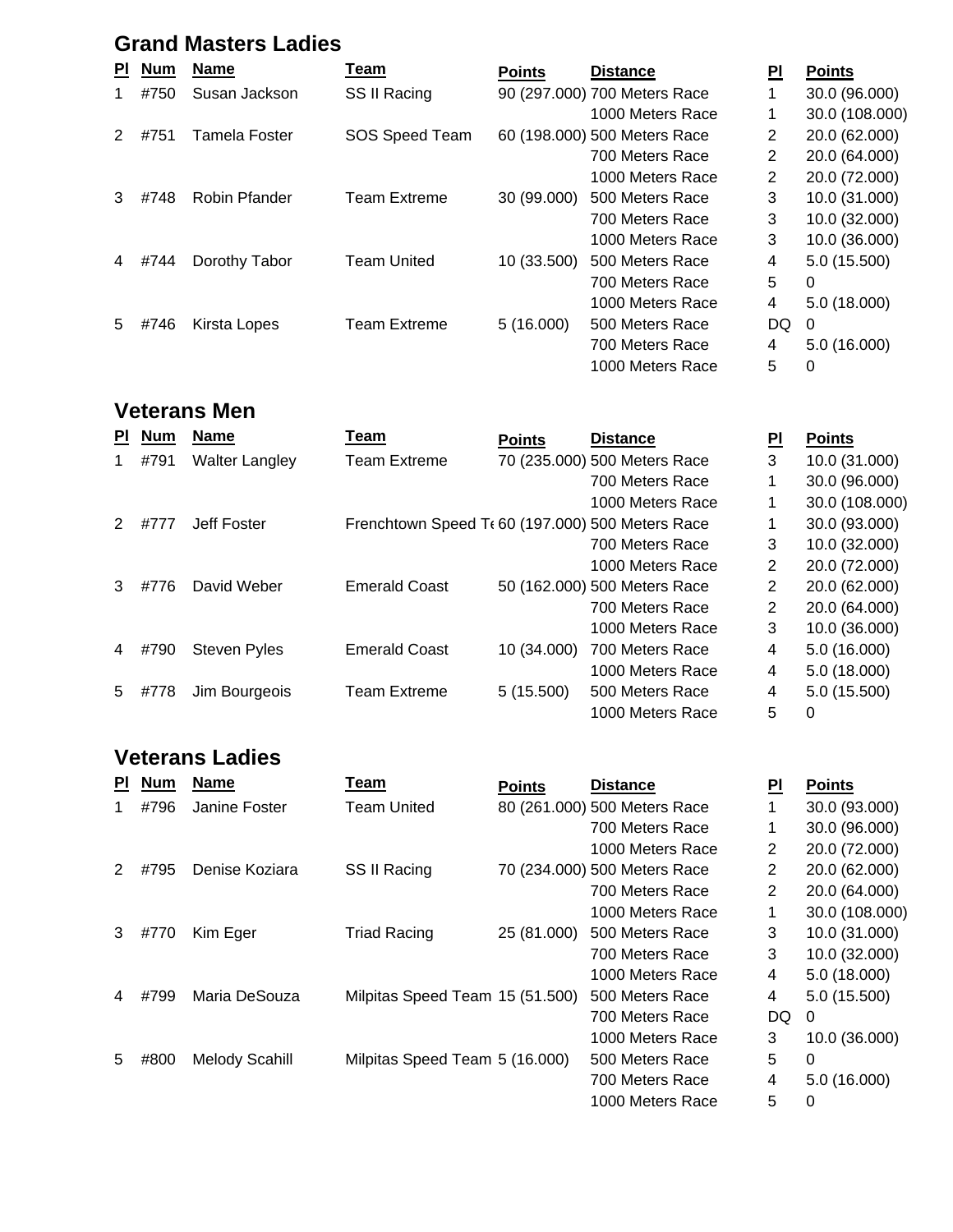## Grand Masters Ladies

| Pl | Num | Name | Team | Points | Distance | Pl | Points |
|---|---|---|---|---|---|---|---|
| 1 | #750 | Susan Jackson | SS II Racing | 90 (297.000) | 700 Meters Race | 1 | 30.0 (96.000) |
| | | | | | 1000 Meters Race | 1 | 30.0 (108.000) |
| 2 | #751 | Tamela Foster | SOS Speed Team | 60 (198.000) | 500 Meters Race | 2 | 20.0 (62.000) |
| | | | | | 700 Meters Race | 2 | 20.0 (64.000) |
| | | | | | 1000 Meters Race | 2 | 20.0 (72.000) |
| 3 | #748 | Robin Pfander | Team Extreme | 30 (99.000) | 500 Meters Race | 3 | 10.0 (31.000) |
| | | | | | 700 Meters Race | 3 | 10.0 (32.000) |
| | | | | | 1000 Meters Race | 3 | 10.0 (36.000) |
| 4 | #744 | Dorothy Tabor | Team United | 10 (33.500) | 500 Meters Race | 4 | 5.0 (15.500) |
| | | | | | 700 Meters Race | 5 | 0 |
| | | | | | 1000 Meters Race | 4 | 5.0 (18.000) |
| 5 | #746 | Kirsta Lopes | Team Extreme | 5 (16.000) | 500 Meters Race | DQ | 0 |
| | | | | | 700 Meters Race | 4 | 5.0 (16.000) |
| | | | | | 1000 Meters Race | 5 | 0 |

## Veterans Men

| Pl | Num | Name | Team | Points | Distance | Pl | Points |
|---|---|---|---|---|---|---|---|
| 1 | #791 | Walter Langley | Team Extreme | 70 (235.000) | 500 Meters Race | 3 | 10.0 (31.000) |
| | | | | | 700 Meters Race | 1 | 30.0 (96.000) |
| | | | | | 1000 Meters Race | 1 | 30.0 (108.000) |
| 2 | #777 | Jeff Foster | Frenchtown Speed Te | 60 (197.000) | 500 Meters Race | 1 | 30.0 (93.000) |
| | | | | | 700 Meters Race | 3 | 10.0 (32.000) |
| | | | | | 1000 Meters Race | 2 | 20.0 (72.000) |
| 3 | #776 | David Weber | Emerald Coast | 50 (162.000) | 500 Meters Race | 2 | 20.0 (62.000) |
| | | | | | 700 Meters Race | 2 | 20.0 (64.000) |
| | | | | | 1000 Meters Race | 3 | 10.0 (36.000) |
| 4 | #790 | Steven Pyles | Emerald Coast | 10 (34.000) | 700 Meters Race | 4 | 5.0 (16.000) |
| | | | | | 1000 Meters Race | 4 | 5.0 (18.000) |
| 5 | #778 | Jim Bourgeois | Team Extreme | 5 (15.500) | 500 Meters Race | 4 | 5.0 (15.500) |
| | | | | | 1000 Meters Race | 5 | 0 |

## Veterans Ladies

| Pl | Num | Name | Team | Points | Distance | Pl | Points |
|---|---|---|---|---|---|---|---|
| 1 | #796 | Janine Foster | Team United | 80 (261.000) | 500 Meters Race | 1 | 30.0 (93.000) |
| | | | | | 700 Meters Race | 1 | 30.0 (96.000) |
| | | | | | 1000 Meters Race | 2 | 20.0 (72.000) |
| 2 | #795 | Denise Koziara | SS II Racing | 70 (234.000) | 500 Meters Race | 2 | 20.0 (62.000) |
| | | | | | 700 Meters Race | 2 | 20.0 (64.000) |
| | | | | | 1000 Meters Race | 1 | 30.0 (108.000) |
| 3 | #770 | Kim Eger | Triad Racing | 25 (81.000) | 500 Meters Race | 3 | 10.0 (31.000) |
| | | | | | 700 Meters Race | 3 | 10.0 (32.000) |
| | | | | | 1000 Meters Race | 4 | 5.0 (18.000) |
| 4 | #799 | Maria DeSouza | Milpitas Speed Team | 15 (51.500) | 500 Meters Race | 4 | 5.0 (15.500) |
| | | | | | 700 Meters Race | DQ | 0 |
| | | | | | 1000 Meters Race | 3 | 10.0 (36.000) |
| 5 | #800 | Melody Scahill | Milpitas Speed Team | 5 (16.000) | 500 Meters Race | 5 | 0 |
| | | | | | 700 Meters Race | 4 | 5.0 (16.000) |
| | | | | | 1000 Meters Race | 5 | 0 |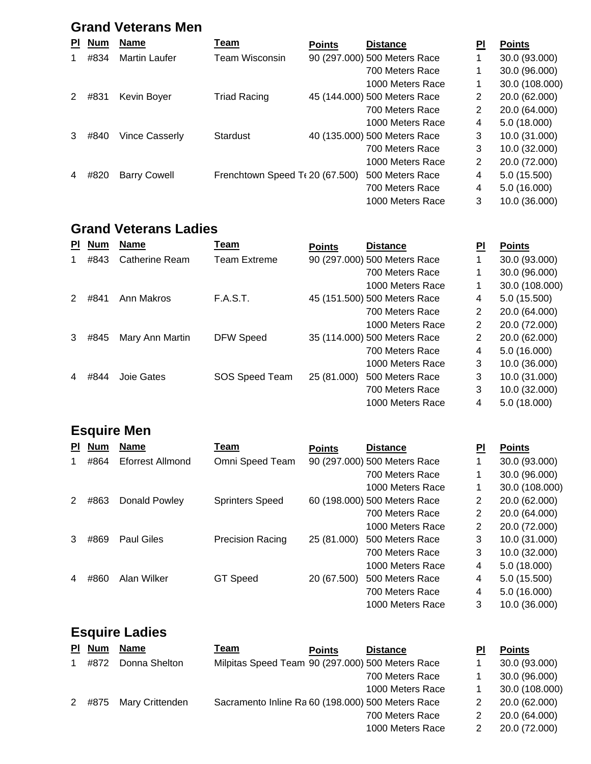## Grand Veterans Men

| Pl | Num | Name | Team | Points | Distance | Pl | Points |
|---|---|---|---|---|---|---|---|
| 1 | #834 | Martin Laufer | Team Wisconsin | 90 (297.000) | 500 Meters Race | 1 | 30.0 (93.000) |
| | | | | | 700 Meters Race | 1 | 30.0 (96.000) |
| | | | | | 1000 Meters Race | 1 | 30.0 (108.000) |
| 2 | #831 | Kevin Boyer | Triad Racing | 45 (144.000) | 500 Meters Race | 2 | 20.0 (62.000) |
| | | | | | 700 Meters Race | 2 | 20.0 (64.000) |
| | | | | | 1000 Meters Race | 4 | 5.0 (18.000) |
| 3 | #840 | Vince Casserly | Stardust | 40 (135.000) | 500 Meters Race | 3 | 10.0 (31.000) |
| | | | | | 700 Meters Race | 3 | 10.0 (32.000) |
| | | | | | 1000 Meters Race | 2 | 20.0 (72.000) |
| 4 | #820 | Barry Cowell | Frenchtown Speed Te | 20 (67.500) | 500 Meters Race | 4 | 5.0 (15.500) |
| | | | | | 700 Meters Race | 4 | 5.0 (16.000) |
| | | | | | 1000 Meters Race | 3 | 10.0 (36.000) |

## Grand Veterans Ladies

| Pl | Num | Name | Team | Points | Distance | Pl | Points |
|---|---|---|---|---|---|---|---|
| 1 | #843 | Catherine Ream | Team Extreme | 90 (297.000) | 500 Meters Race | 1 | 30.0 (93.000) |
| | | | | | 700 Meters Race | 1 | 30.0 (96.000) |
| | | | | | 1000 Meters Race | 1 | 30.0 (108.000) |
| 2 | #841 | Ann Makros | F.A.S.T. | 45 (151.500) | 500 Meters Race | 4 | 5.0 (15.500) |
| | | | | | 700 Meters Race | 2 | 20.0 (64.000) |
| | | | | | 1000 Meters Race | 2 | 20.0 (72.000) |
| 3 | #845 | Mary Ann Martin | DFW Speed | 35 (114.000) | 500 Meters Race | 2 | 20.0 (62.000) |
| | | | | | 700 Meters Race | 4 | 5.0 (16.000) |
| | | | | | 1000 Meters Race | 3 | 10.0 (36.000) |
| 4 | #844 | Joie Gates | SOS Speed Team | 25 (81.000) | 500 Meters Race | 3 | 10.0 (31.000) |
| | | | | | 700 Meters Race | 3 | 10.0 (32.000) |
| | | | | | 1000 Meters Race | 4 | 5.0 (18.000) |

## Esquire Men

| Pl | Num | Name | Team | Points | Distance | Pl | Points |
|---|---|---|---|---|---|---|---|
| 1 | #864 | Eforrest Allmond | Omni Speed Team | 90 (297.000) | 500 Meters Race | 1 | 30.0 (93.000) |
| | | | | | 700 Meters Race | 1 | 30.0 (96.000) |
| | | | | | 1000 Meters Race | 1 | 30.0 (108.000) |
| 2 | #863 | Donald Powley | Sprinters Speed | 60 (198.000) | 500 Meters Race | 2 | 20.0 (62.000) |
| | | | | | 700 Meters Race | 2 | 20.0 (64.000) |
| | | | | | 1000 Meters Race | 2 | 20.0 (72.000) |
| 3 | #869 | Paul Giles | Precision Racing | 25 (81.000) | 500 Meters Race | 3 | 10.0 (31.000) |
| | | | | | 700 Meters Race | 3 | 10.0 (32.000) |
| | | | | | 1000 Meters Race | 4 | 5.0 (18.000) |
| 4 | #860 | Alan Wilker | GT Speed | 20 (67.500) | 500 Meters Race | 4 | 5.0 (15.500) |
| | | | | | 700 Meters Race | 4 | 5.0 (16.000) |
| | | | | | 1000 Meters Race | 3 | 10.0 (36.000) |

## Esquire Ladies

| Pl | Num | Name | Team | Points | Distance | Pl | Points |
|---|---|---|---|---|---|---|---|
| 1 | #872 | Donna Shelton | Milpitas Speed Team | 90 (297.000) | 500 Meters Race | 1 | 30.0 (93.000) |
| | | | | | 700 Meters Race | 1 | 30.0 (96.000) |
| | | | | | 1000 Meters Race | 1 | 30.0 (108.000) |
| 2 | #875 | Mary Crittenden | Sacramento Inline Ra | 60 (198.000) | 500 Meters Race | 2 | 20.0 (62.000) |
| | | | | | 700 Meters Race | 2 | 20.0 (64.000) |
| | | | | | 1000 Meters Race | 2 | 20.0 (72.000) |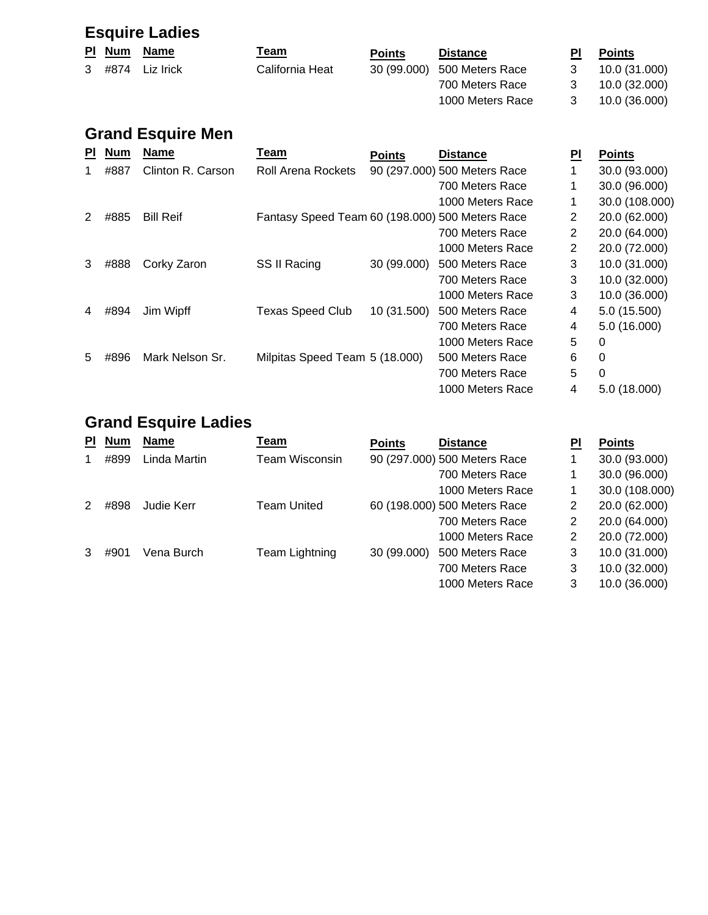## Esquire Ladies

| Pl | Num | Name | Team | Points | Distance | Pl | Points |
|---|---|---|---|---|---|---|---|
| 3 | #874 | Liz Irick | California Heat | 30 (99.000) | 500 Meters Race | 3 | 10.0 (31.000) |
| | | | | | 700 Meters Race | 3 | 10.0 (32.000) |
| | | | | | 1000 Meters Race | 3 | 10.0 (36.000) |

## Grand Esquire Men

| Pl | Num | Name | Team | Points | Distance | Pl | Points |
|---|---|---|---|---|---|---|---|
| 1 | #887 | Clinton R. Carson | Roll Arena Rockets | 90 (297.000) | 500 Meters Race | 1 | 30.0 (93.000) |
| | | | | | 700 Meters Race | 1 | 30.0 (96.000) |
| | | | | | 1000 Meters Race | 1 | 30.0 (108.000) |
| 2 | #885 | Bill Reif | Fantasy Speed Team | 60 (198.000) | 500 Meters Race | 2 | 20.0 (62.000) |
| | | | | | 700 Meters Race | 2 | 20.0 (64.000) |
| | | | | | 1000 Meters Race | 2 | 20.0 (72.000) |
| 3 | #888 | Corky Zaron | SS II Racing | 30 (99.000) | 500 Meters Race | 3 | 10.0 (31.000) |
| | | | | | 700 Meters Race | 3 | 10.0 (32.000) |
| | | | | | 1000 Meters Race | 3 | 10.0 (36.000) |
| 4 | #894 | Jim Wipff | Texas Speed Club | 10 (31.500) | 500 Meters Race | 4 | 5.0 (15.500) |
| | | | | | 700 Meters Race | 4 | 5.0 (16.000) |
| | | | | | 1000 Meters Race | 5 | 0 |
| 5 | #896 | Mark Nelson Sr. | Milpitas Speed Team | 5 (18.000) | 500 Meters Race | 6 | 0 |
| | | | | | 700 Meters Race | 5 | 0 |
| | | | | | 1000 Meters Race | 4 | 5.0 (18.000) |

## Grand Esquire Ladies

| Pl | Num | Name | Team | Points | Distance | Pl | Points |
|---|---|---|---|---|---|---|---|
| 1 | #899 | Linda Martin | Team Wisconsin | 90 (297.000) | 500 Meters Race | 1 | 30.0 (93.000) |
| | | | | | 700 Meters Race | 1 | 30.0 (96.000) |
| | | | | | 1000 Meters Race | 1 | 30.0 (108.000) |
| 2 | #898 | Judie Kerr | Team United | 60 (198.000) | 500 Meters Race | 2 | 20.0 (62.000) |
| | | | | | 700 Meters Race | 2 | 20.0 (64.000) |
| | | | | | 1000 Meters Race | 2 | 20.0 (72.000) |
| 3 | #901 | Vena Burch | Team Lightning | 30 (99.000) | 500 Meters Race | 3 | 10.0 (31.000) |
| | | | | | 700 Meters Race | 3 | 10.0 (32.000) |
| | | | | | 1000 Meters Race | 3 | 10.0 (36.000) |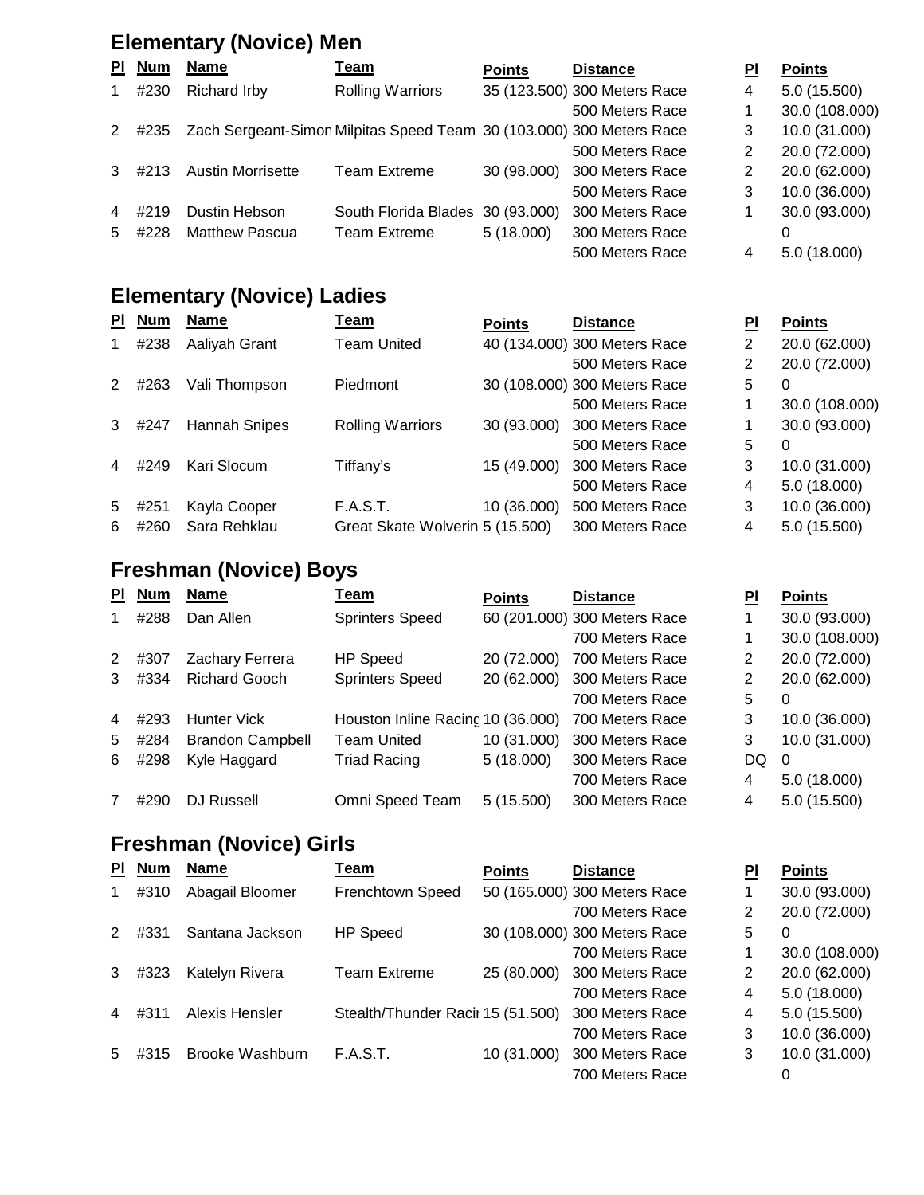## Elementary (Novice) Men

| Pl | Num | Name | Team | Points | Distance | Pl | Points |
|---|---|---|---|---|---|---|---|
| 1 | #230 | Richard Irby | Rolling Warriors | 35 (123.500) | 300 Meters Race | 4 | 5.0 (15.500) |
| | | | | | 500 Meters Race | 1 | 30.0 (108.000) |
| 2 | #235 | Zach Sergeant-Simon | Milpitas Speed Team | 30 (103.000) | 300 Meters Race | 3 | 10.0 (31.000) |
| | | | | | 500 Meters Race | 2 | 20.0 (72.000) |
| 3 | #213 | Austin Morrisette | Team Extreme | 30 (98.000) | 300 Meters Race | 2 | 20.0 (62.000) |
| | | | | | 500 Meters Race | 3 | 10.0 (36.000) |
| 4 | #219 | Dustin Hebson | South Florida Blades | 30 (93.000) | 300 Meters Race | 1 | 30.0 (93.000) |
| 5 | #228 | Matthew Pascua | Team Extreme | 5 (18.000) | 300 Meters Race | | 0 |
| | | | | | 500 Meters Race | 4 | 5.0 (18.000) |

## Elementary (Novice) Ladies

| Pl | Num | Name | Team | Points | Distance | Pl | Points |
|---|---|---|---|---|---|---|---|
| 1 | #238 | Aaliyah Grant | Team United | 40 (134.000) | 300 Meters Race | 2 | 20.0 (62.000) |
| | | | | | 500 Meters Race | 2 | 20.0 (72.000) |
| 2 | #263 | Vali Thompson | Piedmont | 30 (108.000) | 300 Meters Race | 5 | 0 |
| | | | | | 500 Meters Race | 1 | 30.0 (108.000) |
| 3 | #247 | Hannah Snipes | Rolling Warriors | 30 (93.000) | 300 Meters Race | 1 | 30.0 (93.000) |
| | | | | | 500 Meters Race | 5 | 0 |
| 4 | #249 | Kari Slocum | Tiffany's | 15 (49.000) | 300 Meters Race | 3 | 10.0 (31.000) |
| | | | | | 500 Meters Race | 4 | 5.0 (18.000) |
| 5 | #251 | Kayla Cooper | F.A.S.T. | 10 (36.000) | 500 Meters Race | 3 | 10.0 (36.000) |
| 6 | #260 | Sara Rehklau | Great Skate Wolverin | 5 (15.500) | 300 Meters Race | 4 | 5.0 (15.500) |

## Freshman (Novice) Boys

| Pl | Num | Name | Team | Points | Distance | Pl | Points |
|---|---|---|---|---|---|---|---|
| 1 | #288 | Dan Allen | Sprinters Speed | 60 (201.000) | 300 Meters Race | 1 | 30.0 (93.000) |
| | | | | | 700 Meters Race | 1 | 30.0 (108.000) |
| 2 | #307 | Zachary Ferrera | HP Speed | 20 (72.000) | 700 Meters Race | 2 | 20.0 (72.000) |
| 3 | #334 | Richard Gooch | Sprinters Speed | 20 (62.000) | 300 Meters Race | 2 | 20.0 (62.000) |
| | | | | | 700 Meters Race | 5 | 0 |
| 4 | #293 | Hunter Vick | Houston Inline Racing | 10 (36.000) | 700 Meters Race | 3 | 10.0 (36.000) |
| 5 | #284 | Brandon Campbell | Team United | 10 (31.000) | 300 Meters Race | 3 | 10.0 (31.000) |
| 6 | #298 | Kyle Haggard | Triad Racing | 5 (18.000) | 300 Meters Race | DQ | 0 |
| | | | | | 700 Meters Race | 4 | 5.0 (18.000) |
| 7 | #290 | DJ Russell | Omni Speed Team | 5 (15.500) | 300 Meters Race | 4 | 5.0 (15.500) |

## Freshman (Novice) Girls

| Pl | Num | Name | Team | Points | Distance | Pl | Points |
|---|---|---|---|---|---|---|---|
| 1 | #310 | Abagail Bloomer | Frenchtown Speed | 50 (165.000) | 300 Meters Race | 1 | 30.0 (93.000) |
| | | | | | 700 Meters Race | 2 | 20.0 (72.000) |
| 2 | #331 | Santana Jackson | HP Speed | 30 (108.000) | 300 Meters Race | 5 | 0 |
| | | | | | 700 Meters Race | 1 | 30.0 (108.000) |
| 3 | #323 | Katelyn Rivera | Team Extreme | 25 (80.000) | 300 Meters Race | 2 | 20.0 (62.000) |
| | | | | | 700 Meters Race | 4 | 5.0 (18.000) |
| 4 | #311 | Alexis Hensler | Stealth/Thunder Racii | 15 (51.500) | 300 Meters Race | 4 | 5.0 (15.500) |
| | | | | | 700 Meters Race | 3 | 10.0 (36.000) |
| 5 | #315 | Brooke Washburn | F.A.S.T. | 10 (31.000) | 300 Meters Race | 3 | 10.0 (31.000) |
| | | | | | 700 Meters Race | | 0 |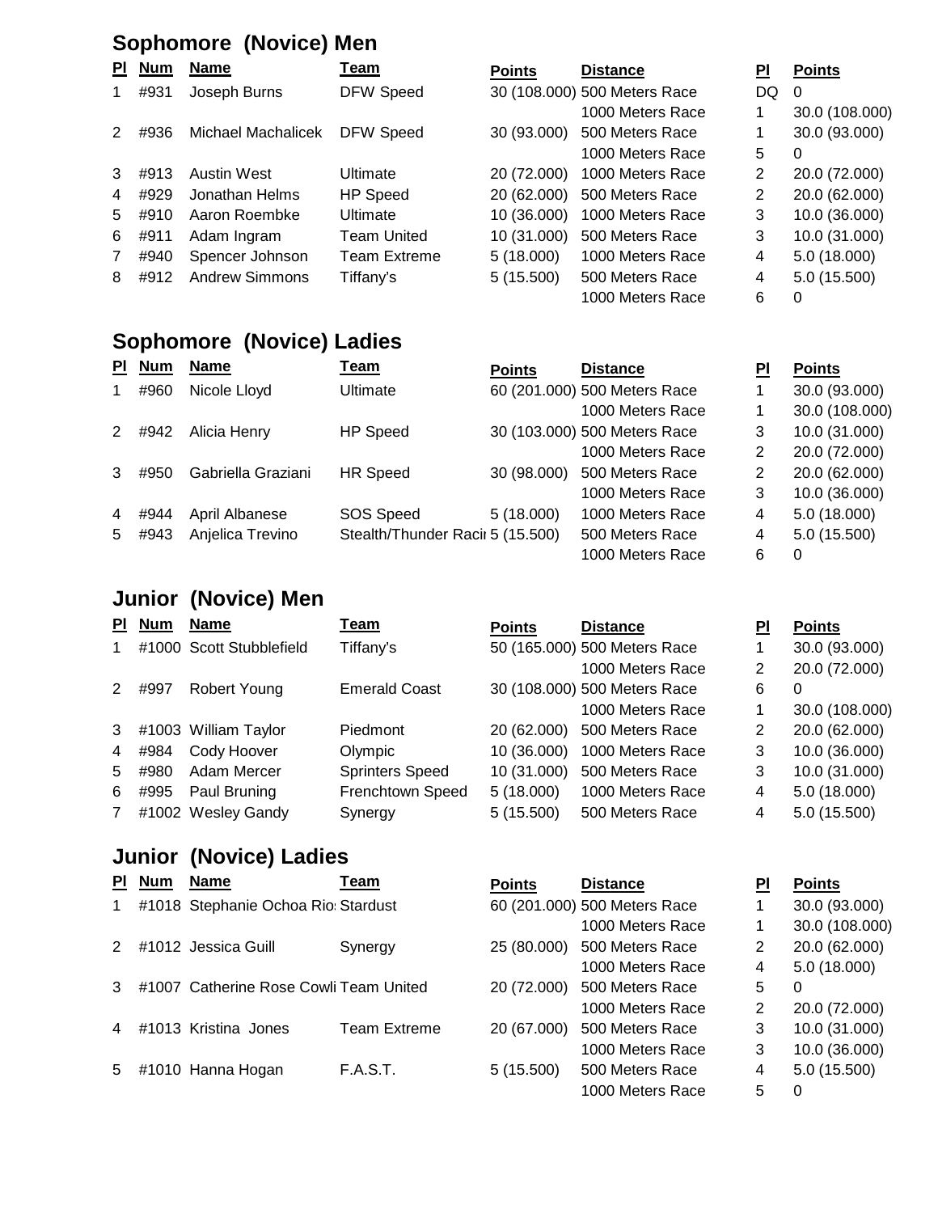## Sophomore (Novice) Men

| Pl | Num | Name | Team | Points | Distance | Pl | Points |
|---|---|---|---|---|---|---|---|
| 1 | #931 | Joseph Burns | DFW Speed | 30 (108.000) | 500 Meters Race | DQ | 0 |
| | | | | | 1000 Meters Race | 1 | 30.0 (108.000) |
| 2 | #936 | Michael Machalicek | DFW Speed | 30 (93.000) | 500 Meters Race | 1 | 30.0 (93.000) |
| | | | | | 1000 Meters Race | 5 | 0 |
| 3 | #913 | Austin West | Ultimate | 20 (72.000) | 1000 Meters Race | 2 | 20.0 (72.000) |
| 4 | #929 | Jonathan Helms | HP Speed | 20 (62.000) | 500 Meters Race | 2 | 20.0 (62.000) |
| 5 | #910 | Aaron Roembke | Ultimate | 10 (36.000) | 1000 Meters Race | 3 | 10.0 (36.000) |
| 6 | #911 | Adam Ingram | Team United | 10 (31.000) | 500 Meters Race | 3 | 10.0 (31.000) |
| 7 | #940 | Spencer Johnson | Team Extreme | 5 (18.000) | 1000 Meters Race | 4 | 5.0 (18.000) |
| 8 | #912 | Andrew Simmons | Tiffany's | 5 (15.500) | 500 Meters Race | 4 | 5.0 (15.500) |
| | | | | | 1000 Meters Race | 6 | 0 |

## Sophomore (Novice) Ladies

| Pl | Num | Name | Team | Points | Distance | Pl | Points |
|---|---|---|---|---|---|---|---|
| 1 | #960 | Nicole Lloyd | Ultimate | 60 (201.000) | 500 Meters Race | 1 | 30.0 (93.000) |
| | | | | | 1000 Meters Race | 1 | 30.0 (108.000) |
| 2 | #942 | Alicia Henry | HP Speed | 30 (103.000) | 500 Meters Race | 3 | 10.0 (31.000) |
| | | | | | 1000 Meters Race | 2 | 20.0 (72.000) |
| 3 | #950 | Gabriella Graziani | HR Speed | 30 (98.000) | 500 Meters Race | 2 | 20.0 (62.000) |
| | | | | | 1000 Meters Race | 3 | 10.0 (36.000) |
| 4 | #944 | April Albanese | SOS Speed | 5 (18.000) | 1000 Meters Race | 4 | 5.0 (18.000) |
| 5 | #943 | Anjelica Trevino | Stealth/Thunder Racii | 5 (15.500) | 500 Meters Race | 4 | 5.0 (15.500) |
| | | | | | 1000 Meters Race | 6 | 0 |

## Junior (Novice) Men

| Pl | Num | Name | Team | Points | Distance | Pl | Points |
|---|---|---|---|---|---|---|---|
| 1 | #1000 | Scott Stubblefield | Tiffany's | 50 (165.000) | 500 Meters Race | 1 | 30.0 (93.000) |
| | | | | | 1000 Meters Race | 2 | 20.0 (72.000) |
| 2 | #997 | Robert Young | Emerald Coast | 30 (108.000) | 500 Meters Race | 6 | 0 |
| | | | | | 1000 Meters Race | 1 | 30.0 (108.000) |
| 3 | #1003 | William Taylor | Piedmont | 20 (62.000) | 500 Meters Race | 2 | 20.0 (62.000) |
| 4 | #984 | Cody Hoover | Olympic | 10 (36.000) | 1000 Meters Race | 3 | 10.0 (36.000) |
| 5 | #980 | Adam Mercer | Sprinters Speed | 10 (31.000) | 500 Meters Race | 3 | 10.0 (31.000) |
| 6 | #995 | Paul Bruning | Frenchtown Speed | 5 (18.000) | 1000 Meters Race | 4 | 5.0 (18.000) |
| 7 | #1002 | Wesley Gandy | Synergy | 5 (15.500) | 500 Meters Race | 4 | 5.0 (15.500) |

## Junior (Novice) Ladies

| Pl | Num | Name | Team | Points | Distance | Pl | Points |
|---|---|---|---|---|---|---|---|
| 1 | #1018 | Stephanie Ochoa Rio: | Stardust | 60 (201.000) | 500 Meters Race | 1 | 30.0 (93.000) |
| | | | | | 1000 Meters Race | 1 | 30.0 (108.000) |
| 2 | #1012 | Jessica Guill | Synergy | 25 (80.000) | 500 Meters Race | 2 | 20.0 (62.000) |
| | | | | | 1000 Meters Race | 4 | 5.0 (18.000) |
| 3 | #1007 | Catherine Rose Cowli | Team United | 20 (72.000) | 500 Meters Race | 5 | 0 |
| | | | | | 1000 Meters Race | 2 | 20.0 (72.000) |
| 4 | #1013 | Kristina Jones | Team Extreme | 20 (67.000) | 500 Meters Race | 3 | 10.0 (31.000) |
| | | | | | 1000 Meters Race | 3 | 10.0 (36.000) |
| 5 | #1010 | Hanna Hogan | F.A.S.T. | 5 (15.500) | 500 Meters Race | 4 | 5.0 (15.500) |
| | | | | | 1000 Meters Race | 5 | 0 |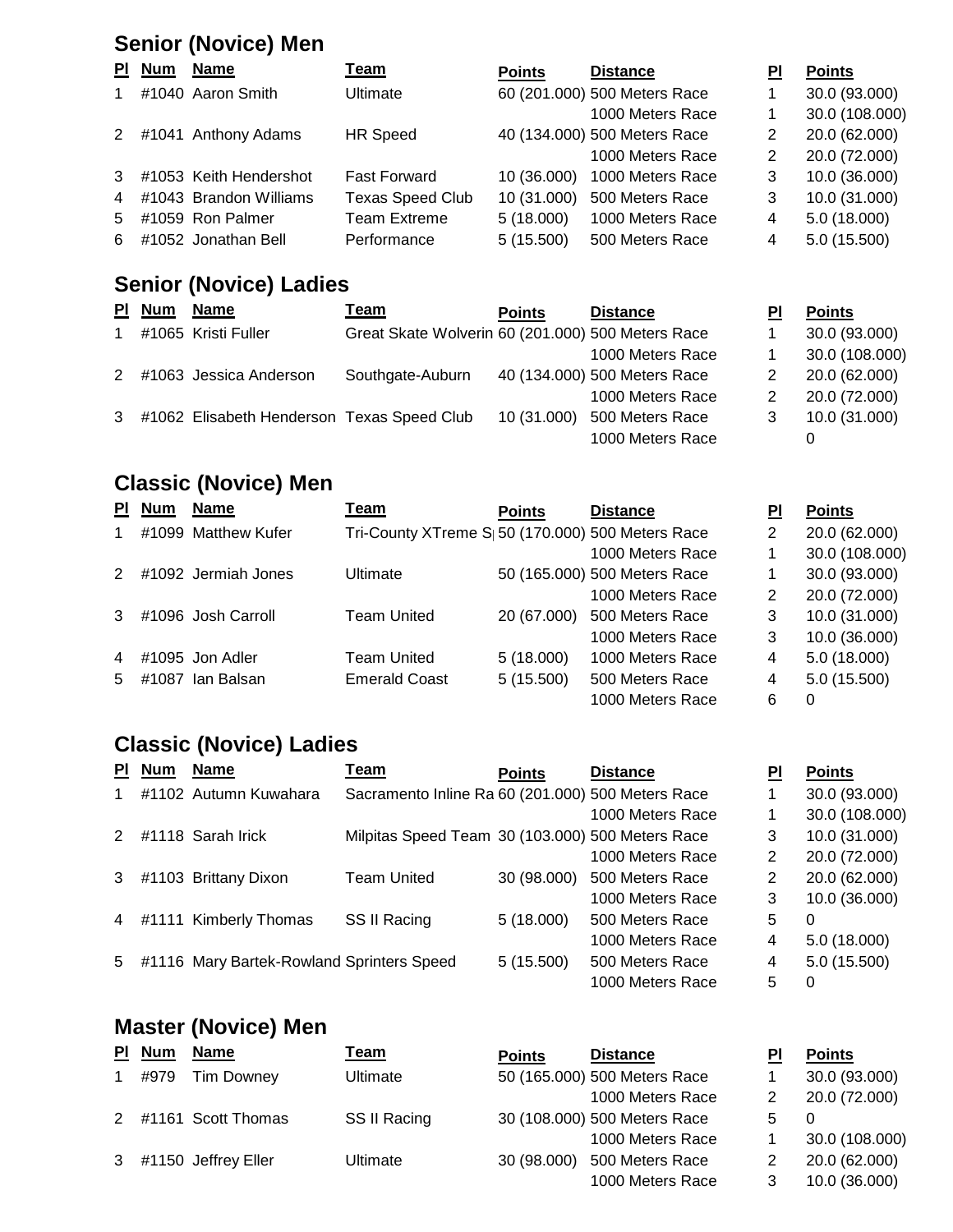## Senior (Novice) Men

| Pl | Num | Name | Team | Points | Distance | Pl | Points |
|---|---|---|---|---|---|---|---|
| 1 | #1040 | Aaron Smith | Ultimate | 60 (201.000) | 500 Meters Race | 1 | 30.0 (93.000) |
| | | | | | 1000 Meters Race | 1 | 30.0 (108.000) |
| 2 | #1041 | Anthony Adams | HR Speed | 40 (134.000) | 500 Meters Race | 2 | 20.0 (62.000) |
| | | | | | 1000 Meters Race | 2 | 20.0 (72.000) |
| 3 | #1053 | Keith Hendershot | Fast Forward | 10 (36.000) | 1000 Meters Race | 3 | 10.0 (36.000) |
| 4 | #1043 | Brandon Williams | Texas Speed Club | 10 (31.000) | 500 Meters Race | 3 | 10.0 (31.000) |
| 5 | #1059 | Ron Palmer | Team Extreme | 5 (18.000) | 1000 Meters Race | 4 | 5.0 (18.000) |
| 6 | #1052 | Jonathan Bell | Performance | 5 (15.500) | 500 Meters Race | 4 | 5.0 (15.500) |

## Senior (Novice) Ladies

| Pl | Num | Name | Team | Points | Distance | Pl | Points |
|---|---|---|---|---|---|---|---|
| 1 | #1065 | Kristi Fuller | Great Skate Wolverin | 60 (201.000) | 500 Meters Race | 1 | 30.0 (93.000) |
| | | | | | 1000 Meters Race | 1 | 30.0 (108.000) |
| 2 | #1063 | Jessica Anderson | Southgate-Auburn | 40 (134.000) | 500 Meters Race | 2 | 20.0 (62.000) |
| | | | | | 1000 Meters Race | 2 | 20.0 (72.000) |
| 3 | #1062 | Elisabeth Henderson | Texas Speed Club | 10 (31.000) | 500 Meters Race | 3 | 10.0 (31.000) |
| | | | | | 1000 Meters Race | | 0 |

## Classic (Novice) Men

| Pl | Num | Name | Team | Points | Distance | Pl | Points |
|---|---|---|---|---|---|---|---|
| 1 | #1099 | Matthew Kufer | Tri-County XTreme S | 50 (170.000) | 500 Meters Race | 2 | 20.0 (62.000) |
| | | | | | 1000 Meters Race | 1 | 30.0 (108.000) |
| 2 | #1092 | Jermiah Jones | Ultimate | 50 (165.000) | 500 Meters Race | 1 | 30.0 (93.000) |
| | | | | | 1000 Meters Race | 2 | 20.0 (72.000) |
| 3 | #1096 | Josh Carroll | Team United | 20 (67.000) | 500 Meters Race | 3 | 10.0 (31.000) |
| | | | | | 1000 Meters Race | 3 | 10.0 (36.000) |
| 4 | #1095 | Jon Adler | Team United | 5 (18.000) | 1000 Meters Race | 4 | 5.0 (18.000) |
| 5 | #1087 | Ian Balsan | Emerald Coast | 5 (15.500) | 500 Meters Race | 4 | 5.0 (15.500) |
| | | | | | 1000 Meters Race | 6 | 0 |

## Classic (Novice) Ladies

| Pl | Num | Name | Team | Points | Distance | Pl | Points |
|---|---|---|---|---|---|---|---|
| 1 | #1102 | Autumn Kuwahara | Sacramento Inline Ra | 60 (201.000) | 500 Meters Race | 1 | 30.0 (93.000) |
| | | | | | 1000 Meters Race | 1 | 30.0 (108.000) |
| 2 | #1118 | Sarah Irick | Milpitas Speed Team | 30 (103.000) | 500 Meters Race | 3 | 10.0 (31.000) |
| | | | | | 1000 Meters Race | 2 | 20.0 (72.000) |
| 3 | #1103 | Brittany Dixon | Team United | 30 (98.000) | 500 Meters Race | 2 | 20.0 (62.000) |
| | | | | | 1000 Meters Race | 3 | 10.0 (36.000) |
| 4 | #1111 | Kimberly Thomas | SS II Racing | 5 (18.000) | 500 Meters Race | 5 | 0 |
| | | | | | 1000 Meters Race | 4 | 5.0 (18.000) |
| 5 | #1116 | Mary Bartek-Rowland | Sprinters Speed | 5 (15.500) | 500 Meters Race | 4 | 5.0 (15.500) |
| | | | | | 1000 Meters Race | 5 | 0 |

## Master (Novice) Men

| Pl | Num | Name | Team | Points | Distance | Pl | Points |
|---|---|---|---|---|---|---|---|
| 1 | #979 | Tim Downey | Ultimate | 50 (165.000) | 500 Meters Race | 1 | 30.0 (93.000) |
| | | | | | 1000 Meters Race | 2 | 20.0 (72.000) |
| 2 | #1161 | Scott Thomas | SS II Racing | 30 (108.000) | 500 Meters Race | 5 | 0 |
| | | | | | 1000 Meters Race | 1 | 30.0 (108.000) |
| 3 | #1150 | Jeffrey Eller | Ultimate | 30 (98.000) | 500 Meters Race | 2 | 20.0 (62.000) |
| | | | | | 1000 Meters Race | 3 | 10.0 (36.000) |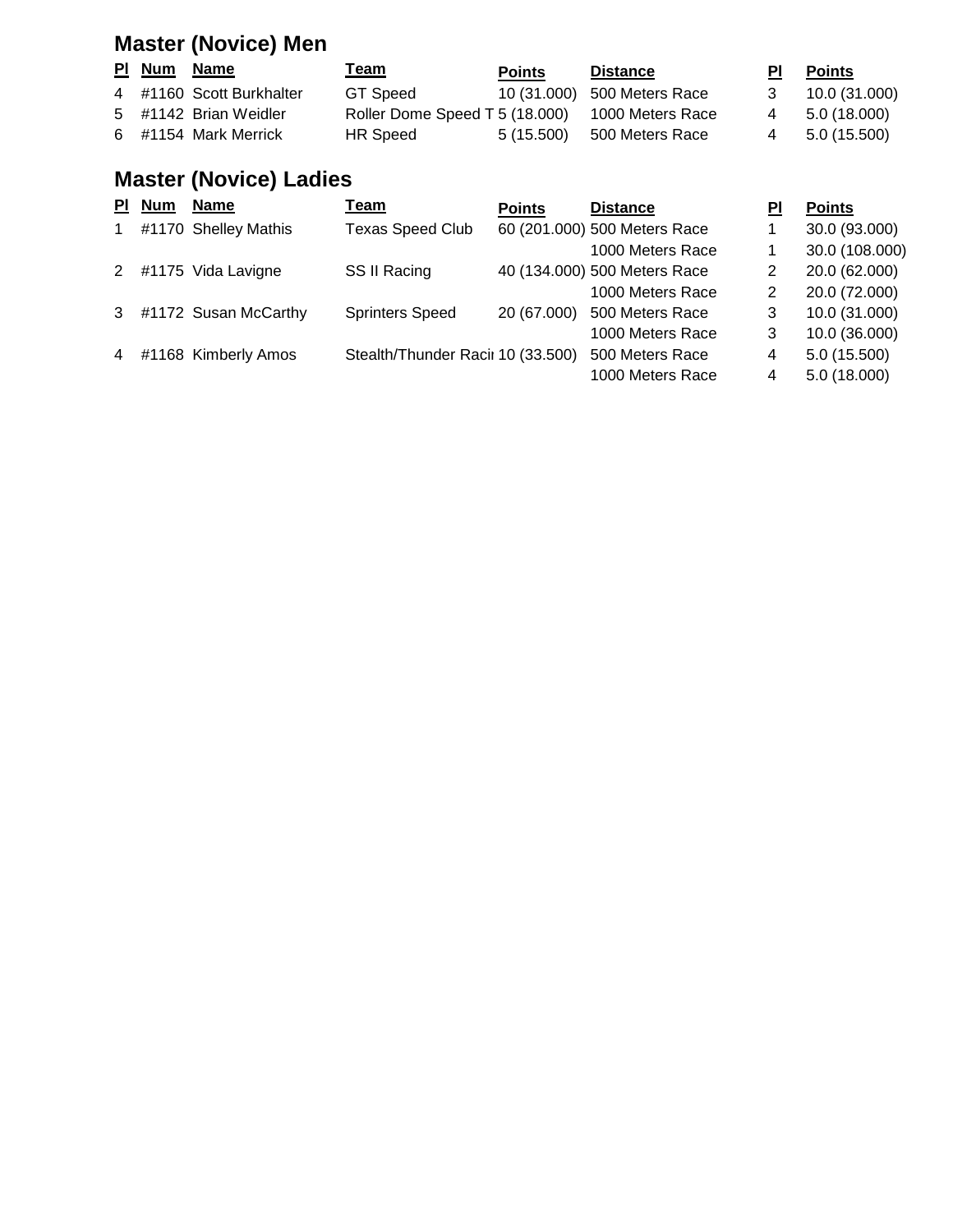## Master (Novice) Men

| Pl | Num | Name | Team | Points | Distance | Pl | Points |
|---|---|---|---|---|---|---|---|
| 4 | #1160 | Scott Burkhalter | GT Speed | 10 (31.000) | 500 Meters Race | 3 | 10.0 (31.000) |
| 5 | #1142 | Brian Weidler | Roller Dome Speed T | 5 (18.000) | 1000 Meters Race | 4 | 5.0 (18.000) |
| 6 | #1154 | Mark Merrick | HR Speed | 5 (15.500) | 500 Meters Race | 4 | 5.0 (15.500) |

## Master (Novice) Ladies

| Pl | Num | Name | Team | Points | Distance | Pl | Points |
|---|---|---|---|---|---|---|---|
| 1 | #1170 | Shelley Mathis | Texas Speed Club | 60 (201.000) | 500 Meters Race | 1 | 30.0 (93.000) |
| | | | | | 1000 Meters Race | 1 | 30.0 (108.000) |
| 2 | #1175 | Vida Lavigne | SS II Racing | 40 (134.000) | 500 Meters Race | 2 | 20.0 (62.000) |
| | | | | | 1000 Meters Race | 2 | 20.0 (72.000) |
| 3 | #1172 | Susan McCarthy | Sprinters Speed | 20 (67.000) | 500 Meters Race | 3 | 10.0 (31.000) |
| | | | | | 1000 Meters Race | 3 | 10.0 (36.000) |
| 4 | #1168 | Kimberly Amos | Stealth/Thunder Racii | 10 (33.500) | 500 Meters Race | 4 | 5.0 (15.500) |
| | | | | | 1000 Meters Race | 4 | 5.0 (18.000) |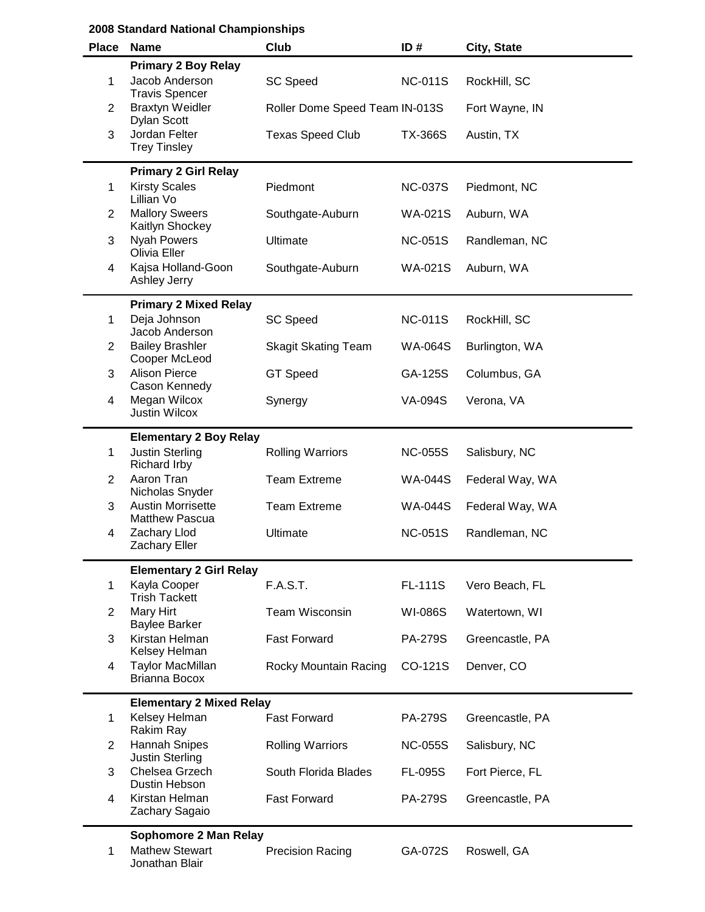**2008 Standard National Championships**

| Place | Name | Club | ID # | City, State |
|---|---|---|---|---|
| | **Primary 2 Boy Relay** | | | |
| 1 | Jacob Anderson<br>Travis Spencer | SC Speed | NC-011S | RockHill, SC |
| 2 | Braxtyn Weidler<br>Dylan Scott | Roller Dome Speed Team | IN-013S | Fort Wayne, IN |
| 3 | Jordan Felter<br>Trey Tinsley | Texas Speed Club | TX-366S | Austin, TX |
| | **Primary 2 Girl Relay** | | | |
| 1 | Kirsty Scales<br>Lillian Vo | Piedmont | NC-037S | Piedmont, NC |
| 2 | Mallory Sweers<br>Kaitlyn Shockey | Southgate-Auburn | WA-021S | Auburn, WA |
| 3 | Nyah Powers<br>Olivia Eller | Ultimate | NC-051S | Randleman, NC |
| 4 | Kajsa Holland-Goon<br>Ashley Jerry | Southgate-Auburn | WA-021S | Auburn, WA |
| | **Primary 2 Mixed Relay** | | | |
| 1 | Deja Johnson<br>Jacob Anderson | SC Speed | NC-011S | RockHill, SC |
| 2 | Bailey Brashler<br>Cooper McLeod | Skagit Skating Team | WA-064S | Burlington, WA |
| 3 | Alison Pierce<br>Cason Kennedy | GT Speed | GA-125S | Columbus, GA |
| 4 | Megan Wilcox<br>Justin Wilcox | Synergy | VA-094S | Verona, VA |
| | **Elementary 2 Boy Relay** | | | |
| 1 | Justin Sterling<br>Richard Irby | Rolling Warriors | NC-055S | Salisbury, NC |
| 2 | Aaron Tran<br>Nicholas Snyder | Team Extreme | WA-044S | Federal Way, WA |
| 3 | Austin Morrisette<br>Matthew Pascua | Team Extreme | WA-044S | Federal Way, WA |
| 4 | Zachary Llod<br>Zachary Eller | Ultimate | NC-051S | Randleman, NC |
| | **Elementary 2 Girl Relay** | | | |
| 1 | Kayla Cooper<br>Trish Tackett | F.A.S.T. | FL-111S | Vero Beach, FL |
| 2 | Mary Hirt<br>Baylee Barker | Team Wisconsin | WI-086S | Watertown, WI |
| 3 | Kirstan Helman<br>Kelsey Helman | Fast Forward | PA-279S | Greencastle, PA |
| 4 | Taylor MacMillan<br>Brianna Bocox | Rocky Mountain Racing | CO-121S | Denver, CO |
| | **Elementary 2 Mixed Relay** | | | |
| 1 | Kelsey Helman<br>Rakim Ray | Fast Forward | PA-279S | Greencastle, PA |
| 2 | Hannah Snipes<br>Justin Sterling | Rolling Warriors | NC-055S | Salisbury, NC |
| 3 | Chelsea Grzech<br>Dustin Hebson | South Florida Blades | FL-095S | Fort Pierce, FL |
| 4 | Kirstan Helman<br>Zachary Sagaio | Fast Forward | PA-279S | Greencastle, PA |
| | **Sophomore 2 Man Relay** | | | |
| 1 | Mathew Stewart<br>Jonathan Blair | Precision Racing | GA-072S | Roswell, GA |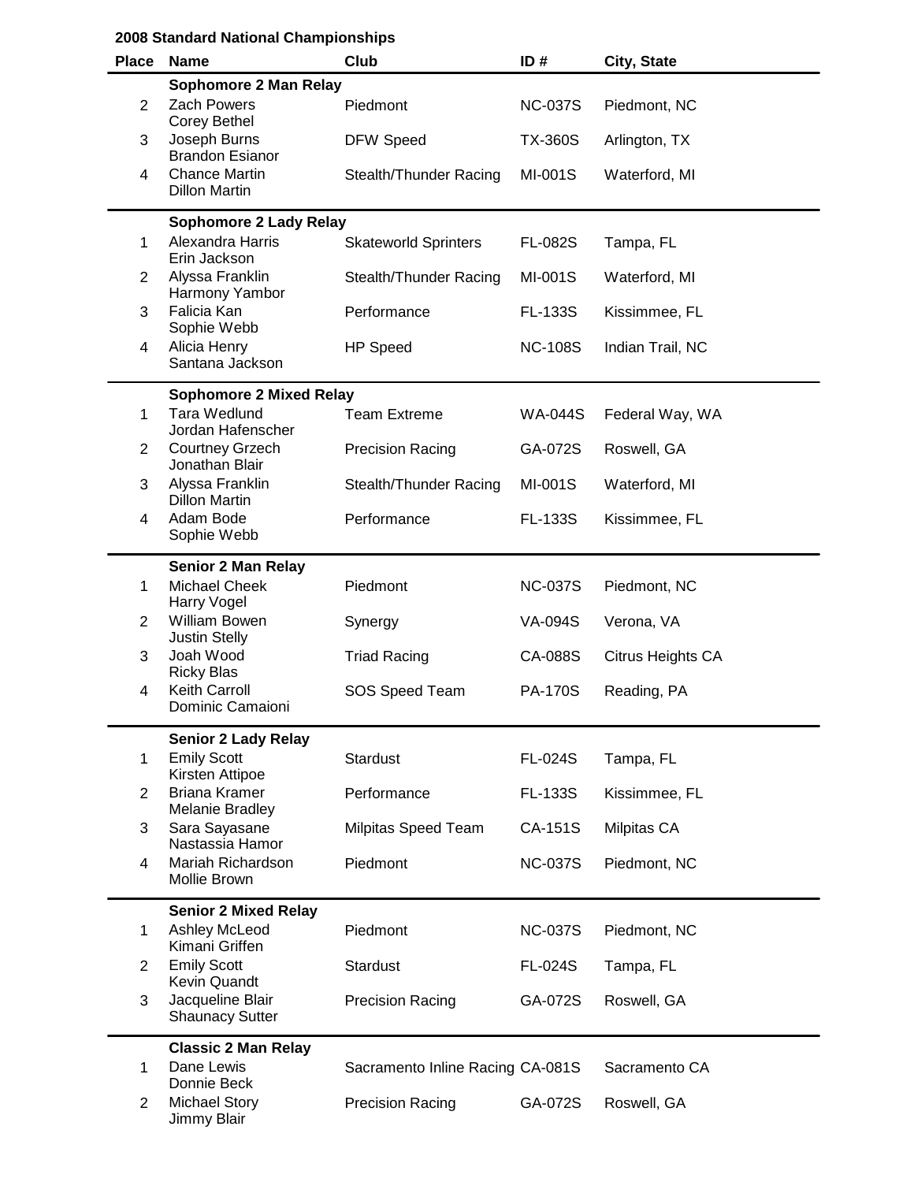**2008 Standard National Championships**

| Place | Name | Club | ID # | City, State |
|---|---|---|---|---|
| | **Sophomore 2 Man Relay** | | | |
| 2 | Zach Powers<br>Corey Bethel | Piedmont | NC-037S | Piedmont, NC |
| 3 | Joseph Burns<br>Brandon Esianor | DFW Speed | TX-360S | Arlington, TX |
| 4 | Chance Martin<br>Dillon Martin | Stealth/Thunder Racing | MI-001S | Waterford, MI |
| | **Sophomore 2 Lady Relay** | | | |
| 1 | Alexandra Harris<br>Erin Jackson | Skateworld Sprinters | FL-082S | Tampa, FL |
| 2 | Alyssa Franklin<br>Harmony Yambor | Stealth/Thunder Racing | MI-001S | Waterford, MI |
| 3 | Falicia Kan<br>Sophie Webb | Performance | FL-133S | Kissimmee, FL |
| 4 | Alicia Henry<br>Santana Jackson | HP Speed | NC-108S | Indian Trail, NC |
| | **Sophomore 2 Mixed Relay** | | | |
| 1 | Tara Wedlund<br>Jordan Hafenscher | Team Extreme | WA-044S | Federal Way, WA |
| 2 | Courtney Grzech<br>Jonathan Blair | Precision Racing | GA-072S | Roswell, GA |
| 3 | Alyssa Franklin<br>Dillon Martin | Stealth/Thunder Racing | MI-001S | Waterford, MI |
| 4 | Adam Bode<br>Sophie Webb | Performance | FL-133S | Kissimmee, FL |
| | **Senior 2 Man Relay** | | | |
| 1 | Michael Cheek<br>Harry Vogel | Piedmont | NC-037S | Piedmont, NC |
| 2 | William Bowen<br>Justin Stelly | Synergy | VA-094S | Verona, VA |
| 3 | Joah Wood<br>Ricky Blas | Triad Racing | CA-088S | Citrus Heights CA |
| 4 | Keith Carroll<br>Dominic Camaioni | SOS Speed Team | PA-170S | Reading, PA |
| | **Senior 2 Lady Relay** | | | |
| 1 | Emily Scott<br>Kirsten Attipoe | Stardust | FL-024S | Tampa, FL |
| 2 | Briana Kramer<br>Melanie Bradley | Performance | FL-133S | Kissimmee, FL |
| 3 | Sara Sayasane<br>Nastassia Hamor | Milpitas Speed Team | CA-151S | Milpitas CA |
| 4 | Mariah Richardson<br>Mollie Brown | Piedmont | NC-037S | Piedmont, NC |
| | **Senior 2 Mixed Relay** | | | |
| 1 | Ashley McLeod<br>Kimani Griffen | Piedmont | NC-037S | Piedmont, NC |
| 2 | Emily Scott<br>Kevin Quandt | Stardust | FL-024S | Tampa, FL |
| 3 | Jacqueline Blair<br>Shaunacy Sutter | Precision Racing | GA-072S | Roswell, GA |
| | **Classic 2 Man Relay** | | | |
| 1 | Dane Lewis<br>Donnie Beck | Sacramento Inline Racing | CA-081S | Sacramento CA |
| 2 | Michael Story<br>Jimmy Blair | Precision Racing | GA-072S | Roswell, GA |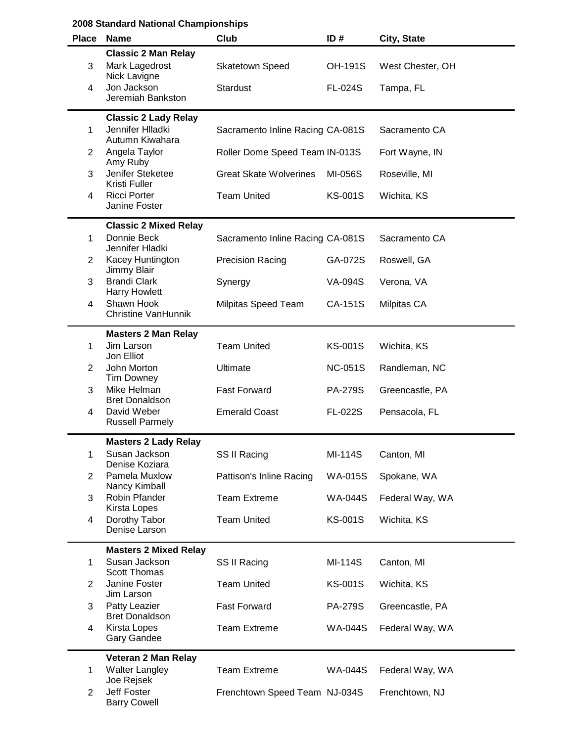**2008 Standard National Championships**

| Place | Name | Club | ID # | City, State |
|---|---|---|---|---|
| | **Classic 2 Man Relay** | | | |
| 3 | Mark Lagedrost<br>Nick Lavigne | Skatetown Speed | OH-191S | West Chester, OH |
| 4 | Jon Jackson<br>Jeremiah Bankston | Stardust | FL-024S | Tampa, FL |
| | **Classic 2 Lady Relay** | | | |
| 1 | Jennifer Hlladki<br>Autumn Kiwahara | Sacramento Inline Racing | CA-081S | Sacramento CA |
| 2 | Angela Taylor<br>Amy Ruby | Roller Dome Speed Team | IN-013S | Fort Wayne, IN |
| 3 | Jenifer Steketee<br>Kristi Fuller | Great Skate Wolverines | MI-056S | Roseville, MI |
| 4 | Ricci Porter<br>Janine Foster | Team United | KS-001S | Wichita, KS |
| | **Classic 2 Mixed Relay** | | | |
| 1 | Donnie Beck<br>Jennifer Hladki | Sacramento Inline Racing | CA-081S | Sacramento CA |
| 2 | Kacey Huntington<br>Jimmy Blair | Precision Racing | GA-072S | Roswell, GA |
| 3 | Brandi Clark<br>Harry Howlett | Synergy | VA-094S | Verona, VA |
| 4 | Shawn Hook<br>Christine VanHunnik | Milpitas Speed Team | CA-151S | Milpitas CA |
| | **Masters 2 Man Relay** | | | |
| 1 | Jim Larson<br>Jon Elliot | Team United | KS-001S | Wichita, KS |
| 2 | John Morton<br>Tim Downey | Ultimate | NC-051S | Randleman, NC |
| 3 | Mike Helman<br>Bret Donaldson | Fast Forward | PA-279S | Greencastle, PA |
| 4 | David Weber<br>Russell Parmely | Emerald Coast | FL-022S | Pensacola, FL |
| | **Masters 2 Lady Relay** | | | |
| 1 | Susan Jackson<br>Denise Koziara | SS II Racing | MI-114S | Canton, MI |
| 2 | Pamela Muxlow<br>Nancy Kimball | Pattison's Inline Racing | WA-015S | Spokane, WA |
| 3 | Robin Pfander<br>Kirsta Lopes | Team Extreme | WA-044S | Federal Way, WA |
| 4 | Dorothy Tabor<br>Denise Larson | Team United | KS-001S | Wichita, KS |
| | **Masters 2 Mixed Relay** | | | |
| 1 | Susan Jackson<br>Scott Thomas | SS II Racing | MI-114S | Canton, MI |
| 2 | Janine Foster<br>Jim Larson | Team United | KS-001S | Wichita, KS |
| 3 | Patty Leazier<br>Bret Donaldson | Fast Forward | PA-279S | Greencastle, PA |
| 4 | Kirsta Lopes<br>Gary Gandee | Team Extreme | WA-044S | Federal Way, WA |
| | **Veteran 2 Man Relay** | | | |
| 1 | Walter Langley<br>Joe Rejsek | Team Extreme | WA-044S | Federal Way, WA |
| 2 | Jeff Foster<br>Barry Cowell | Frenchtown Speed Team | NJ-034S | Frenchtown, NJ |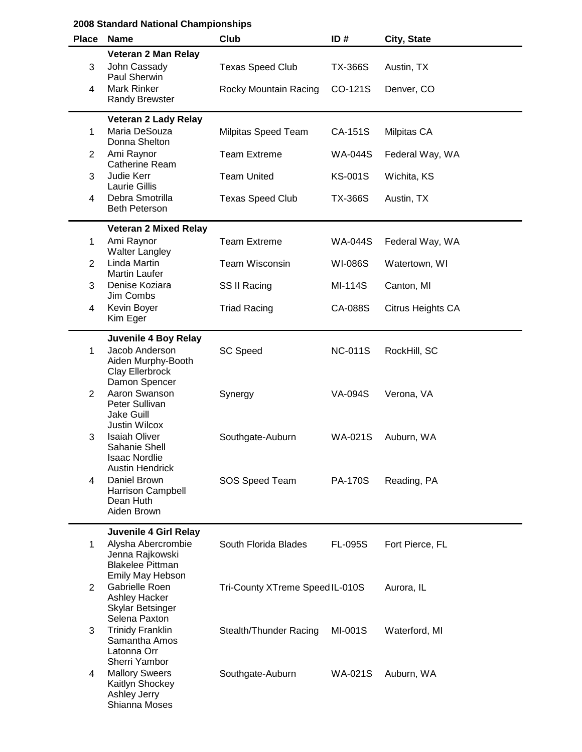**2008 Standard National Championships**

| Place | Name | Club | ID # | City, State |
|---|---|---|---|---|
| | **Veteran 2 Man Relay** | | | |
| 3 | John Cassady<br>Paul Sherwin | Texas Speed Club | TX-366S | Austin, TX |
| 4 | Mark Rinker<br>Randy Brewster | Rocky Mountain Racing | CO-121S | Denver, CO |
| | **Veteran 2 Lady Relay** | | | |
| 1 | Maria DeSouza<br>Donna Shelton | Milpitas Speed Team | CA-151S | Milpitas CA |
| 2 | Ami Raynor<br>Catherine Ream | Team Extreme | WA-044S | Federal Way, WA |
| 3 | Judie Kerr<br>Laurie Gillis | Team United | KS-001S | Wichita, KS |
| 4 | Debra Smotrilla<br>Beth Peterson | Texas Speed Club | TX-366S | Austin, TX |
| | **Veteran 2 Mixed Relay** | | | |
| 1 | Ami Raynor<br>Walter Langley | Team Extreme | WA-044S | Federal Way, WA |
| 2 | Linda Martin<br>Martin Laufer | Team Wisconsin | WI-086S | Watertown, WI |
| 3 | Denise Koziara<br>Jim Combs | SS II Racing | MI-114S | Canton, MI |
| 4 | Kevin Boyer<br>Kim Eger | Triad Racing | CA-088S | Citrus Heights CA |
| | **Juvenile 4 Boy Relay** | | | |
| 1 | Jacob Anderson<br>Aiden Murphy-Booth<br>Clay Ellerbrock<br>Damon Spencer | SC Speed | NC-011S | RockHill, SC |
| 2 | Aaron Swanson<br>Peter Sullivan<br>Jake Guill<br>Justin Wilcox | Synergy | VA-094S | Verona, VA |
| 3 | Isaiah Oliver<br>Sahanie Shell<br>Isaac Nordlie<br>Austin Hendrick | Southgate-Auburn | WA-021S | Auburn, WA |
| 4 | Daniel Brown<br>Harrison Campbell<br>Dean Huth<br>Aiden Brown | SOS Speed Team | PA-170S | Reading, PA |
| | **Juvenile 4 Girl Relay** | | | |
| 1 | Alysha Abercrombie<br>Jenna Rajkowski<br>Blakelee Pittman<br>Emily May Hebson | South Florida Blades | FL-095S | Fort Pierce, FL |
| 2 | Gabrielle Roen<br>Ashley Hacker<br>Skylar Betsinger<br>Selena Paxton | Tri-County XTreme Speed | IL-010S | Aurora, IL |
| 3 | Trinidy Franklin<br>Samantha Amos<br>Latonna Orr<br>Sherri Yambor | Stealth/Thunder Racing | MI-001S | Waterford, MI |
| 4 | Mallory Sweers<br>Kaitlyn Shockey<br>Ashley Jerry<br>Shianna Moses | Southgate-Auburn | WA-021S | Auburn, WA |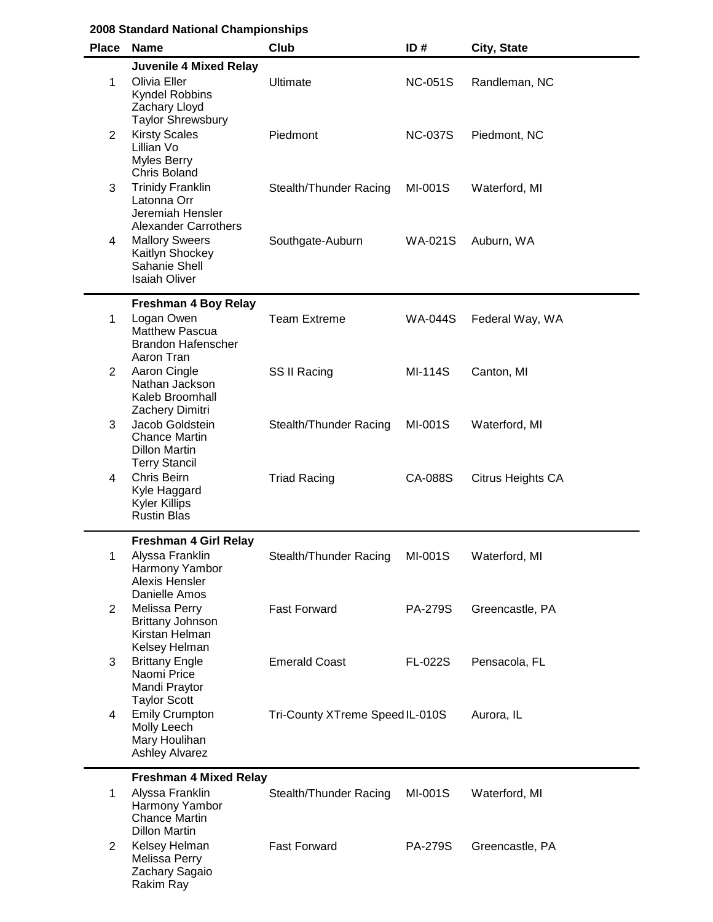**2008 Standard National Championships**

| Place | Name | Club | ID # | City, State |
|---|---|---|---|---|
| | **Juvenile 4 Mixed Relay** | | | |
| 1 | Olivia Eller<br>Kyndel Robbins<br>Zachary Lloyd<br>Taylor Shrewsbury | Ultimate | NC-051S | Randleman, NC |
| 2 | Kirsty Scales<br>Lillian Vo<br>Myles Berry<br>Chris Boland | Piedmont | NC-037S | Piedmont, NC |
| 3 | Trinidy Franklin<br>Latonna Orr<br>Jeremiah Hensler<br>Alexander Carrothers | Stealth/Thunder Racing | MI-001S | Waterford, MI |
| 4 | Mallory Sweers<br>Kaitlyn Shockey<br>Sahanie Shell<br>Isaiah Oliver | Southgate-Auburn | WA-021S | Auburn, WA |
| | **Freshman 4 Boy Relay** | | | |
| 1 | Logan Owen<br>Matthew Pascua<br>Brandon Hafenscher<br>Aaron Tran | Team Extreme | WA-044S | Federal Way, WA |
| 2 | Aaron Cingle<br>Nathan Jackson<br>Kaleb Broomhall<br>Zachery Dimitri | SS II Racing | MI-114S | Canton, MI |
| 3 | Jacob Goldstein<br>Chance Martin<br>Dillon Martin<br>Terry Stancil | Stealth/Thunder Racing | MI-001S | Waterford, MI |
| 4 | Chris Beirn<br>Kyle Haggard<br>Kyler Killips<br>Rustin Blas | Triad Racing | CA-088S | Citrus Heights CA |
| | **Freshman 4 Girl Relay** | | | |
| 1 | Alyssa Franklin<br>Harmony Yambor<br>Alexis Hensler<br>Danielle Amos | Stealth/Thunder Racing | MI-001S | Waterford, MI |
| 2 | Melissa Perry<br>Brittany Johnson<br>Kirstan Helman<br>Kelsey Helman | Fast Forward | PA-279S | Greencastle, PA |
| 3 | Brittany Engle<br>Naomi Price<br>Mandi Praytor<br>Taylor Scott | Emerald Coast | FL-022S | Pensacola, FL |
| 4 | Emily Crumpton<br>Molly Leech<br>Mary Houlihan<br>Ashley Alvarez | Tri-County XTreme Speed | IL-010S | Aurora, IL |
| | **Freshman 4 Mixed Relay** | | | |
| 1 | Alyssa Franklin<br>Harmony Yambor<br>Chance Martin<br>Dillon Martin | Stealth/Thunder Racing | MI-001S | Waterford, MI |
| 2 | Kelsey Helman<br>Melissa Perry<br>Zachary Sagaio<br>Rakim Ray | Fast Forward | PA-279S | Greencastle, PA |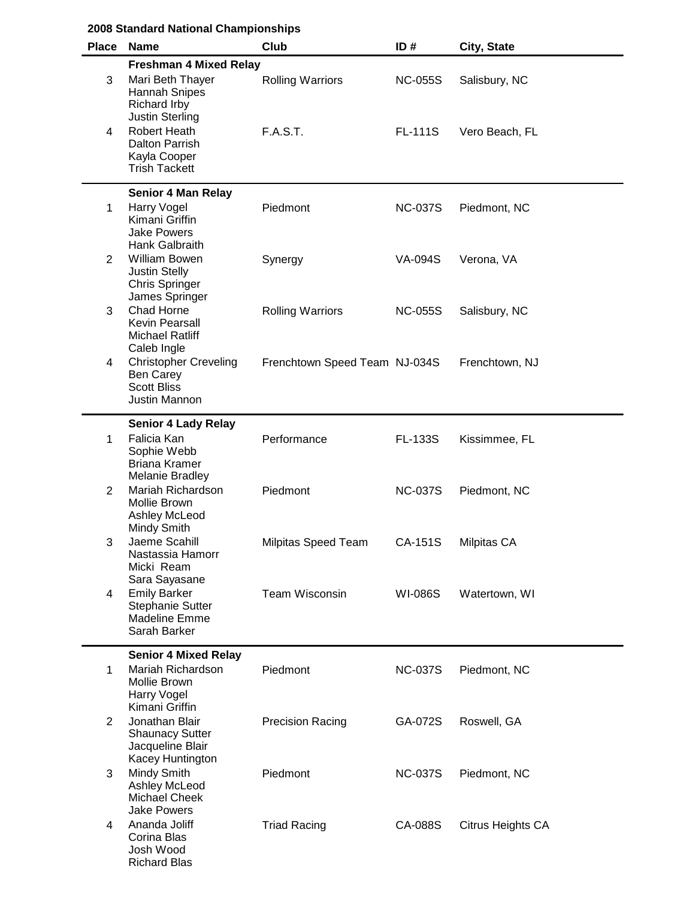**2008 Standard National Championships**

| Place | Name | Club | ID # | City, State |
|---|---|---|---|---|
| | **Freshman 4 Mixed Relay** | | | |
| 3 | Mari Beth Thayer<br>Hannah Snipes<br>Richard Irby<br>Justin Sterling | Rolling Warriors | NC-055S | Salisbury, NC |
| 4 | Robert Heath<br>Dalton Parrish<br>Kayla Cooper<br>Trish Tackett | F.A.S.T. | FL-111S | Vero Beach, FL |
| | **Senior 4 Man Relay** | | | |
| 1 | Harry Vogel<br>Kimani Griffin<br>Jake Powers<br>Hank Galbraith | Piedmont | NC-037S | Piedmont, NC |
| 2 | William Bowen<br>Justin Stelly<br>Chris Springer<br>James Springer | Synergy | VA-094S | Verona, VA |
| 3 | Chad Horne<br>Kevin Pearsall<br>Michael Ratliff<br>Caleb Ingle | Rolling Warriors | NC-055S | Salisbury, NC |
| 4 | Christopher Creveling<br>Ben Carey<br>Scott Bliss<br>Justin Mannon | Frenchtown Speed Team | NJ-034S | Frenchtown, NJ |
| | **Senior 4 Lady Relay** | | | |
| 1 | Falicia Kan<br>Sophie Webb<br>Briana Kramer<br>Melanie Bradley | Performance | FL-133S | Kissimmee, FL |
| 2 | Mariah Richardson<br>Mollie Brown<br>Ashley McLeod<br>Mindy Smith | Piedmont | NC-037S | Piedmont, NC |
| 3 | Jaeme Scahill<br>Nastassia Hamorr<br>Micki Ream<br>Sara Sayasane | Milpitas Speed Team | CA-151S | Milpitas CA |
| 4 | Emily Barker<br>Stephanie Sutter<br>Madeline Emme<br>Sarah Barker | Team Wisconsin | WI-086S | Watertown, WI |
| | **Senior 4 Mixed Relay** | | | |
| 1 | Mariah Richardson<br>Mollie Brown<br>Harry Vogel<br>Kimani Griffin | Piedmont | NC-037S | Piedmont, NC |
| 2 | Jonathan Blair<br>Shaunacy Sutter<br>Jacqueline Blair<br>Kacey Huntington | Precision Racing | GA-072S | Roswell, GA |
| 3 | Mindy Smith<br>Ashley McLeod<br>Michael Cheek<br>Jake Powers | Piedmont | NC-037S | Piedmont, NC |
| 4 | Ananda Joliff<br>Corina Blas<br>Josh Wood<br>Richard Blas | Triad Racing | CA-088S | Citrus Heights CA |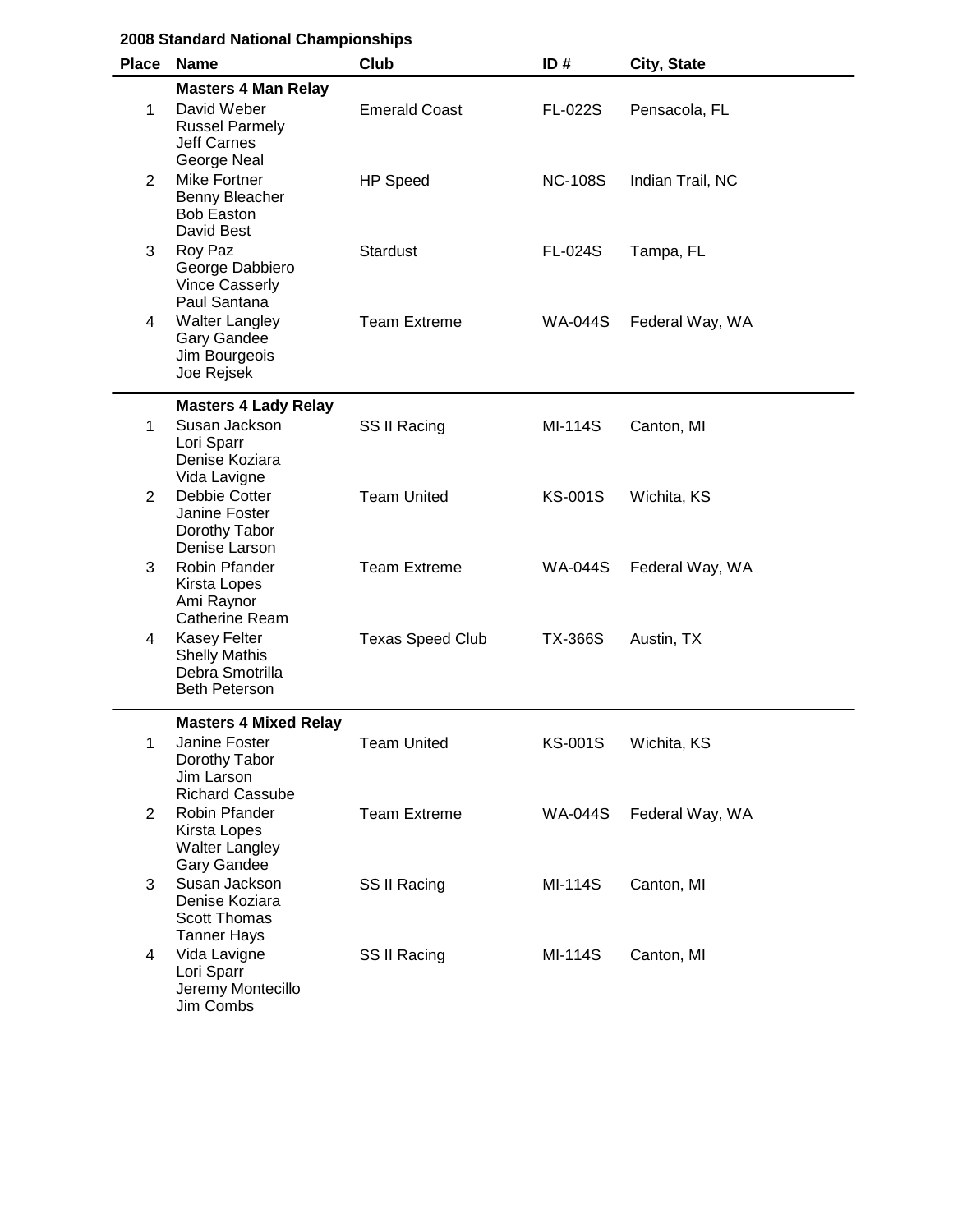**2008 Standard National Championships**

| Place | Name | Club | ID # | City, State |
|---|---|---|---|---|
| | **Masters 4 Man Relay** | | | |
| 1 | David Weber<br>Russel Parmely<br>Jeff Carnes<br>George Neal | Emerald Coast | FL-022S | Pensacola, FL |
| 2 | Mike Fortner<br>Benny Bleacher<br>Bob Easton<br>David Best | HP Speed | NC-108S | Indian Trail, NC |
| 3 | Roy Paz<br>George Dabbiero<br>Vince Casserly<br>Paul Santana | Stardust | FL-024S | Tampa, FL |
| 4 | Walter Langley<br>Gary Gandee<br>Jim Bourgeois<br>Joe Rejsek | Team Extreme | WA-044S | Federal Way, WA |
| | **Masters 4 Lady Relay** | | | |
| 1 | Susan Jackson<br>Lori Sparr<br>Denise Koziara<br>Vida Lavigne | SS II Racing | MI-114S | Canton, MI |
| 2 | Debbie Cotter<br>Janine Foster<br>Dorothy Tabor<br>Denise Larson | Team United | KS-001S | Wichita, KS |
| 3 | Robin Pfander<br>Kirsta Lopes<br>Ami Raynor<br>Catherine Ream | Team Extreme | WA-044S | Federal Way, WA |
| 4 | Kasey Felter<br>Shelly Mathis<br>Debra Smotrilla<br>Beth Peterson | Texas Speed Club | TX-366S | Austin, TX |
| | **Masters 4 Mixed Relay** | | | |
| 1 | Janine Foster<br>Dorothy Tabor<br>Jim Larson<br>Richard Cassube | Team United | KS-001S | Wichita, KS |
| 2 | Robin Pfander<br>Kirsta Lopes<br>Walter Langley<br>Gary Gandee | Team Extreme | WA-044S | Federal Way, WA |
| 3 | Susan Jackson<br>Denise Koziara<br>Scott Thomas<br>Tanner Hays | SS II Racing | MI-114S | Canton, MI |
| 4 | Vida Lavigne<br>Lori Sparr<br>Jeremy Montecillo<br>Jim Combs | SS II Racing | MI-114S | Canton, MI |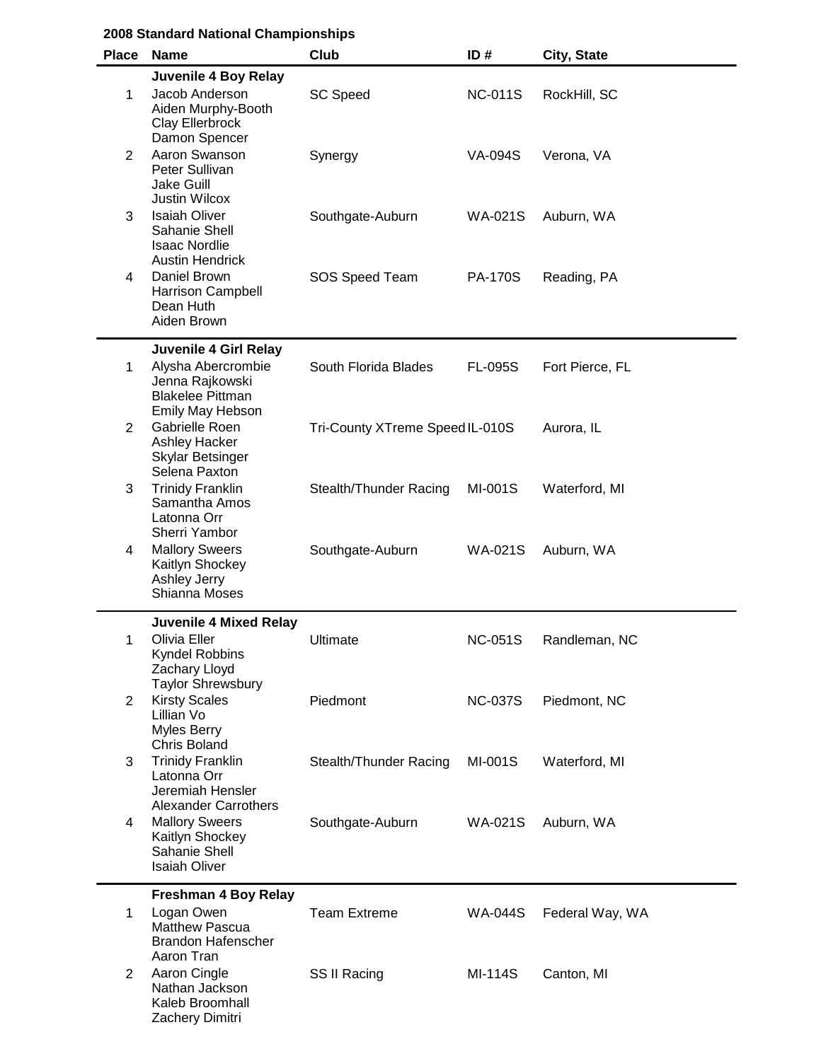**2008 Standard National Championships**

| Place | Name | Club | ID # | City, State |
|---|---|---|---|---|
| | **Juvenile 4 Boy Relay** | | | |
| 1 | Jacob Anderson<br>Aiden Murphy-Booth<br>Clay Ellerbrock<br>Damon Spencer | SC Speed | NC-011S | RockHill, SC |
| 2 | Aaron Swanson<br>Peter Sullivan<br>Jake Guill<br>Justin Wilcox | Synergy | VA-094S | Verona, VA |
| 3 | Isaiah Oliver<br>Sahanie Shell<br>Isaac Nordlie<br>Austin Hendrick | Southgate-Auburn | WA-021S | Auburn, WA |
| 4 | Daniel Brown<br>Harrison Campbell<br>Dean Huth<br>Aiden Brown | SOS Speed Team | PA-170S | Reading, PA |
| | **Juvenile 4 Girl Relay** | | | |
| 1 | Alysha Abercrombie<br>Jenna Rajkowski<br>Blakelee Pittman<br>Emily May Hebson | South Florida Blades | FL-095S | Fort Pierce, FL |
| 2 | Gabrielle Roen<br>Ashley Hacker<br>Skylar Betsinger<br>Selena Paxton | Tri-County XTreme Speed | IL-010S | Aurora, IL |
| 3 | Trinidy Franklin<br>Samantha Amos<br>Latonna Orr<br>Sherri Yambor | Stealth/Thunder Racing | MI-001S | Waterford, MI |
| 4 | Mallory Sweers<br>Kaitlyn Shockey<br>Ashley Jerry<br>Shianna Moses | Southgate-Auburn | WA-021S | Auburn, WA |
| | **Juvenile 4 Mixed Relay** | | | |
| 1 | Olivia Eller<br>Kyndel Robbins<br>Zachary Lloyd<br>Taylor Shrewsbury | Ultimate | NC-051S | Randleman, NC |
| 2 | Kirsty Scales<br>Lillian Vo<br>Myles Berry<br>Chris Boland | Piedmont | NC-037S | Piedmont, NC |
| 3 | Trinidy Franklin<br>Latonna Orr<br>Jeremiah Hensler<br>Alexander Carrothers | Stealth/Thunder Racing | MI-001S | Waterford, MI |
| 4 | Mallory Sweers<br>Kaitlyn Shockey<br>Sahanie Shell<br>Isaiah Oliver | Southgate-Auburn | WA-021S | Auburn, WA |
| | **Freshman 4 Boy Relay** | | | |
| 1 | Logan Owen<br>Matthew Pascua<br>Brandon Hafenscher<br>Aaron Tran | Team Extreme | WA-044S | Federal Way, WA |
| 2 | Aaron Cingle<br>Nathan Jackson<br>Kaleb Broomhall<br>Zachery Dimitri | SS II Racing | MI-114S | Canton, MI |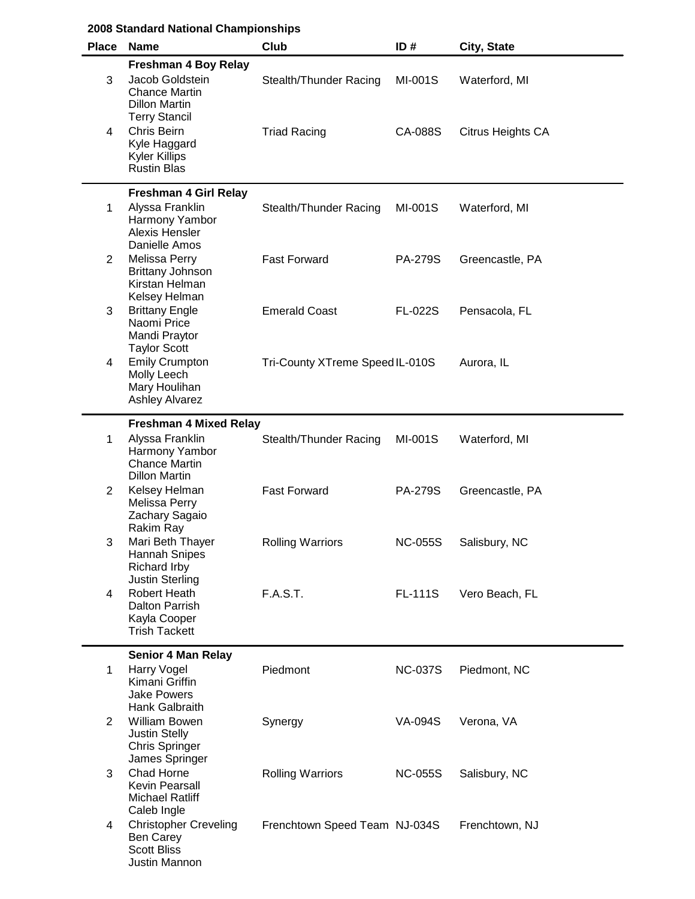**2008 Standard National Championships**

| Place | Name | Club | ID # | City, State |
|---|---|---|---|---|
| | **Freshman 4 Boy Relay** | | | |
| 3 | Jacob Goldstein<br>Chance Martin<br>Dillon Martin<br>Terry Stancil | Stealth/Thunder Racing | MI-001S | Waterford, MI |
| 4 | Chris Beirn<br>Kyle Haggard<br>Kyler Killips<br>Rustin Blas | Triad Racing | CA-088S | Citrus Heights CA |
| | **Freshman 4 Girl Relay** | | | |
| 1 | Alyssa Franklin<br>Harmony Yambor<br>Alexis Hensler<br>Danielle Amos | Stealth/Thunder Racing | MI-001S | Waterford, MI |
| 2 | Melissa Perry<br>Brittany Johnson<br>Kirstan Helman<br>Kelsey Helman | Fast Forward | PA-279S | Greencastle, PA |
| 3 | Brittany Engle<br>Naomi Price<br>Mandi Praytor<br>Taylor Scott | Emerald Coast | FL-022S | Pensacola, FL |
| 4 | Emily Crumpton<br>Molly Leech<br>Mary Houlihan<br>Ashley Alvarez | Tri-County XTreme Speed | IL-010S | Aurora, IL |
| | **Freshman 4 Mixed Relay** | | | |
| 1 | Alyssa Franklin<br>Harmony Yambor<br>Chance Martin<br>Dillon Martin | Stealth/Thunder Racing | MI-001S | Waterford, MI |
| 2 | Kelsey Helman<br>Melissa Perry<br>Zachary Sagaio<br>Rakim Ray | Fast Forward | PA-279S | Greencastle, PA |
| 3 | Mari Beth Thayer<br>Hannah Snipes<br>Richard Irby<br>Justin Sterling | Rolling Warriors | NC-055S | Salisbury, NC |
| 4 | Robert Heath<br>Dalton Parrish<br>Kayla Cooper<br>Trish Tackett | F.A.S.T. | FL-111S | Vero Beach, FL |
| | **Senior 4 Man Relay** | | | |
| 1 | Harry Vogel<br>Kimani Griffin<br>Jake Powers<br>Hank Galbraith | Piedmont | NC-037S | Piedmont, NC |
| 2 | William Bowen<br>Justin Stelly<br>Chris Springer<br>James Springer | Synergy | VA-094S | Verona, VA |
| 3 | Chad Horne<br>Kevin Pearsall<br>Michael Ratliff<br>Caleb Ingle | Rolling Warriors | NC-055S | Salisbury, NC |
| 4 | Christopher Creveling<br>Ben Carey<br>Scott Bliss<br>Justin Mannon | Frenchtown Speed Team | NJ-034S | Frenchtown, NJ |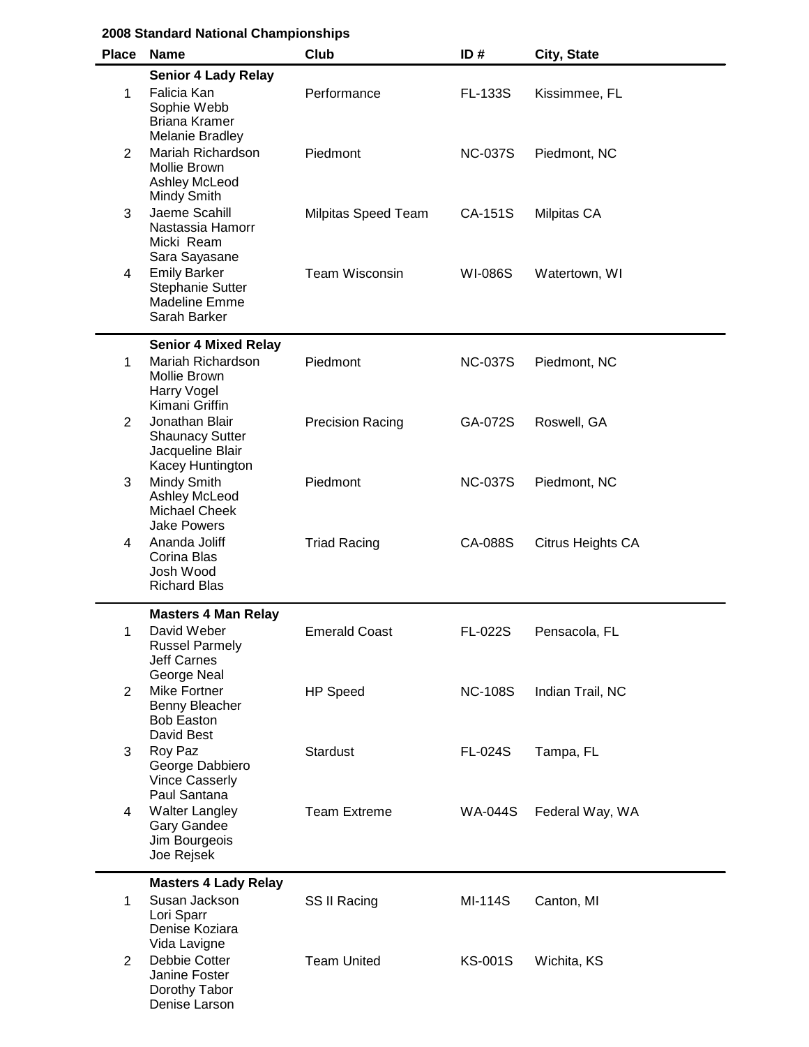**2008 Standard National Championships**

| Place | Name | Club | ID # | City, State |
|---|---|---|---|---|
| | **Senior 4 Lady Relay** | | | |
| 1 | Falicia Kan<br>Sophie Webb<br>Briana Kramer<br>Melanie Bradley | Performance | FL-133S | Kissimmee, FL |
| 2 | Mariah Richardson<br>Mollie Brown<br>Ashley McLeod<br>Mindy Smith | Piedmont | NC-037S | Piedmont, NC |
| 3 | Jaeme Scahill<br>Nastassia Hamorr<br>Micki Ream<br>Sara Sayasane | Milpitas Speed Team | CA-151S | Milpitas CA |
| 4 | Emily Barker<br>Stephanie Sutter<br>Madeline Emme<br>Sarah Barker | Team Wisconsin | WI-086S | Watertown, WI |
| | **Senior 4 Mixed Relay** | | | |
| 1 | Mariah Richardson<br>Mollie Brown<br>Harry Vogel<br>Kimani Griffin | Piedmont | NC-037S | Piedmont, NC |
| 2 | Jonathan Blair<br>Shaunacy Sutter<br>Jacqueline Blair<br>Kacey Huntington | Precision Racing | GA-072S | Roswell, GA |
| 3 | Mindy Smith<br>Ashley McLeod<br>Michael Cheek<br>Jake Powers | Piedmont | NC-037S | Piedmont, NC |
| 4 | Ananda Joliff<br>Corina Blas<br>Josh Wood<br>Richard Blas | Triad Racing | CA-088S | Citrus Heights CA |
| | **Masters 4 Man Relay** | | | |
| 1 | David Weber<br>Russel Parmely<br>Jeff Carnes<br>George Neal | Emerald Coast | FL-022S | Pensacola, FL |
| 2 | Mike Fortner<br>Benny Bleacher<br>Bob Easton<br>David Best | HP Speed | NC-108S | Indian Trail, NC |
| 3 | Roy Paz<br>George Dabbiero<br>Vince Casserly<br>Paul Santana | Stardust | FL-024S | Tampa, FL |
| 4 | Walter Langley<br>Gary Gandee<br>Jim Bourgeois<br>Joe Rejsek | Team Extreme | WA-044S | Federal Way, WA |
| | **Masters 4 Lady Relay** | | | |
| 1 | Susan Jackson<br>Lori Sparr<br>Denise Koziara<br>Vida Lavigne | SS II Racing | MI-114S | Canton, MI |
| 2 | Debbie Cotter<br>Janine Foster<br>Dorothy Tabor<br>Denise Larson | Team United | KS-001S | Wichita, KS |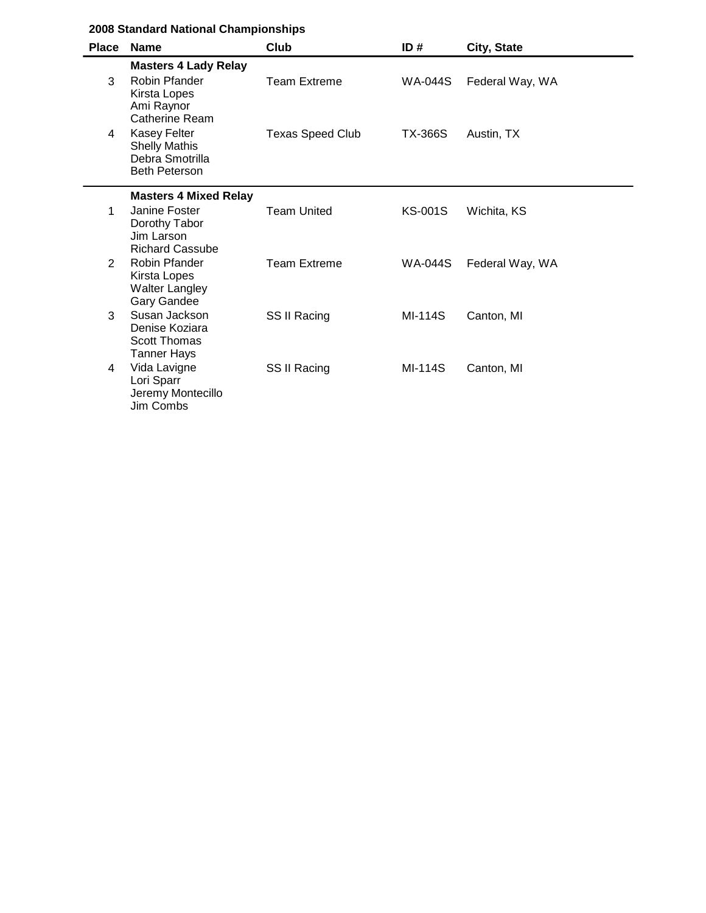**2008 Standard National Championships**

| Place | Name | Club | ID # | City, State |
|---|---|---|---|---|
| | **Masters 4 Lady Relay** | | | |
| 3 | Robin Pfander<br>Kirsta Lopes<br>Ami Raynor<br>Catherine Ream | Team Extreme | WA-044S | Federal Way, WA |
| 4 | Kasey Felter<br>Shelly Mathis<br>Debra Smotrilla<br>Beth Peterson | Texas Speed Club | TX-366S | Austin, TX |
| | **Masters 4 Mixed Relay** | | | |
| 1 | Janine Foster<br>Dorothy Tabor<br>Jim Larson<br>Richard Cassube | Team United | KS-001S | Wichita, KS |
| 2 | Robin Pfander<br>Kirsta Lopes<br>Walter Langley<br>Gary Gandee | Team Extreme | WA-044S | Federal Way, WA |
| 3 | Susan Jackson<br>Denise Koziara<br>Scott Thomas<br>Tanner Hays | SS II Racing | MI-114S | Canton, MI |
| 4 | Vida Lavigne<br>Lori Sparr<br>Jeremy Montecillo<br>Jim Combs | SS II Racing | MI-114S | Canton, MI |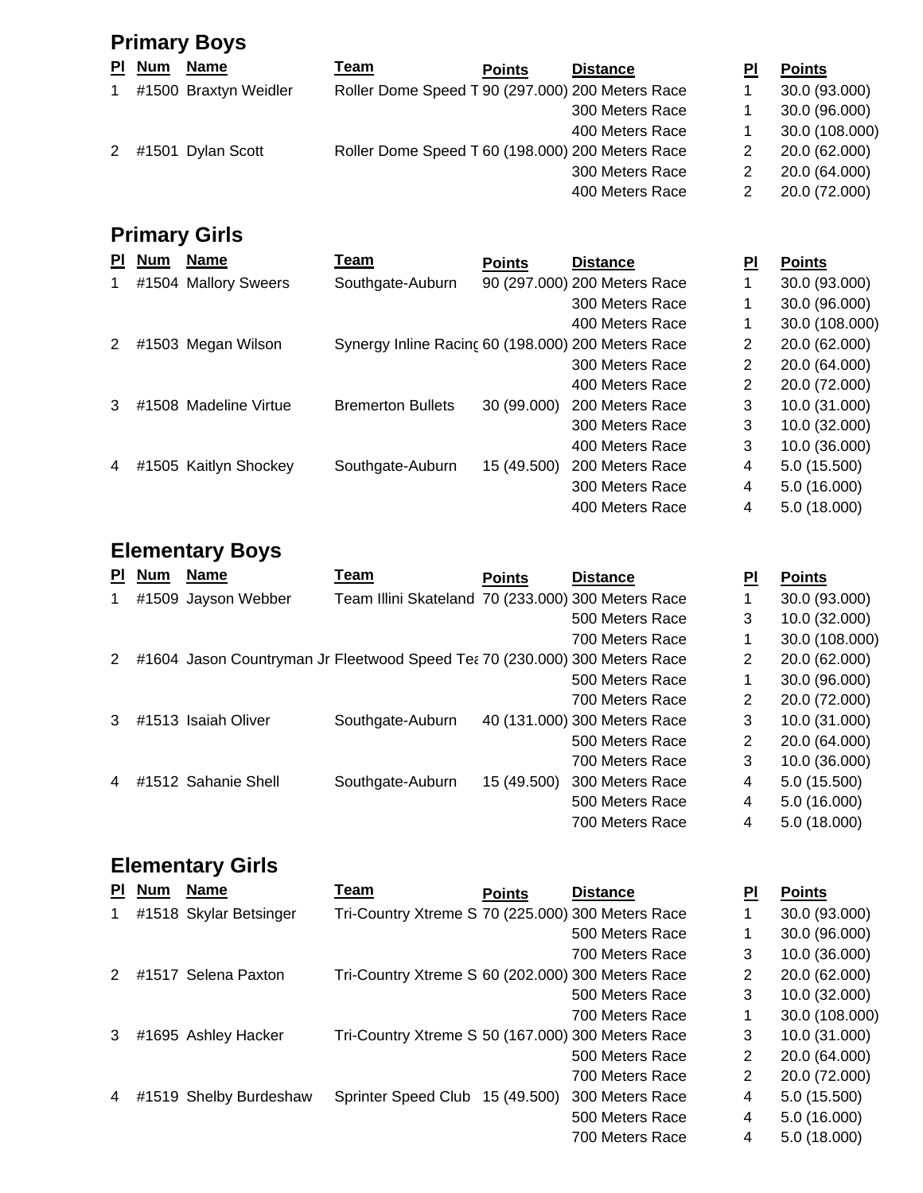## Primary Boys

| Pl | Num | Name | Team | Points | Distance | Pl | Points |
|---|---|---|---|---|---|---|---|
| 1 | #1500 | Braxtyn Weidler | Roller Dome Speed T | 90 (297.000) | 200 Meters Race | 1 | 30.0 (93.000) |
| | | | | | 300 Meters Race | 1 | 30.0 (96.000) |
| | | | | | 400 Meters Race | 1 | 30.0 (108.000) |
| 2 | #1501 | Dylan Scott | Roller Dome Speed T | 60 (198.000) | 200 Meters Race | 2 | 20.0 (62.000) |
| | | | | | 300 Meters Race | 2 | 20.0 (64.000) |
| | | | | | 400 Meters Race | 2 | 20.0 (72.000) |

## Primary Girls

| Pl | Num | Name | Team | Points | Distance | Pl | Points |
|---|---|---|---|---|---|---|---|
| 1 | #1504 | Mallory Sweers | Southgate-Auburn | 90 (297.000) | 200 Meters Race | 1 | 30.0 (93.000) |
| | | | | | 300 Meters Race | 1 | 30.0 (96.000) |
| | | | | | 400 Meters Race | 1 | 30.0 (108.000) |
| 2 | #1503 | Megan Wilson | Synergy Inline Racing | 60 (198.000) | 200 Meters Race | 2 | 20.0 (62.000) |
| | | | | | 300 Meters Race | 2 | 20.0 (64.000) |
| | | | | | 400 Meters Race | 2 | 20.0 (72.000) |
| 3 | #1508 | Madeline Virtue | Bremerton Bullets | 30 (99.000) | 200 Meters Race | 3 | 10.0 (31.000) |
| | | | | | 300 Meters Race | 3 | 10.0 (32.000) |
| | | | | | 400 Meters Race | 3 | 10.0 (36.000) |
| 4 | #1505 | Kaitlyn Shockey | Southgate-Auburn | 15 (49.500) | 200 Meters Race | 4 | 5.0 (15.500) |
| | | | | | 300 Meters Race | 4 | 5.0 (16.000) |
| | | | | | 400 Meters Race | 4 | 5.0 (18.000) |

## Elementary Boys

| Pl | Num | Name | Team | Points | Distance | Pl | Points |
|---|---|---|---|---|---|---|---|
| 1 | #1509 | Jayson Webber | Team Illini Skateland | 70 (233.000) | 300 Meters Race | 1 | 30.0 (93.000) |
| | | | | | 500 Meters Race | 3 | 10.0 (32.000) |
| | | | | | 700 Meters Race | 1 | 30.0 (108.000) |
| 2 | #1604 | Jason Countryman Jr | Fleetwood Speed Tea | 70 (230.000) | 300 Meters Race | 2 | 20.0 (62.000) |
| | | | | | 500 Meters Race | 1 | 30.0 (96.000) |
| | | | | | 700 Meters Race | 2 | 20.0 (72.000) |
| 3 | #1513 | Isaiah Oliver | Southgate-Auburn | 40 (131.000) | 300 Meters Race | 3 | 10.0 (31.000) |
| | | | | | 500 Meters Race | 2 | 20.0 (64.000) |
| | | | | | 700 Meters Race | 3 | 10.0 (36.000) |
| 4 | #1512 | Sahanie Shell | Southgate-Auburn | 15 (49.500) | 300 Meters Race | 4 | 5.0 (15.500) |
| | | | | | 500 Meters Race | 4 | 5.0 (16.000) |
| | | | | | 700 Meters Race | 4 | 5.0 (18.000) |

## Elementary Girls

| Pl | Num | Name | Team | Points | Distance | Pl | Points |
|---|---|---|---|---|---|---|---|
| 1 | #1518 | Skylar Betsinger | Tri-Country Xtreme S | 70 (225.000) | 300 Meters Race | 1 | 30.0 (93.000) |
| | | | | | 500 Meters Race | 1 | 30.0 (96.000) |
| | | | | | 700 Meters Race | 3 | 10.0 (36.000) |
| 2 | #1517 | Selena Paxton | Tri-Country Xtreme S | 60 (202.000) | 300 Meters Race | 2 | 20.0 (62.000) |
| | | | | | 500 Meters Race | 3 | 10.0 (32.000) |
| | | | | | 700 Meters Race | 1 | 30.0 (108.000) |
| 3 | #1695 | Ashley Hacker | Tri-Country Xtreme S | 50 (167.000) | 300 Meters Race | 3 | 10.0 (31.000) |
| | | | | | 500 Meters Race | 2 | 20.0 (64.000) |
| | | | | | 700 Meters Race | 2 | 20.0 (72.000) |
| 4 | #1519 | Shelby Burdeshaw | Sprinter Speed Club | 15 (49.500) | 300 Meters Race | 4 | 5.0 (15.500) |
| | | | | | 500 Meters Race | 4 | 5.0 (16.000) |
| | | | | | 700 Meters Race | 4 | 5.0 (18.000) |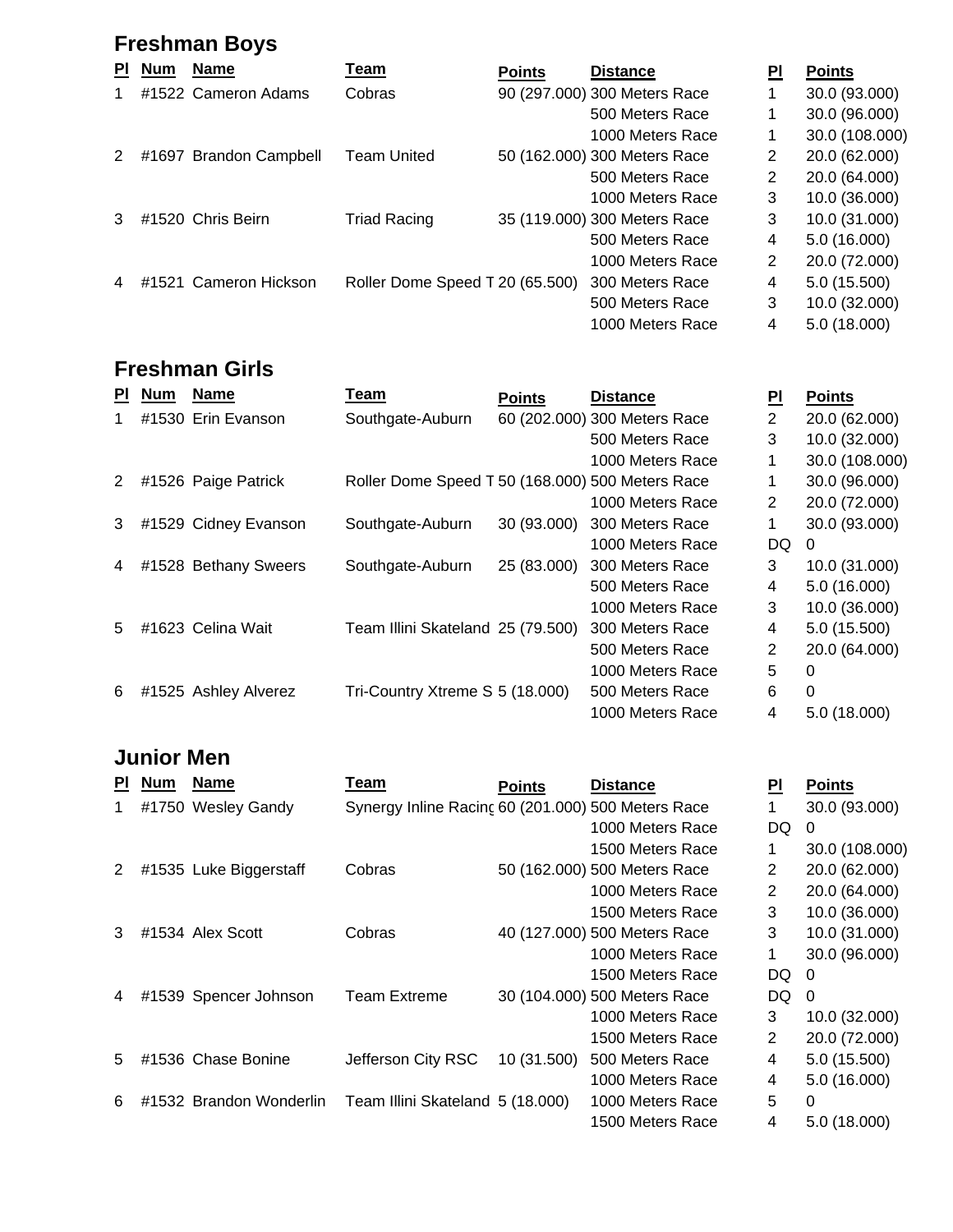## Freshman Boys

| Pl | Num | Name | Team | Points | Distance | Pl | Points |
|---|---|---|---|---|---|---|---|
| 1 | #1522 | Cameron Adams | Cobras | 90 (297.000) | 300 Meters Race | 1 | 30.0 (93.000) |
| | | | | | 500 Meters Race | 1 | 30.0 (96.000) |
| | | | | | 1000 Meters Race | 1 | 30.0 (108.000) |
| 2 | #1697 | Brandon Campbell | Team United | 50 (162.000) | 300 Meters Race | 2 | 20.0 (62.000) |
| | | | | | 500 Meters Race | 2 | 20.0 (64.000) |
| | | | | | 1000 Meters Race | 3 | 10.0 (36.000) |
| 3 | #1520 | Chris Beirn | Triad Racing | 35 (119.000) | 300 Meters Race | 3 | 10.0 (31.000) |
| | | | | | 500 Meters Race | 4 | 5.0 (16.000) |
| | | | | | 1000 Meters Race | 2 | 20.0 (72.000) |
| 4 | #1521 | Cameron Hickson | Roller Dome Speed T | 20 (65.500) | 300 Meters Race | 4 | 5.0 (15.500) |
| | | | | | 500 Meters Race | 3 | 10.0 (32.000) |
| | | | | | 1000 Meters Race | 4 | 5.0 (18.000) |

## Freshman Girls

| Pl | Num | Name | Team | Points | Distance | Pl | Points |
|---|---|---|---|---|---|---|---|
| 1 | #1530 | Erin Evanson | Southgate-Auburn | 60 (202.000) | 300 Meters Race | 2 | 20.0 (62.000) |
| | | | | | 500 Meters Race | 3 | 10.0 (32.000) |
| | | | | | 1000 Meters Race | 1 | 30.0 (108.000) |
| 2 | #1526 | Paige Patrick | Roller Dome Speed T | 50 (168.000) | 500 Meters Race | 1 | 30.0 (96.000) |
| | | | | | 1000 Meters Race | 2 | 20.0 (72.000) |
| 3 | #1529 | Cidney Evanson | Southgate-Auburn | 30 (93.000) | 300 Meters Race | 1 | 30.0 (93.000) |
| | | | | | 1000 Meters Race | DQ | 0 |
| 4 | #1528 | Bethany Sweers | Southgate-Auburn | 25 (83.000) | 300 Meters Race | 3 | 10.0 (31.000) |
| | | | | | 500 Meters Race | 4 | 5.0 (16.000) |
| | | | | | 1000 Meters Race | 3 | 10.0 (36.000) |
| 5 | #1623 | Celina Wait | Team Illini Skateland | 25 (79.500) | 300 Meters Race | 4 | 5.0 (15.500) |
| | | | | | 500 Meters Race | 2 | 20.0 (64.000) |
| | | | | | 1000 Meters Race | 5 | 0 |
| 6 | #1525 | Ashley Alverez | Tri-Country Xtreme S | 5 (18.000) | 500 Meters Race | 6 | 0 |
| | | | | | 1000 Meters Race | 4 | 5.0 (18.000) |

## Junior Men

| Pl | Num | Name | Team | Points | Distance | Pl | Points |
|---|---|---|---|---|---|---|---|
| 1 | #1750 | Wesley Gandy | Synergy Inline Racing | 60 (201.000) | 500 Meters Race | 1 | 30.0 (93.000) |
| | | | | | 1000 Meters Race | DQ | 0 |
| | | | | | 1500 Meters Race | 1 | 30.0 (108.000) |
| 2 | #1535 | Luke Biggerstaff | Cobras | 50 (162.000) | 500 Meters Race | 2 | 20.0 (62.000) |
| | | | | | 1000 Meters Race | 2 | 20.0 (64.000) |
| | | | | | 1500 Meters Race | 3 | 10.0 (36.000) |
| 3 | #1534 | Alex Scott | Cobras | 40 (127.000) | 500 Meters Race | 3 | 10.0 (31.000) |
| | | | | | 1000 Meters Race | 1 | 30.0 (96.000) |
| | | | | | 1500 Meters Race | DQ | 0 |
| 4 | #1539 | Spencer Johnson | Team Extreme | 30 (104.000) | 500 Meters Race | DQ | 0 |
| | | | | | 1000 Meters Race | 3 | 10.0 (32.000) |
| | | | | | 1500 Meters Race | 2 | 20.0 (72.000) |
| 5 | #1536 | Chase Bonine | Jefferson City RSC | 10 (31.500) | 500 Meters Race | 4 | 5.0 (15.500) |
| | | | | | 1000 Meters Race | 4 | 5.0 (16.000) |
| 6 | #1532 | Brandon Wonderlin | Team Illini Skateland | 5 (18.000) | 1000 Meters Race | 5 | 0 |
| | | | | | 1500 Meters Race | 4 | 5.0 (18.000) |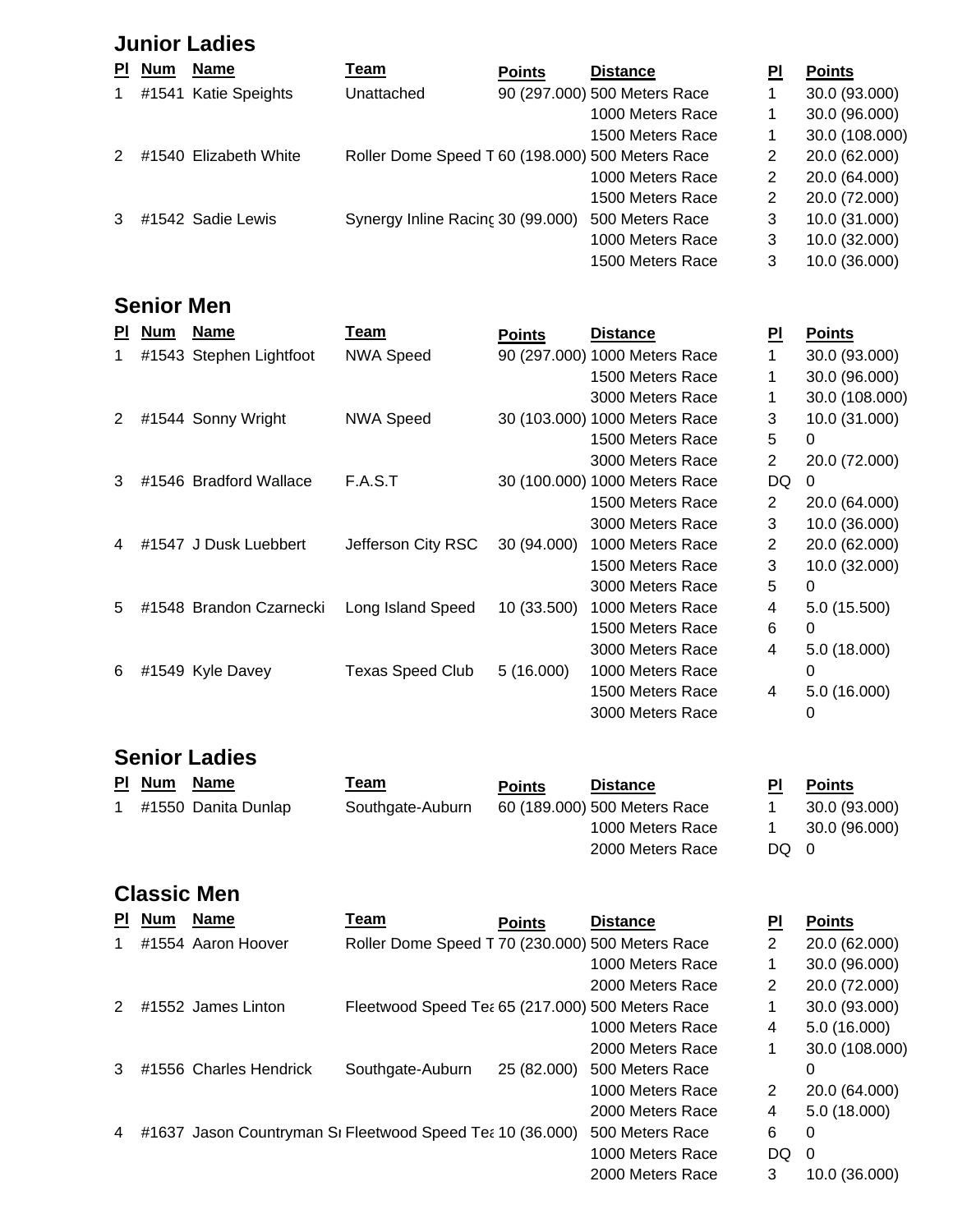## Junior Ladies

| Pl | Num | Name | Team | Points | Distance | Pl | Points |
|---|---|---|---|---|---|---|---|
| 1 | #1541 | Katie Speights | Unattached | 90 (297.000) | 500 Meters Race | 1 | 30.0 (93.000) |
| | | | | | 1000 Meters Race | 1 | 30.0 (96.000) |
| | | | | | 1500 Meters Race | 1 | 30.0 (108.000) |
| 2 | #1540 | Elizabeth White | Roller Dome Speed T | 60 (198.000) | 500 Meters Race | 2 | 20.0 (62.000) |
| | | | | | 1000 Meters Race | 2 | 20.0 (64.000) |
| | | | | | 1500 Meters Race | 2 | 20.0 (72.000) |
| 3 | #1542 | Sadie Lewis | Synergy Inline Racinç | 30 (99.000) | 500 Meters Race | 3 | 10.0 (31.000) |
| | | | | | 1000 Meters Race | 3 | 10.0 (32.000) |
| | | | | | 1500 Meters Race | 3 | 10.0 (36.000) |

## Senior Men

| Pl | Num | Name | Team | Points | Distance | Pl | Points |
|---|---|---|---|---|---|---|---|
| 1 | #1543 | Stephen Lightfoot | NWA Speed | 90 (297.000) | 1000 Meters Race | 1 | 30.0 (93.000) |
| | | | | | 1500 Meters Race | 1 | 30.0 (96.000) |
| | | | | | 3000 Meters Race | 1 | 30.0 (108.000) |
| 2 | #1544 | Sonny Wright | NWA Speed | 30 (103.000) | 1000 Meters Race | 3 | 10.0 (31.000) |
| | | | | | 1500 Meters Race | 5 | 0 |
| | | | | | 3000 Meters Race | 2 | 20.0 (72.000) |
| 3 | #1546 | Bradford Wallace | F.A.S.T | 30 (100.000) | 1000 Meters Race | DQ | 0 |
| | | | | | 1500 Meters Race | 2 | 20.0 (64.000) |
| | | | | | 3000 Meters Race | 3 | 10.0 (36.000) |
| 4 | #1547 | J Dusk Luebbert | Jefferson City RSC | 30 (94.000) | 1000 Meters Race | 2 | 20.0 (62.000) |
| | | | | | 1500 Meters Race | 3 | 10.0 (32.000) |
| | | | | | 3000 Meters Race | 5 | 0 |
| 5 | #1548 | Brandon Czarnecki | Long Island Speed | 10 (33.500) | 1000 Meters Race | 4 | 5.0 (15.500) |
| | | | | | 1500 Meters Race | 6 | 0 |
| | | | | | 3000 Meters Race | 4 | 5.0 (18.000) |
| 6 | #1549 | Kyle Davey | Texas Speed Club | 5 (16.000) | 1000 Meters Race | | 0 |
| | | | | | 1500 Meters Race | 4 | 5.0 (16.000) |
| | | | | | 3000 Meters Race | | 0 |

## Senior Ladies

| Pl | Num | Name | Team | Points | Distance | Pl | Points |
|---|---|---|---|---|---|---|---|
| 1 | #1550 | Danita Dunlap | Southgate-Auburn | 60 (189.000) | 500 Meters Race | 1 | 30.0 (93.000) |
| | | | | | 1000 Meters Race | 1 | 30.0 (96.000) |
| | | | | | 2000 Meters Race | DQ | 0 |

## Classic Men

| Pl | Num | Name | Team | Points | Distance | Pl | Points |
|---|---|---|---|---|---|---|---|
| 1 | #1554 | Aaron Hoover | Roller Dome Speed T | 70 (230.000) | 500 Meters Race | 2 | 20.0 (62.000) |
| | | | | | 1000 Meters Race | 1 | 30.0 (96.000) |
| | | | | | 2000 Meters Race | 2 | 20.0 (72.000) |
| 2 | #1552 | James Linton | Fleetwood Speed Tea | 65 (217.000) | 500 Meters Race | 1 | 30.0 (93.000) |
| | | | | | 1000 Meters Race | 4 | 5.0 (16.000) |
| | | | | | 2000 Meters Race | 1 | 30.0 (108.000) |
| 3 | #1556 | Charles Hendrick | Southgate-Auburn | 25 (82.000) | 500 Meters Race | | 0 |
| | | | | | 1000 Meters Race | 2 | 20.0 (64.000) |
| | | | | | 2000 Meters Race | 4 | 5.0 (18.000) |
| 4 | #1637 | Jason Countryman Sı | Fleetwood Speed Tea | 10 (36.000) | 500 Meters Race | 6 | 0 |
| | | | | | 1000 Meters Race | DQ | 0 |
| | | | | | 2000 Meters Race | 3 | 10.0 (36.000) |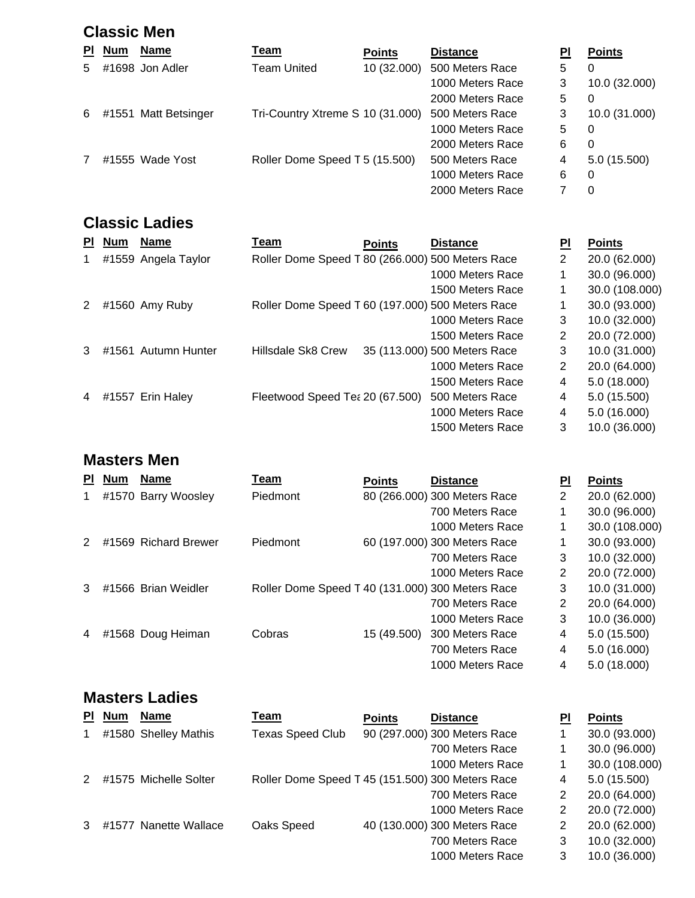## Classic Men

| Pl | Num | Name | Team | Points | Distance | Pl | Points |
|---|---|---|---|---|---|---|---|
| 5 | #1698 | Jon Adler | Team United | 10 (32.000) | 500 Meters Race | 5 | 0 |
| | | | | | 1000 Meters Race | 3 | 10.0 (32.000) |
| | | | | | 2000 Meters Race | 5 | 0 |
| 6 | #1551 | Matt Betsinger | Tri-Country Xtreme S | 10 (31.000) | 500 Meters Race | 3 | 10.0 (31.000) |
| | | | | | 1000 Meters Race | 5 | 0 |
| | | | | | 2000 Meters Race | 6 | 0 |
| 7 | #1555 | Wade Yost | Roller Dome Speed T | 5 (15.500) | 500 Meters Race | 4 | 5.0 (15.500) |
| | | | | | 1000 Meters Race | 6 | 0 |
| | | | | | 2000 Meters Race | 7 | 0 |

## Classic Ladies

| Pl | Num | Name | Team | Points | Distance | Pl | Points |
|---|---|---|---|---|---|---|---|
| 1 | #1559 | Angela Taylor | Roller Dome Speed T | 80 (266.000) | 500 Meters Race | 2 | 20.0 (62.000) |
| | | | | | 1000 Meters Race | 1 | 30.0 (96.000) |
| | | | | | 1500 Meters Race | 1 | 30.0 (108.000) |
| 2 | #1560 | Amy Ruby | Roller Dome Speed T | 60 (197.000) | 500 Meters Race | 1 | 30.0 (93.000) |
| | | | | | 1000 Meters Race | 3 | 10.0 (32.000) |
| | | | | | 1500 Meters Race | 2 | 20.0 (72.000) |
| 3 | #1561 | Autumn Hunter | Hillsdale Sk8 Crew | 35 (113.000) | 500 Meters Race | 3 | 10.0 (31.000) |
| | | | | | 1000 Meters Race | 2 | 20.0 (64.000) |
| | | | | | 1500 Meters Race | 4 | 5.0 (18.000) |
| 4 | #1557 | Erin Haley | Fleetwood Speed Tea | 20 (67.500) | 500 Meters Race | 4 | 5.0 (15.500) |
| | | | | | 1000 Meters Race | 4 | 5.0 (16.000) |
| | | | | | 1500 Meters Race | 3 | 10.0 (36.000) |

## Masters Men

| Pl | Num | Name | Team | Points | Distance | Pl | Points |
|---|---|---|---|---|---|---|---|
| 1 | #1570 | Barry Woosley | Piedmont | 80 (266.000) | 300 Meters Race | 2 | 20.0 (62.000) |
| | | | | | 700 Meters Race | 1 | 30.0 (96.000) |
| | | | | | 1000 Meters Race | 1 | 30.0 (108.000) |
| 2 | #1569 | Richard Brewer | Piedmont | 60 (197.000) | 300 Meters Race | 1 | 30.0 (93.000) |
| | | | | | 700 Meters Race | 3 | 10.0 (32.000) |
| | | | | | 1000 Meters Race | 2 | 20.0 (72.000) |
| 3 | #1566 | Brian Weidler | Roller Dome Speed T | 40 (131.000) | 300 Meters Race | 3 | 10.0 (31.000) |
| | | | | | 700 Meters Race | 2 | 20.0 (64.000) |
| | | | | | 1000 Meters Race | 3 | 10.0 (36.000) |
| 4 | #1568 | Doug Heiman | Cobras | 15 (49.500) | 300 Meters Race | 4 | 5.0 (15.500) |
| | | | | | 700 Meters Race | 4 | 5.0 (16.000) |
| | | | | | 1000 Meters Race | 4 | 5.0 (18.000) |

## Masters Ladies

| Pl | Num | Name | Team | Points | Distance | Pl | Points |
|---|---|---|---|---|---|---|---|
| 1 | #1580 | Shelley Mathis | Texas Speed Club | 90 (297.000) | 300 Meters Race | 1 | 30.0 (93.000) |
| | | | | | 700 Meters Race | 1 | 30.0 (96.000) |
| | | | | | 1000 Meters Race | 1 | 30.0 (108.000) |
| 2 | #1575 | Michelle Solter | Roller Dome Speed T | 45 (151.500) | 300 Meters Race | 4 | 5.0 (15.500) |
| | | | | | 700 Meters Race | 2 | 20.0 (64.000) |
| | | | | | 1000 Meters Race | 2 | 20.0 (72.000) |
| 3 | #1577 | Nanette Wallace | Oaks Speed | 40 (130.000) | 300 Meters Race | 2 | 20.0 (62.000) |
| | | | | | 700 Meters Race | 3 | 10.0 (32.000) |
| | | | | | 1000 Meters Race | 3 | 10.0 (36.000) |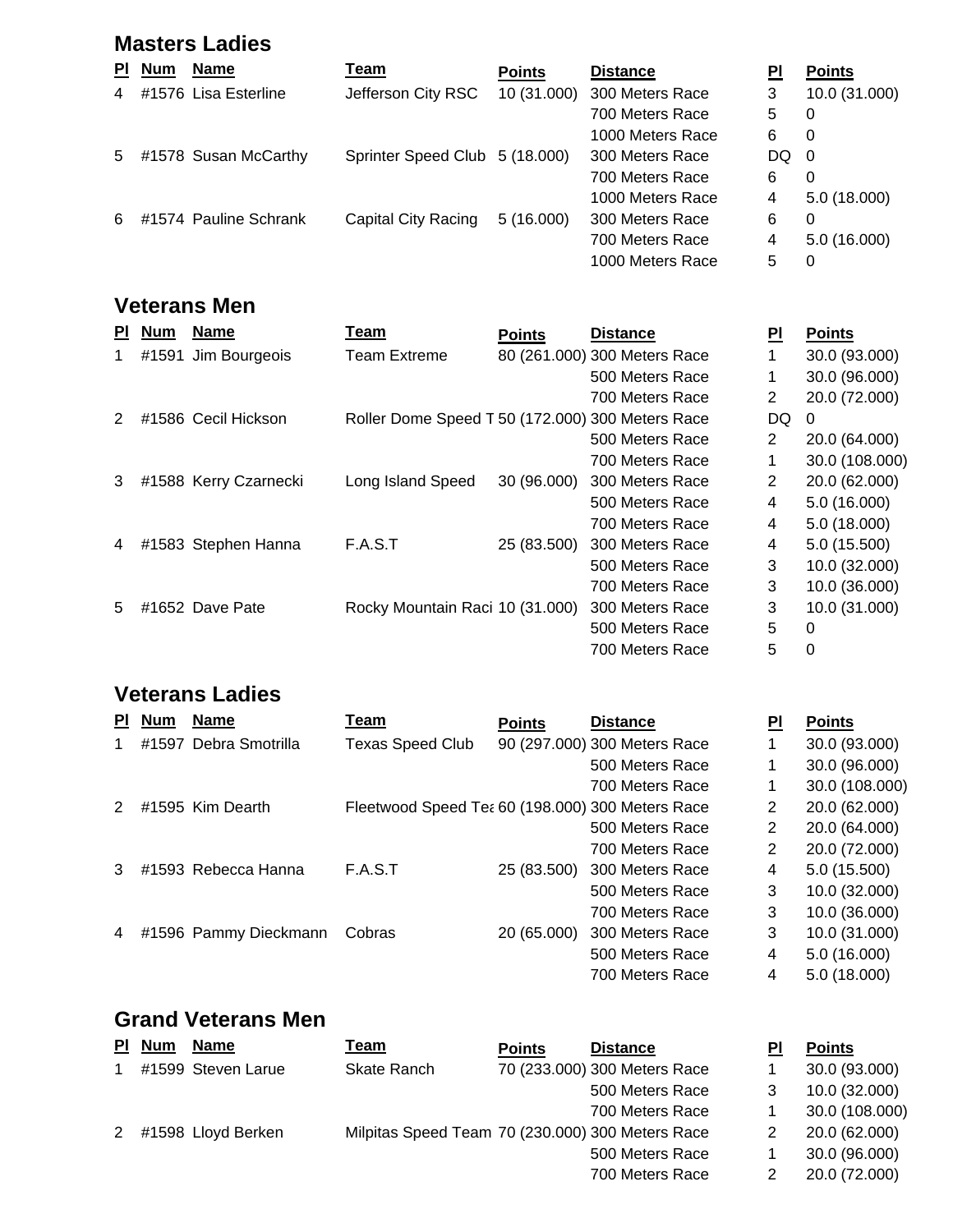## Masters Ladies

| Pl | Num | Name | Team | Points | Distance | Pl | Points |
|---|---|---|---|---|---|---|---|
| 4 | #1576 | Lisa Esterline | Jefferson City RSC | 10 (31.000) | 300 Meters Race | 3 | 10.0 (31.000) |
| | | | | | 700 Meters Race | 5 | 0 |
| | | | | | 1000 Meters Race | 6 | 0 |
| 5 | #1578 | Susan McCarthy | Sprinter Speed Club | 5 (18.000) | 300 Meters Race | DQ | 0 |
| | | | | | 700 Meters Race | 6 | 0 |
| | | | | | 1000 Meters Race | 4 | 5.0 (18.000) |
| 6 | #1574 | Pauline Schrank | Capital City Racing | 5 (16.000) | 300 Meters Race | 6 | 0 |
| | | | | | 700 Meters Race | 4 | 5.0 (16.000) |
| | | | | | 1000 Meters Race | 5 | 0 |

## Veterans Men

| Pl | Num | Name | Team | Points | Distance | Pl | Points |
|---|---|---|---|---|---|---|---|
| 1 | #1591 | Jim Bourgeois | Team Extreme | 80 (261.000) | 300 Meters Race | 1 | 30.0 (93.000) |
| | | | | | 500 Meters Race | 1 | 30.0 (96.000) |
| | | | | | 700 Meters Race | 2 | 20.0 (72.000) |
| 2 | #1586 | Cecil Hickson | Roller Dome Speed T | 50 (172.000) | 300 Meters Race | DQ | 0 |
| | | | | | 500 Meters Race | 2 | 20.0 (64.000) |
| | | | | | 700 Meters Race | 1 | 30.0 (108.000) |
| 3 | #1588 | Kerry Czarnecki | Long Island Speed | 30 (96.000) | 300 Meters Race | 2 | 20.0 (62.000) |
| | | | | | 500 Meters Race | 4 | 5.0 (16.000) |
| | | | | | 700 Meters Race | 4 | 5.0 (18.000) |
| 4 | #1583 | Stephen Hanna | F.A.S.T | 25 (83.500) | 300 Meters Race | 4 | 5.0 (15.500) |
| | | | | | 500 Meters Race | 3 | 10.0 (32.000) |
| | | | | | 700 Meters Race | 3 | 10.0 (36.000) |
| 5 | #1652 | Dave Pate | Rocky Mountain Raci | 10 (31.000) | 300 Meters Race | 3 | 10.0 (31.000) |
| | | | | | 500 Meters Race | 5 | 0 |
| | | | | | 700 Meters Race | 5 | 0 |

## Veterans Ladies

| Pl | Num | Name | Team | Points | Distance | Pl | Points |
|---|---|---|---|---|---|---|---|
| 1 | #1597 | Debra Smotrilla | Texas Speed Club | 90 (297.000) | 300 Meters Race | 1 | 30.0 (93.000) |
| | | | | | 500 Meters Race | 1 | 30.0 (96.000) |
| | | | | | 700 Meters Race | 1 | 30.0 (108.000) |
| 2 | #1595 | Kim Dearth | Fleetwood Speed Tea | 60 (198.000) | 300 Meters Race | 2 | 20.0 (62.000) |
| | | | | | 500 Meters Race | 2 | 20.0 (64.000) |
| | | | | | 700 Meters Race | 2 | 20.0 (72.000) |
| 3 | #1593 | Rebecca Hanna | F.A.S.T | 25 (83.500) | 300 Meters Race | 4 | 5.0 (15.500) |
| | | | | | 500 Meters Race | 3 | 10.0 (32.000) |
| | | | | | 700 Meters Race | 3 | 10.0 (36.000) |
| 4 | #1596 | Pammy Dieckmann | Cobras | 20 (65.000) | 300 Meters Race | 3 | 10.0 (31.000) |
| | | | | | 500 Meters Race | 4 | 5.0 (16.000) |
| | | | | | 700 Meters Race | 4 | 5.0 (18.000) |

## Grand Veterans Men

| Pl | Num | Name | Team | Points | Distance | Pl | Points |
|---|---|---|---|---|---|---|---|
| 1 | #1599 | Steven Larue | Skate Ranch | 70 (233.000) | 300 Meters Race | 1 | 30.0 (93.000) |
| | | | | | 500 Meters Race | 3 | 10.0 (32.000) |
| | | | | | 700 Meters Race | 1 | 30.0 (108.000) |
| 2 | #1598 | Lloyd Berken | Milpitas Speed Team | 70 (230.000) | 300 Meters Race | 2 | 20.0 (62.000) |
| | | | | | 500 Meters Race | 1 | 30.0 (96.000) |
| | | | | | 700 Meters Race | 2 | 20.0 (72.000) |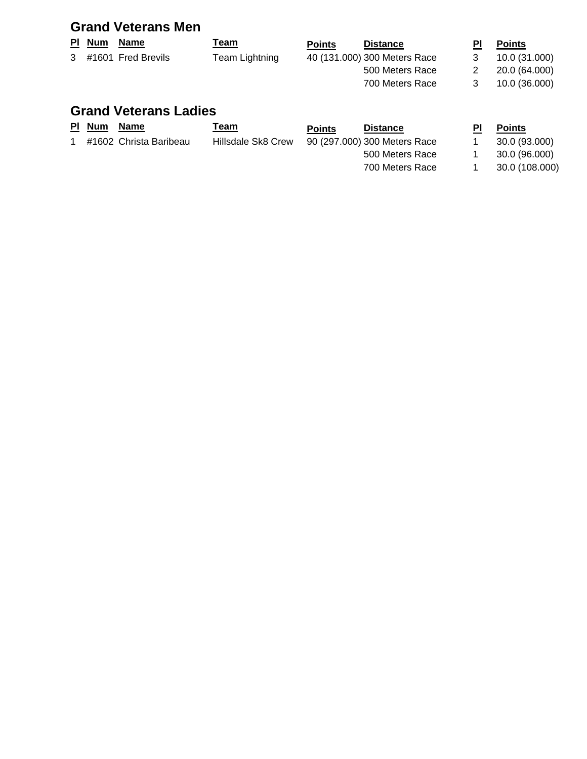## Grand Veterans Men

| Pl | Num | Name | Team | Points | Distance | Pl | Points |
|---|---|---|---|---|---|---|---|
| 3 | #1601 | Fred Brevils | Team Lightning | 40 (131.000) | 300 Meters Race | 3 | 10.0 (31.000) |
| | | | | | 500 Meters Race | 2 | 20.0 (64.000) |
| | | | | | 700 Meters Race | 3 | 10.0 (36.000) |

## Grand Veterans Ladies

| Pl | Num | Name | Team | Points | Distance | Pl | Points |
|---|---|---|---|---|---|---|---|
| 1 | #1602 | Christa Baribeau | Hillsdale Sk8 Crew | 90 (297.000) | 300 Meters Race | 1 | 30.0 (93.000) |
| | | | | | 500 Meters Race | 1 | 30.0 (96.000) |
| | | | | | 700 Meters Race | 1 | 30.0 (108.000) |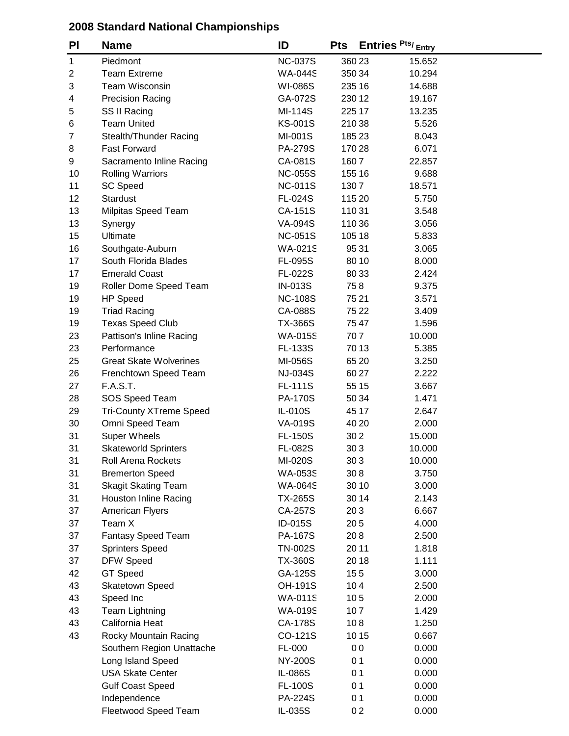## 2008 Standard National Championships

| Pl | Name | ID | Pts | Entries | Pts/ Entry |
|---|---|---|---|---|---|
| 1 | Piedmont | NC-037S | 360 | 23 | 15.652 |
| 2 | Team Extreme | WA-044S | 350 | 34 | 10.294 |
| 3 | Team Wisconsin | WI-086S | 235 | 16 | 14.688 |
| 4 | Precision Racing | GA-072S | 230 | 12 | 19.167 |
| 5 | SS II Racing | MI-114S | 225 | 17 | 13.235 |
| 6 | Team United | KS-001S | 210 | 38 | 5.526 |
| 7 | Stealth/Thunder Racing | MI-001S | 185 | 23 | 8.043 |
| 8 | Fast Forward | PA-279S | 170 | 28 | 6.071 |
| 9 | Sacramento Inline Racing | CA-081S | 160 | 7 | 22.857 |
| 10 | Rolling Warriors | NC-055S | 155 | 16 | 9.688 |
| 11 | SC Speed | NC-011S | 130 | 7 | 18.571 |
| 12 | Stardust | FL-024S | 115 | 20 | 5.750 |
| 13 | Milpitas Speed Team | CA-151S | 110 | 31 | 3.548 |
| 13 | Synergy | VA-094S | 110 | 36 | 3.056 |
| 15 | Ultimate | NC-051S | 105 | 18 | 5.833 |
| 16 | Southgate-Auburn | WA-021S | 95 | 31 | 3.065 |
| 17 | South Florida Blades | FL-095S | 80 | 10 | 8.000 |
| 17 | Emerald Coast | FL-022S | 80 | 33 | 2.424 |
| 19 | Roller Dome Speed Team | IN-013S | 75 | 8 | 9.375 |
| 19 | HP Speed | NC-108S | 75 | 21 | 3.571 |
| 19 | Triad Racing | CA-088S | 75 | 22 | 3.409 |
| 19 | Texas Speed Club | TX-366S | 75 | 47 | 1.596 |
| 23 | Pattison's Inline Racing | WA-015S | 70 | 7 | 10.000 |
| 23 | Performance | FL-133S | 70 | 13 | 5.385 |
| 25 | Great Skate Wolverines | MI-056S | 65 | 20 | 3.250 |
| 26 | Frenchtown Speed Team | NJ-034S | 60 | 27 | 2.222 |
| 27 | F.A.S.T. | FL-111S | 55 | 15 | 3.667 |
| 28 | SOS Speed Team | PA-170S | 50 | 34 | 1.471 |
| 29 | Tri-County XTreme Speed | IL-010S | 45 | 17 | 2.647 |
| 30 | Omni Speed Team | VA-019S | 40 | 20 | 2.000 |
| 31 | Super Wheels | FL-150S | 30 | 2 | 15.000 |
| 31 | Skateworld Sprinters | FL-082S | 30 | 3 | 10.000 |
| 31 | Roll Arena Rockets | MI-020S | 30 | 3 | 10.000 |
| 31 | Bremerton Speed | WA-053S | 30 | 8 | 3.750 |
| 31 | Skagit Skating Team | WA-064S | 30 | 10 | 3.000 |
| 31 | Houston Inline Racing | TX-265S | 30 | 14 | 2.143 |
| 37 | American Flyers | CA-257S | 20 | 3 | 6.667 |
| 37 | Team X | ID-015S | 20 | 5 | 4.000 |
| 37 | Fantasy Speed Team | PA-167S | 20 | 8 | 2.500 |
| 37 | Sprinters Speed | TN-002S | 20 | 11 | 1.818 |
| 37 | DFW Speed | TX-360S | 20 | 18 | 1.111 |
| 42 | GT Speed | GA-125S | 15 | 5 | 3.000 |
| 43 | Skatetown Speed | OH-191S | 10 | 4 | 2.500 |
| 43 | Speed Inc | WA-011S | 10 | 5 | 2.000 |
| 43 | Team Lightning | WA-019S | 10 | 7 | 1.429 |
| 43 | California Heat | CA-178S | 10 | 8 | 1.250 |
| 43 | Rocky Mountain Racing | CO-121S | 10 | 15 | 0.667 |
| | Southern Region Unattache | FL-000 | 0 | 0 | 0.000 |
| | Long Island Speed | NY-200S | 0 | 1 | 0.000 |
| | USA Skate Center | IL-086S | 0 | 1 | 0.000 |
| | Gulf Coast Speed | FL-100S | 0 | 1 | 0.000 |
| | Independence | PA-224S | 0 | 1 | 0.000 |
| | Fleetwood Speed Team | IL-035S | 0 | 2 | 0.000 |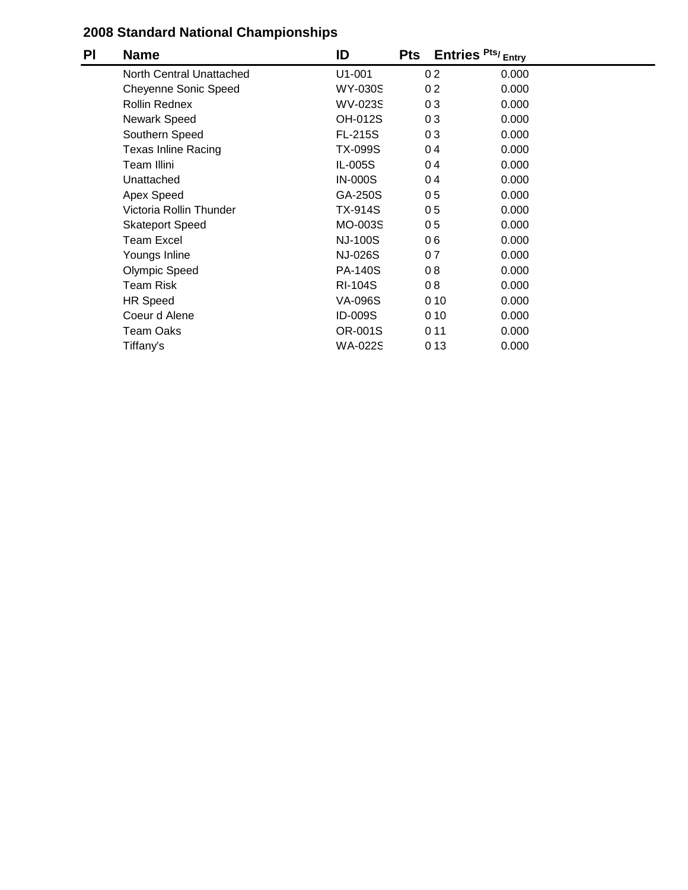## 2008 Standard National Championships

| Pl | Name | ID | Pts | Entries | Pts/Entry |
|---|---|---|---|---|---|
| | North Central Unattached | U1-001 | 0 | 2 | 0.000 |
| | Cheyenne Sonic Speed | WY-030S | 0 | 2 | 0.000 |
| | Rollin Rednex | WV-023S | 0 | 3 | 0.000 |
| | Newark Speed | OH-012S | 0 | 3 | 0.000 |
| | Southern Speed | FL-215S | 0 | 3 | 0.000 |
| | Texas Inline Racing | TX-099S | 0 | 4 | 0.000 |
| | Team Illini | IL-005S | 0 | 4 | 0.000 |
| | Unattached | IN-000S | 0 | 4 | 0.000 |
| | Apex Speed | GA-250S | 0 | 5 | 0.000 |
| | Victoria Rollin Thunder | TX-914S | 0 | 5 | 0.000 |
| | Skateport Speed | MO-003S | 0 | 5 | 0.000 |
| | Team Excel | NJ-100S | 0 | 6 | 0.000 |
| | Youngs Inline | NJ-026S | 0 | 7 | 0.000 |
| | Olympic Speed | PA-140S | 0 | 8 | 0.000 |
| | Team Risk | RI-104S | 0 | 8 | 0.000 |
| | HR Speed | VA-096S | 0 | 10 | 0.000 |
| | Coeur d Alene | ID-009S | 0 | 10 | 0.000 |
| | Team Oaks | OR-001S | 0 | 11 | 0.000 |
| | Tiffany's | WA-022S | 0 | 13 | 0.000 |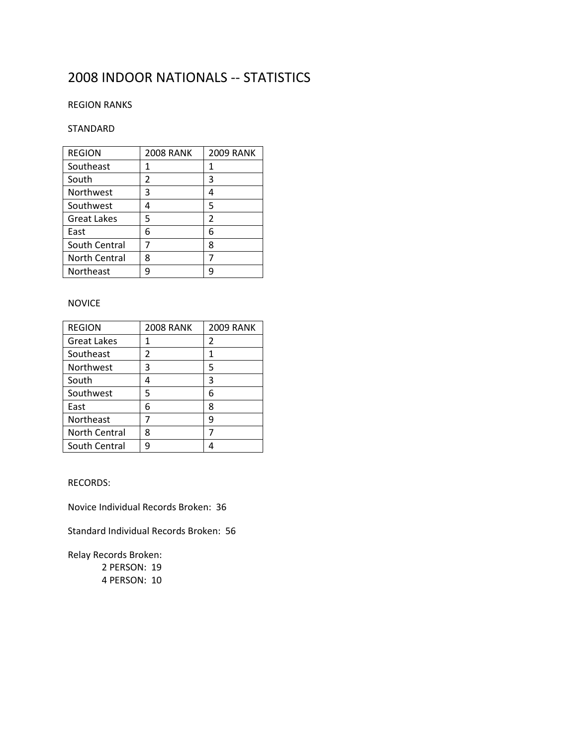# 2008 INDOOR NATIONALS -- STATISTICS

REGION RANKS

STANDARD

| REGION | 2008 RANK | 2009 RANK |
|---|---|---|
| Southeast | 1 | 1 |
| South | 2 | 3 |
| Northwest | 3 | 4 |
| Southwest | 4 | 5 |
| Great Lakes | 5 | 2 |
| East | 6 | 6 |
| South Central | 7 | 8 |
| North Central | 8 | 7 |
| Northeast | 9 | 9 |

NOVICE

| REGION | 2008 RANK | 2009 RANK |
|---|---|---|
| Great Lakes | 1 | 2 |
| Southeast | 2 | 1 |
| Northwest | 3 | 5 |
| South | 4 | 3 |
| Southwest | 5 | 6 |
| East | 6 | 8 |
| Northeast | 7 | 9 |
| North Central | 8 | 7 |
| South Central | 9 | 4 |

RECORDS:

Novice Individual Records Broken: 36

Standard Individual Records Broken: 56

Relay Records Broken:
- 2 PERSON: 19
- 4 PERSON: 10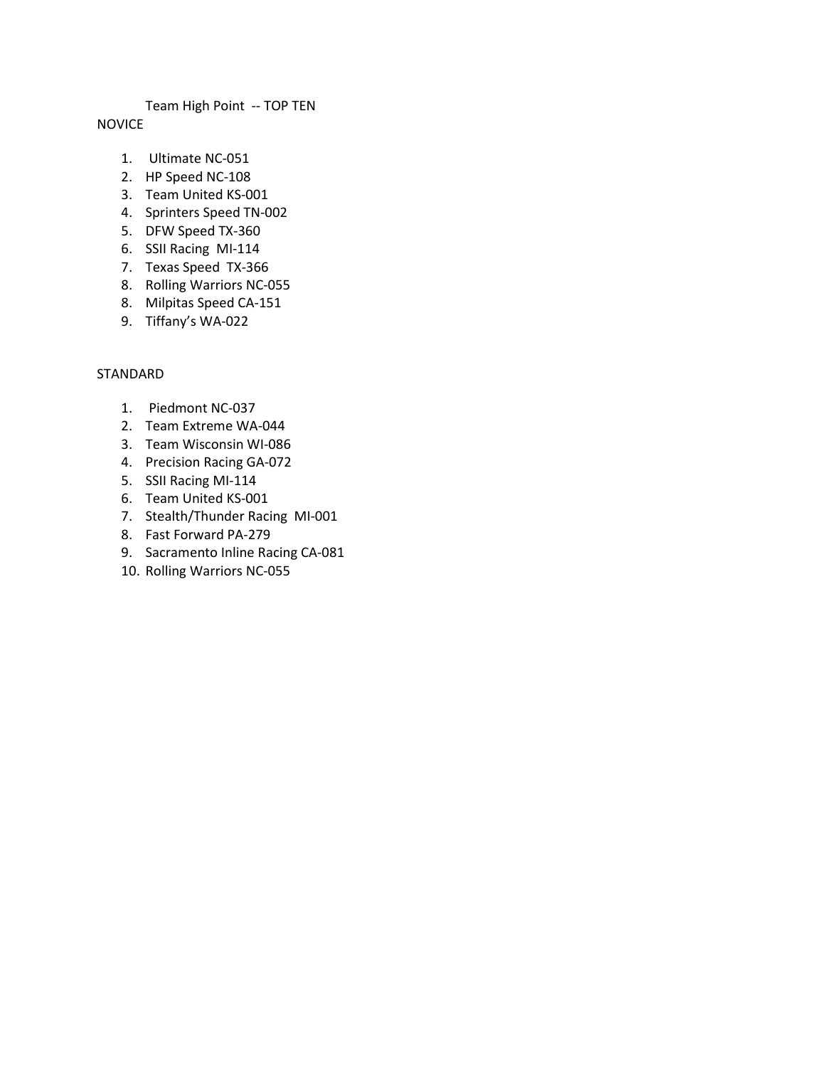Team High Point -- TOP TEN

NOVICE

1. Ultimate NC-051
2. HP Speed NC-108
3. Team United KS-001
4. Sprinters Speed TN-002
5. DFW Speed TX-360
6. SSII Racing MI-114
7. Texas Speed TX-366
8. Rolling Warriors NC-055
8. Milpitas Speed CA-151
9. Tiffany's WA-022

STANDARD

1. Piedmont NC-037
2. Team Extreme WA-044
3. Team Wisconsin WI-086
4. Precision Racing GA-072
5. SSII Racing MI-114
6. Team United KS-001
7. Stealth/Thunder Racing MI-001
8. Fast Forward PA-279
9. Sacramento Inline Racing CA-081
10. Rolling Warriors NC-055